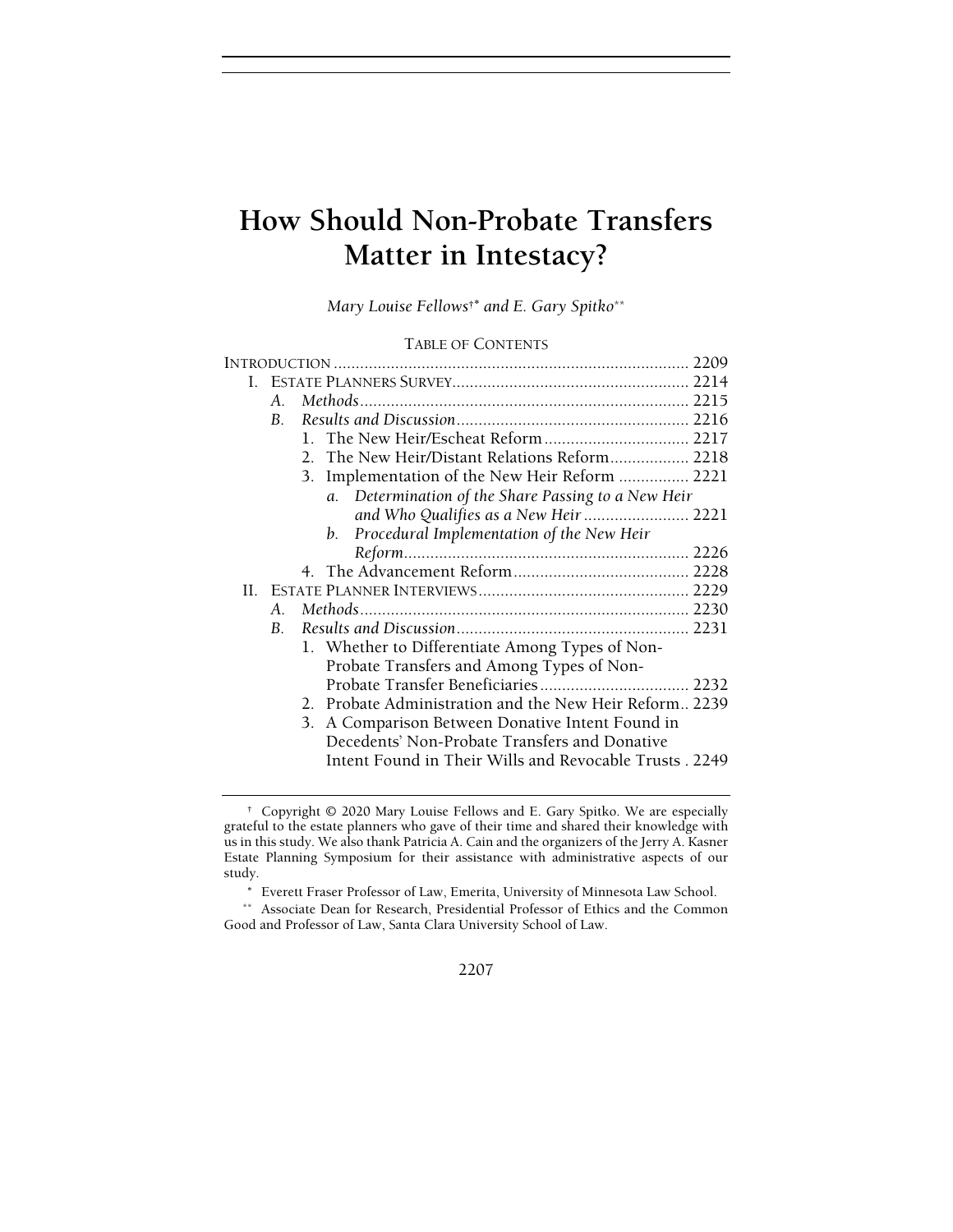# How Should Non-Probate Transfers Matter in Intestacy?

*Mary Louise Fellows*[†*] *and E. Gary Spitko*[**]

TABLE OF CONTENTS

- INTRODUCTION ................................................................ 2209
- I. ESTATE PLANNERS SURVEY ................................................ 2214
  - A. *Methods* ................................................................ 2215
  - B. *Results and Discussion* .............................................. 2216
    - 1. The New Heir/Escheat Reform ................................. 2217
    - 2. The New Heir/Distant Relations Reform .................. 2218
    - 3. Implementation of the New Heir Reform ................ 2221
      - a. *Determination of the Share Passing to a New Heir and Who Qualifies as a New Heir* ........................ 2221
      - b. *Procedural Implementation of the New Heir Reform* ................................................................ 2226
    - 4. The Advancement Reform ........................................ 2228
- II. ESTATE PLANNER INTERVIEWS ........................................ 2229
  - A. *Methods* ................................................................ 2230
  - B. *Results and Discussion* .............................................. 2231
    - 1. Whether to Differentiate Among Types of Non-Probate Transfers and Among Types of Non-Probate Transfer Beneficiaries .................................. 2232
    - 2. Probate Administration and the New Heir Reform .. 2239
    - 3. A Comparison Between Donative Intent Found in Decedents' Non-Probate Transfers and Donative Intent Found in Their Wills and Revocable Trusts . 2249

---

[†] Copyright © 2020 Mary Louise Fellows and E. Gary Spitko. We are especially grateful to the estate planners who gave of their time and shared their knowledge with us in this study. We also thank Patricia A. Cain and the organizers of the Jerry A. Kasner Estate Planning Symposium for their assistance with administrative aspects of our study.

[*] Everett Fraser Professor of Law, Emerita, University of Minnesota Law School.

[**] Associate Dean for Research, Presidential Professor of Ethics and the Common Good and Professor of Law, Santa Clara University School of Law.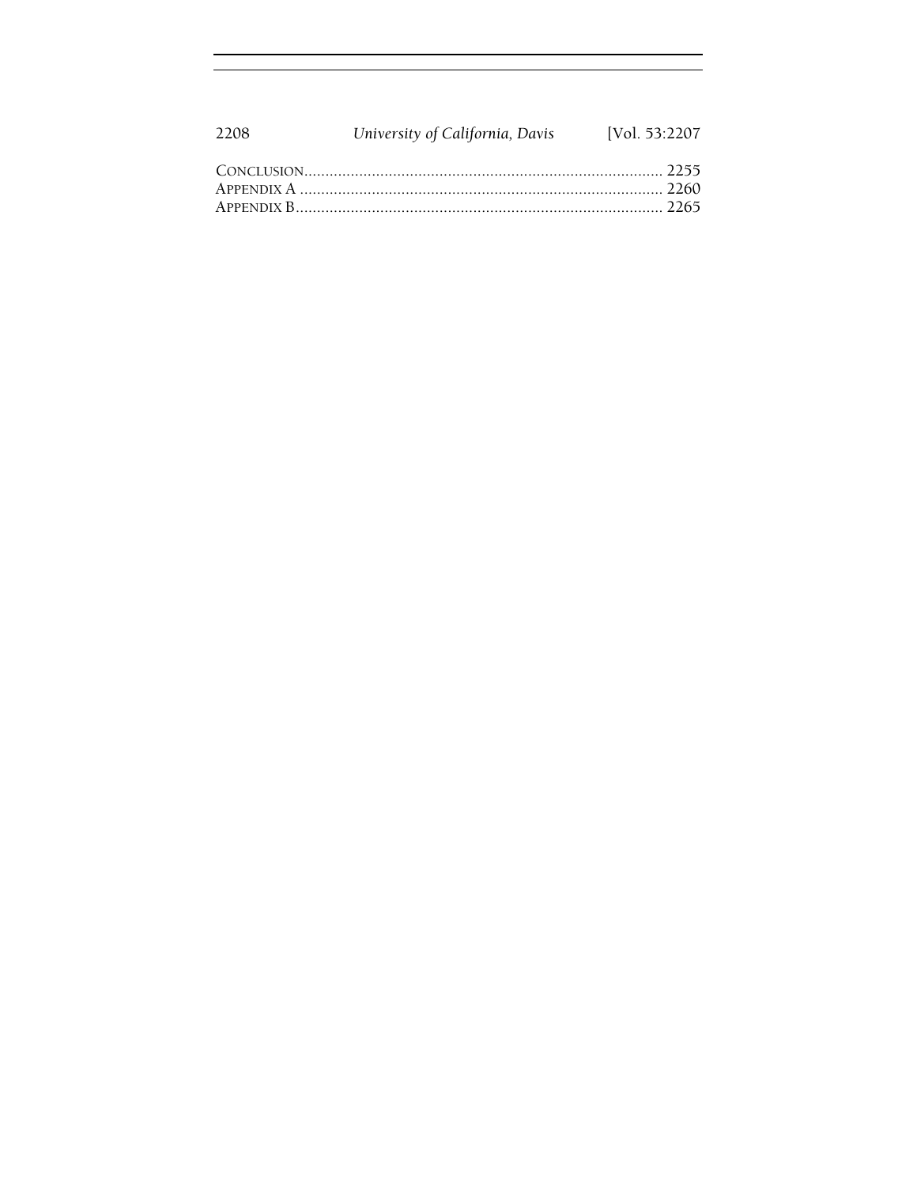CONCLUSION ................................................................................ 2255
APPENDIX A ................................................................................ 2260
APPENDIX B ................................................................................ 2265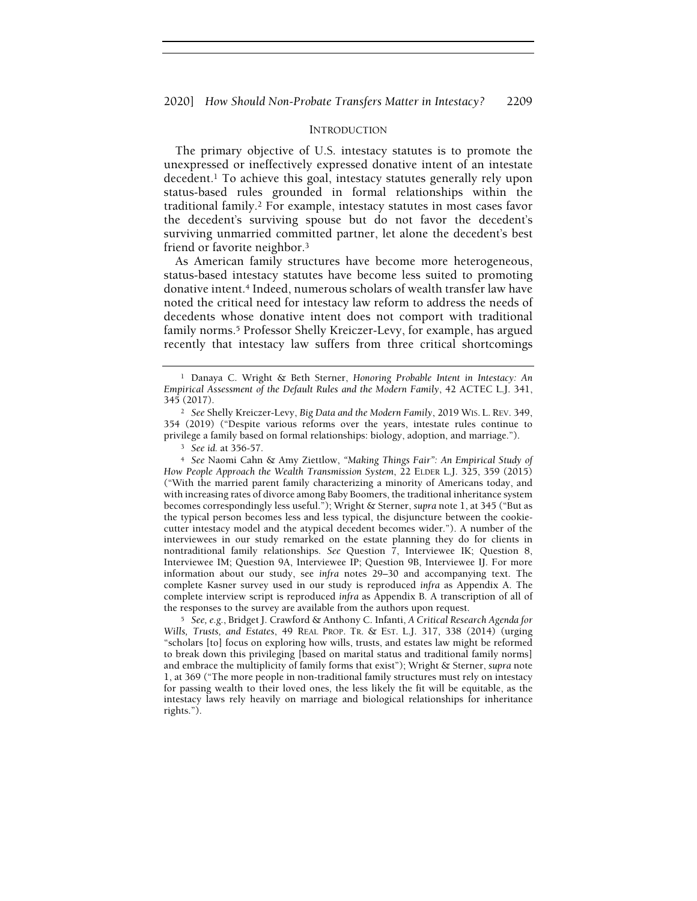## INTRODUCTION

The primary objective of U.S. intestacy statutes is to promote the unexpressed or ineffectively expressed donative intent of an intestate decedent.[1] To achieve this goal, intestacy statutes generally rely upon status-based rules grounded in formal relationships within the traditional family.[2] For example, intestacy statutes in most cases favor the decedent's surviving spouse but do not favor the decedent's surviving unmarried committed partner, let alone the decedent's best friend or favorite neighbor.[3]

As American family structures have become more heterogeneous, status-based intestacy statutes have become less suited to promoting donative intent.[4] Indeed, numerous scholars of wealth transfer law have noted the critical need for intestacy law reform to address the needs of decedents whose donative intent does not comport with traditional family norms.[5] Professor Shelly Kreiczer-Levy, for example, has argued recently that intestacy law suffers from three critical shortcomings

---

[1] Danaya C. Wright & Beth Sterner, *Honoring Probable Intent in Intestacy: An Empirical Assessment of the Default Rules and the Modern Family*, 42 ACTEC L.J. 341, 345 (2017).

[2] *See* Shelly Kreiczer-Levy, *Big Data and the Modern Family*, 2019 WIS. L. REV. 349, 354 (2019) ("Despite various reforms over the years, intestate rules continue to privilege a family based on formal relationships: biology, adoption, and marriage.").

[3] *See id.* at 356-57.

[4] *See* Naomi Cahn & Amy Ziettlow, *"Making Things Fair": An Empirical Study of How People Approach the Wealth Transmission System*, 22 ELDER L.J. 325, 359 (2015) ("With the married parent family characterizing a minority of Americans today, and with increasing rates of divorce among Baby Boomers, the traditional inheritance system becomes correspondingly less useful."); Wright & Sterner, *supra* note 1, at 345 ("But as the typical person becomes less and less typical, the disjuncture between the cookie-cutter intestacy model and the atypical decedent becomes wider."). A number of the interviewees in our study remarked on the estate planning they do for clients in nontraditional family relationships. *See* Question 7, Interviewee IK; Question 8, Interviewee IM; Question 9A, Interviewee IP; Question 9B, Interviewee IJ. For more information about our study, see *infra* notes 29–30 and accompanying text. The complete Kasner survey used in our study is reproduced *infra* as Appendix A. The complete interview script is reproduced *infra* as Appendix B. A transcription of all of the responses to the survey are available from the authors upon request.

[5] *See, e.g.*, Bridget J. Crawford & Anthony C. Infanti, *A Critical Research Agenda for Wills, Trusts, and Estates*, 49 REAL PROP. TR. & EST. L.J. 317, 338 (2014) (urging "scholars [to] focus on exploring how wills, trusts, and estates law might be reformed to break down this privileging [based on marital status and traditional family norms] and embrace the multiplicity of family forms that exist"); Wright & Sterner, *supra* note 1, at 369 ("The more people in non-traditional family structures must rely on intestacy for passing wealth to their loved ones, the less likely the fit will be equitable, as the intestacy laws rely heavily on marriage and biological relationships for inheritance rights.").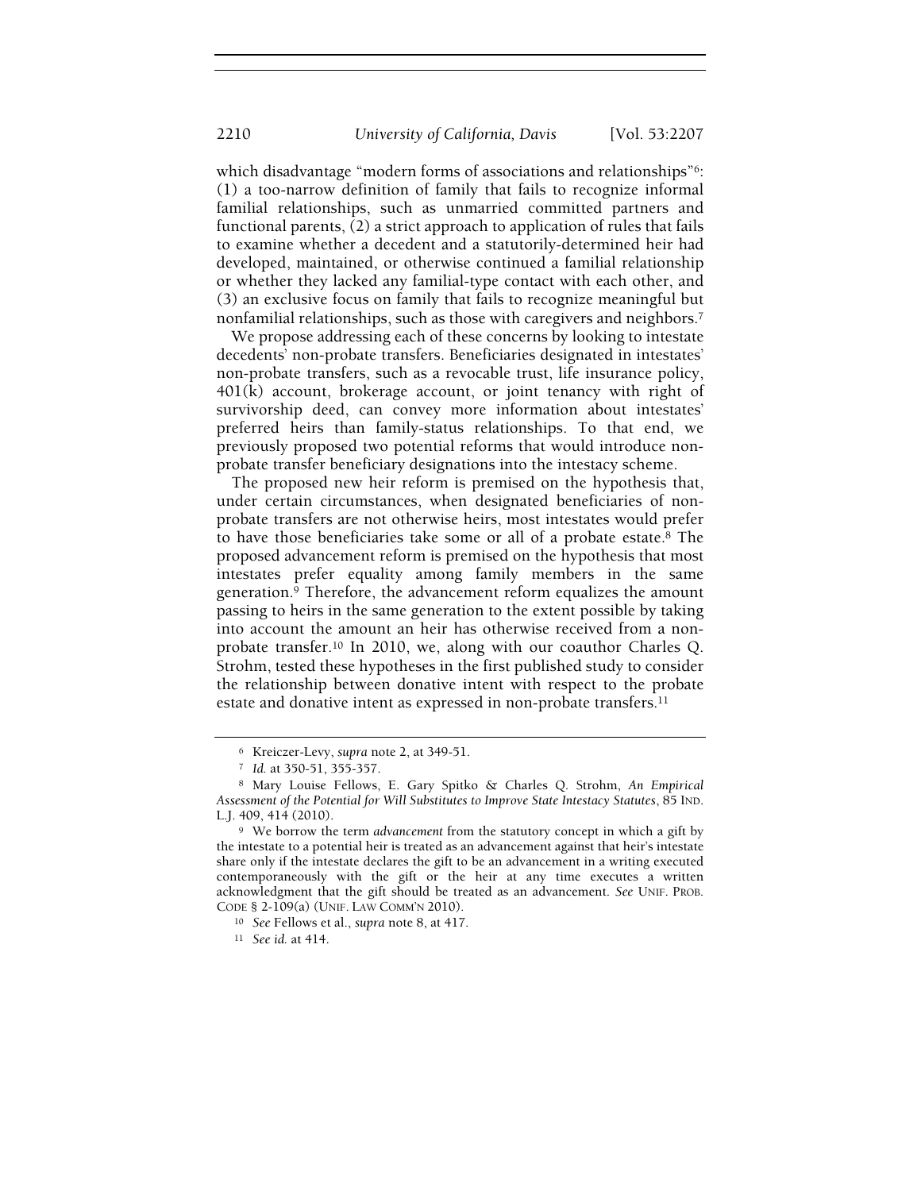which disadvantage "modern forms of associations and relationships"[6]: (1) a too-narrow definition of family that fails to recognize informal familial relationships, such as unmarried committed partners and functional parents, (2) a strict approach to application of rules that fails to examine whether a decedent and a statutorily-determined heir had developed, maintained, or otherwise continued a familial relationship or whether they lacked any familial-type contact with each other, and (3) an exclusive focus on family that fails to recognize meaningful but nonfamilial relationships, such as those with caregivers and neighbors.[7]

We propose addressing each of these concerns by looking to intestate decedents' non-probate transfers. Beneficiaries designated in intestates' non-probate transfers, such as a revocable trust, life insurance policy, 401(k) account, brokerage account, or joint tenancy with right of survivorship deed, can convey more information about intestates' preferred heirs than family-status relationships. To that end, we previously proposed two potential reforms that would introduce non-probate transfer beneficiary designations into the intestacy scheme.

The proposed new heir reform is premised on the hypothesis that, under certain circumstances, when designated beneficiaries of non-probate transfers are not otherwise heirs, most intestates would prefer to have those beneficiaries take some or all of a probate estate.[8] The proposed advancement reform is premised on the hypothesis that most intestates prefer equality among family members in the same generation.[9] Therefore, the advancement reform equalizes the amount passing to heirs in the same generation to the extent possible by taking into account the amount an heir has otherwise received from a non-probate transfer.[10] In 2010, we, along with our coauthor Charles Q. Strohm, tested these hypotheses in the first published study to consider the relationship between donative intent with respect to the probate estate and donative intent as expressed in non-probate transfers.[11]

---

[6] Kreiczer-Levy, *supra* note 2, at 349-51.

[7] *Id.* at 350-51, 355-357.

[8] Mary Louise Fellows, E. Gary Spitko & Charles Q. Strohm, *An Empirical Assessment of the Potential for Will Substitutes to Improve State Intestacy Statutes*, 85 IND. L.J. 409, 414 (2010).

[9] We borrow the term *advancement* from the statutory concept in which a gift by the intestate to a potential heir is treated as an advancement against that heir's intestate share only if the intestate declares the gift to be an advancement in a writing executed contemporaneously with the gift or the heir at any time executes a written acknowledgment that the gift should be treated as an advancement. *See* UNIF. PROB. CODE § 2-109(a) (UNIF. LAW COMM'N 2010).

[10] *See* Fellows et al., *supra* note 8, at 417.

[11] *See id.* at 414.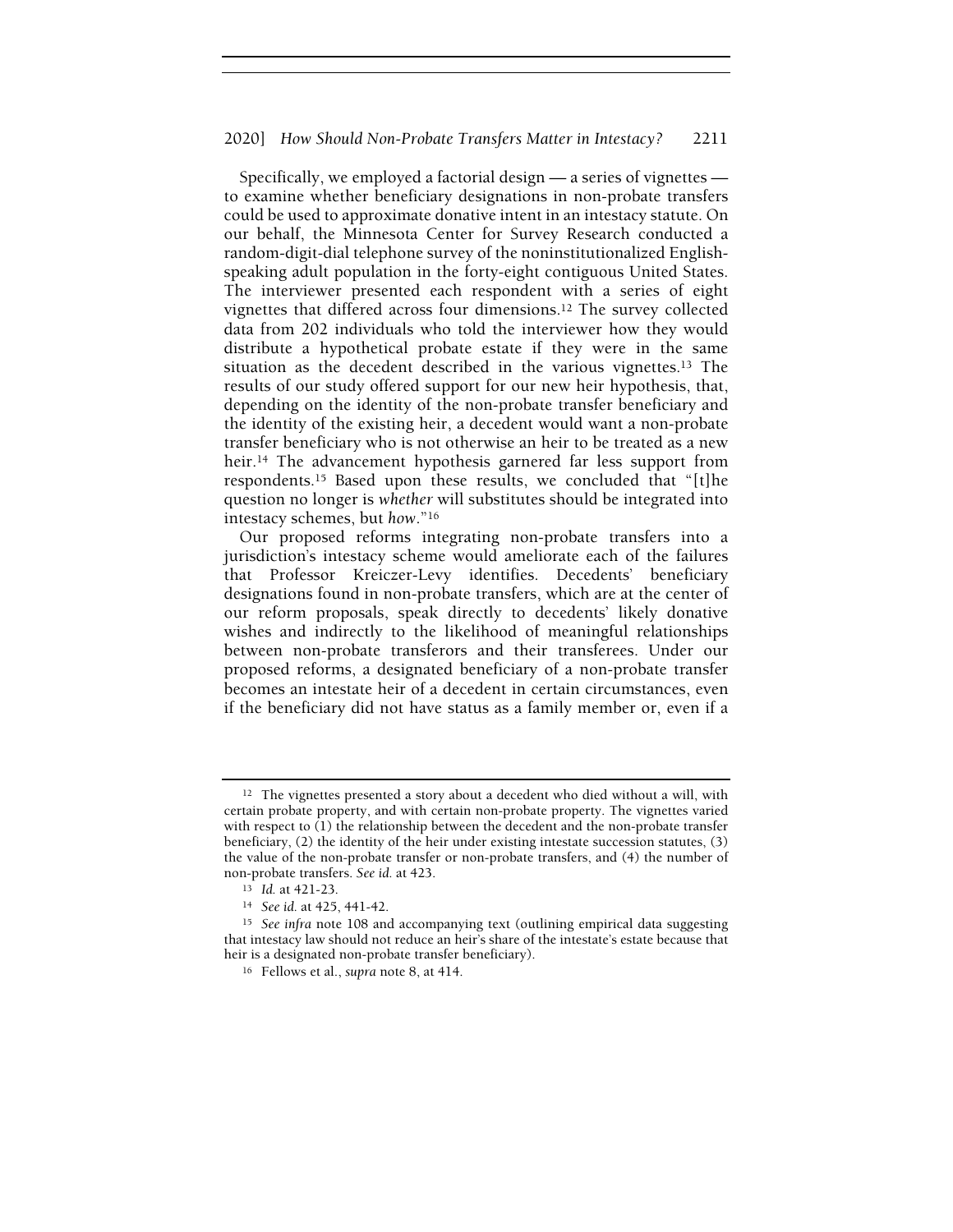Specifically, we employed a factorial design — a series of vignettes — to examine whether beneficiary designations in non-probate transfers could be used to approximate donative intent in an intestacy statute. On our behalf, the Minnesota Center for Survey Research conducted a random-digit-dial telephone survey of the noninstitutionalized English-speaking adult population in the forty-eight contiguous United States. The interviewer presented each respondent with a series of eight vignettes that differed across four dimensions.[12] The survey collected data from 202 individuals who told the interviewer how they would distribute a hypothetical probate estate if they were in the same situation as the decedent described in the various vignettes.[13] The results of our study offered support for our new heir hypothesis, that, depending on the identity of the non-probate transfer beneficiary and the identity of the existing heir, a decedent would want a non-probate transfer beneficiary who is not otherwise an heir to be treated as a new heir.[14] The advancement hypothesis garnered far less support from respondents.[15] Based upon these results, we concluded that "[t]he question no longer is *whether* will substitutes should be integrated into intestacy schemes, but *how*."[16]

Our proposed reforms integrating non-probate transfers into a jurisdiction's intestacy scheme would ameliorate each of the failures that Professor Kreiczer-Levy identifies. Decedents' beneficiary designations found in non-probate transfers, which are at the center of our reform proposals, speak directly to decedents' likely donative wishes and indirectly to the likelihood of meaningful relationships between non-probate transferors and their transferees. Under our proposed reforms, a designated beneficiary of a non-probate transfer becomes an intestate heir of a decedent in certain circumstances, even if the beneficiary did not have status as a family member or, even if a

---

[12] The vignettes presented a story about a decedent who died without a will, with certain probate property, and with certain non-probate property. The vignettes varied with respect to (1) the relationship between the decedent and the non-probate transfer beneficiary, (2) the identity of the heir under existing intestate succession statutes, (3) the value of the non-probate transfer or non-probate transfers, and (4) the number of non-probate transfers. *See id.* at 423.

[13] *Id.* at 421-23.

[14] *See id.* at 425, 441-42.

[15] *See infra* note 108 and accompanying text (outlining empirical data suggesting that intestacy law should not reduce an heir's share of the intestate's estate because that heir is a designated non-probate transfer beneficiary).

[16] Fellows et al., *supra* note 8, at 414.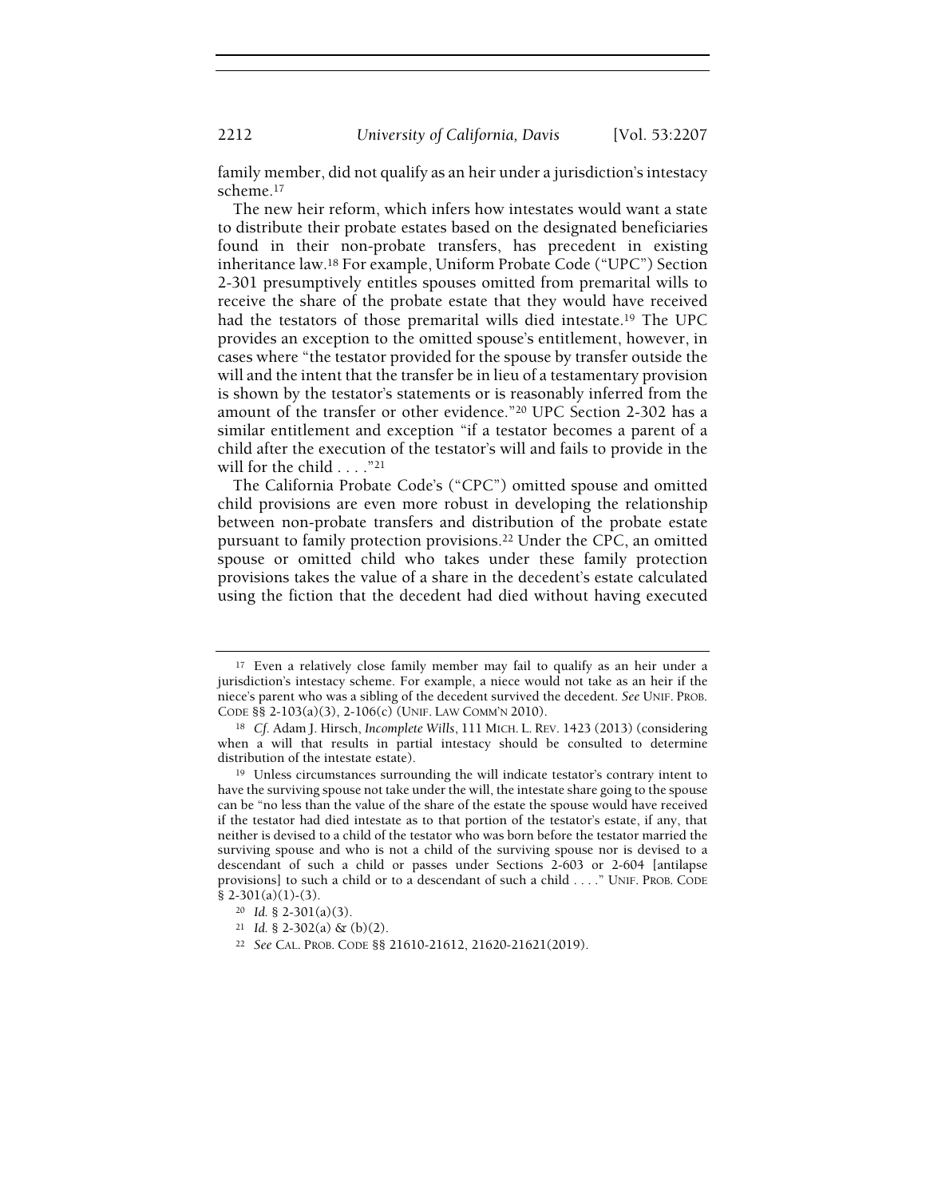family member, did not qualify as an heir under a jurisdiction's intestacy scheme.[17]

The new heir reform, which infers how intestates would want a state to distribute their probate estates based on the designated beneficiaries found in their non-probate transfers, has precedent in existing inheritance law.[18] For example, Uniform Probate Code ("UPC") Section 2-301 presumptively entitles spouses omitted from premarital wills to receive the share of the probate estate that they would have received had the testators of those premarital wills died intestate.[19] The UPC provides an exception to the omitted spouse's entitlement, however, in cases where "the testator provided for the spouse by transfer outside the will and the intent that the transfer be in lieu of a testamentary provision is shown by the testator's statements or is reasonably inferred from the amount of the transfer or other evidence."[20] UPC Section 2-302 has a similar entitlement and exception "if a testator becomes a parent of a child after the execution of the testator's will and fails to provide in the will for the child . . . ."[21]

The California Probate Code's ("CPC") omitted spouse and omitted child provisions are even more robust in developing the relationship between non-probate transfers and distribution of the probate estate pursuant to family protection provisions.[22] Under the CPC, an omitted spouse or omitted child who takes under these family protection provisions takes the value of a share in the decedent's estate calculated using the fiction that the decedent had died without having executed

---

[17] Even a relatively close family member may fail to qualify as an heir under a jurisdiction's intestacy scheme. For example, a niece would not take as an heir if the niece's parent who was a sibling of the decedent survived the decedent. *See* UNIF. PROB. CODE §§ 2-103(a)(3), 2-106(c) (UNIF. LAW COMM'N 2010).

[18] *Cf.* Adam J. Hirsch, *Incomplete Wills*, 111 MICH. L. REV. 1423 (2013) (considering when a will that results in partial intestacy should be consulted to determine distribution of the intestate estate).

[19] Unless circumstances surrounding the will indicate testator's contrary intent to have the surviving spouse not take under the will, the intestate share going to the spouse can be "no less than the value of the share of the estate the spouse would have received if the testator had died intestate as to that portion of the testator's estate, if any, that neither is devised to a child of the testator who was born before the testator married the surviving spouse and who is not a child of the surviving spouse nor is devised to a descendant of such a child or passes under Sections 2-603 or 2-604 [antilapse provisions] to such a child or to a descendant of such a child . . . ." UNIF. PROB. CODE § 2-301(a)(1)-(3).

[20] *Id.* § 2-301(a)(3).

[21] *Id.* § 2-302(a) & (b)(2).

[22] *See* CAL. PROB. CODE §§ 21610-21612, 21620-21621(2019).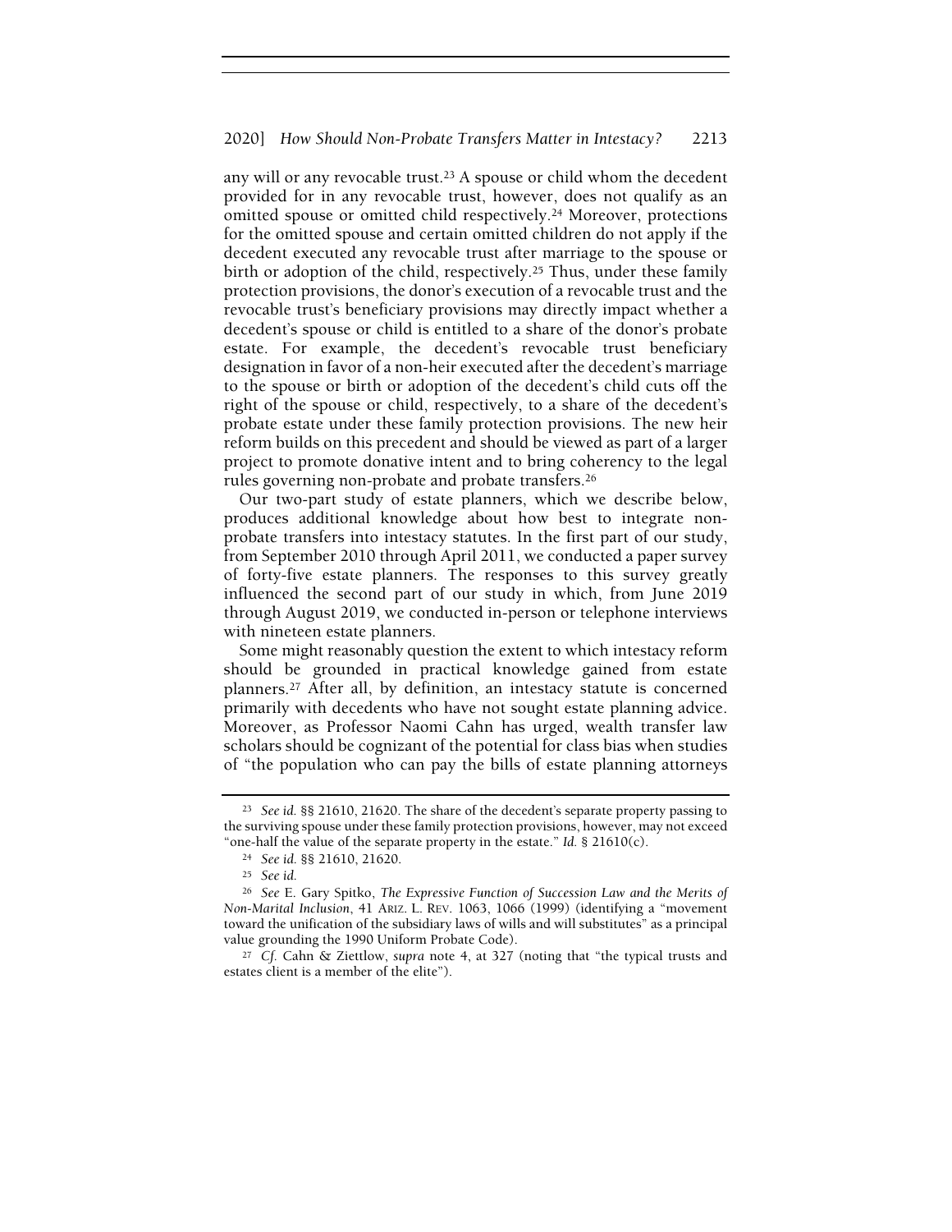any will or any revocable trust.[23] A spouse or child whom the decedent provided for in any revocable trust, however, does not qualify as an omitted spouse or omitted child respectively.[24] Moreover, protections for the omitted spouse and certain omitted children do not apply if the decedent executed any revocable trust after marriage to the spouse or birth or adoption of the child, respectively.[25] Thus, under these family protection provisions, the donor's execution of a revocable trust and the revocable trust's beneficiary provisions may directly impact whether a decedent's spouse or child is entitled to a share of the donor's probate estate. For example, the decedent's revocable trust beneficiary designation in favor of a non-heir executed after the decedent's marriage to the spouse or birth or adoption of the decedent's child cuts off the right of the spouse or child, respectively, to a share of the decedent's probate estate under these family protection provisions. The new heir reform builds on this precedent and should be viewed as part of a larger project to promote donative intent and to bring coherency to the legal rules governing non-probate and probate transfers.[26]

Our two-part study of estate planners, which we describe below, produces additional knowledge about how best to integrate non-probate transfers into intestacy statutes. In the first part of our study, from September 2010 through April 2011, we conducted a paper survey of forty-five estate planners. The responses to this survey greatly influenced the second part of our study in which, from June 2019 through August 2019, we conducted in-person or telephone interviews with nineteen estate planners.

Some might reasonably question the extent to which intestacy reform should be grounded in practical knowledge gained from estate planners.[27] After all, by definition, an intestacy statute is concerned primarily with decedents who have not sought estate planning advice. Moreover, as Professor Naomi Cahn has urged, wealth transfer law scholars should be cognizant of the potential for class bias when studies of "the population who can pay the bills of estate planning attorneys

---

[23] *See id.* §§ 21610, 21620. The share of the decedent's separate property passing to the surviving spouse under these family protection provisions, however, may not exceed "one-half the value of the separate property in the estate." *Id.* § 21610(c).

[24] *See id.* §§ 21610, 21620.

[25] *See id.*

[26] *See* E. Gary Spitko, *The Expressive Function of Succession Law and the Merits of Non-Marital Inclusion*, 41 ARIZ. L. REV. 1063, 1066 (1999) (identifying a "movement toward the unification of the subsidiary laws of wills and will substitutes" as a principal value grounding the 1990 Uniform Probate Code).

[27] *Cf.* Cahn & Ziettlow, *supra* note 4, at 327 (noting that "the typical trusts and estates client is a member of the elite").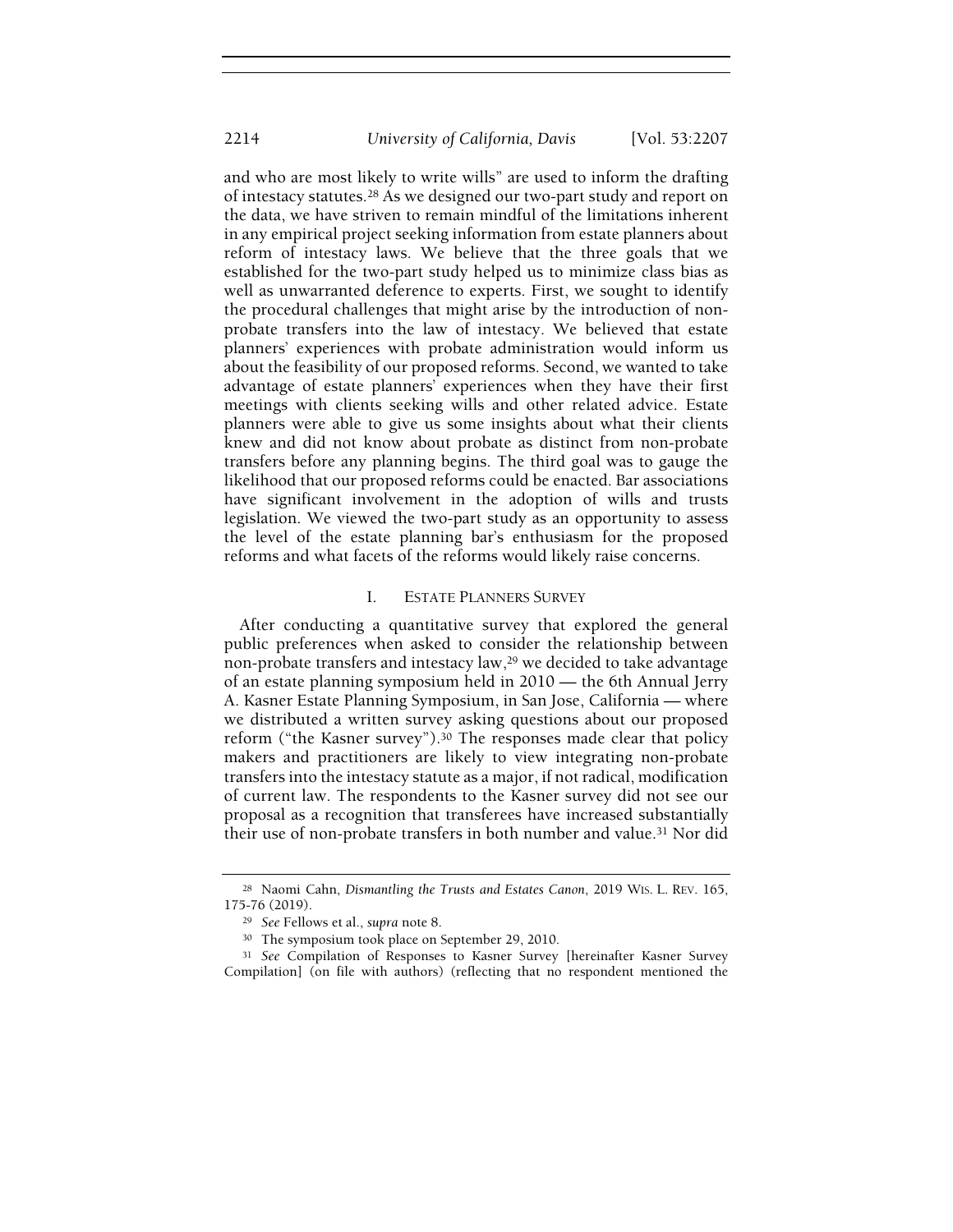and who are most likely to write wills" are used to inform the drafting of intestacy statutes.[28] As we designed our two-part study and report on the data, we have striven to remain mindful of the limitations inherent in any empirical project seeking information from estate planners about reform of intestacy laws. We believe that the three goals that we established for the two-part study helped us to minimize class bias as well as unwarranted deference to experts. First, we sought to identify the procedural challenges that might arise by the introduction of non-probate transfers into the law of intestacy. We believed that estate planners' experiences with probate administration would inform us about the feasibility of our proposed reforms. Second, we wanted to take advantage of estate planners' experiences when they have their first meetings with clients seeking wills and other related advice. Estate planners were able to give us some insights about what their clients knew and did not know about probate as distinct from non-probate transfers before any planning begins. The third goal was to gauge the likelihood that our proposed reforms could be enacted. Bar associations have significant involvement in the adoption of wills and trusts legislation. We viewed the two-part study as an opportunity to assess the level of the estate planning bar's enthusiasm for the proposed reforms and what facets of the reforms would likely raise concerns.

## I. ESTATE PLANNERS SURVEY

After conducting a quantitative survey that explored the general public preferences when asked to consider the relationship between non-probate transfers and intestacy law,[29] we decided to take advantage of an estate planning symposium held in 2010 — the 6th Annual Jerry A. Kasner Estate Planning Symposium, in San Jose, California — where we distributed a written survey asking questions about our proposed reform ("the Kasner survey").[30] The responses made clear that policy makers and practitioners are likely to view integrating non-probate transfers into the intestacy statute as a major, if not radical, modification of current law. The respondents to the Kasner survey did not see our proposal as a recognition that transferees have increased substantially their use of non-probate transfers in both number and value.[31] Nor did

---

[28] Naomi Cahn, *Dismantling the Trusts and Estates Canon*, 2019 WIS. L. REV. 165, 175-76 (2019).

[29] *See* Fellows et al., *supra* note 8.

[30] The symposium took place on September 29, 2010.

[31] *See* Compilation of Responses to Kasner Survey [hereinafter Kasner Survey Compilation] (on file with authors) (reflecting that no respondent mentioned the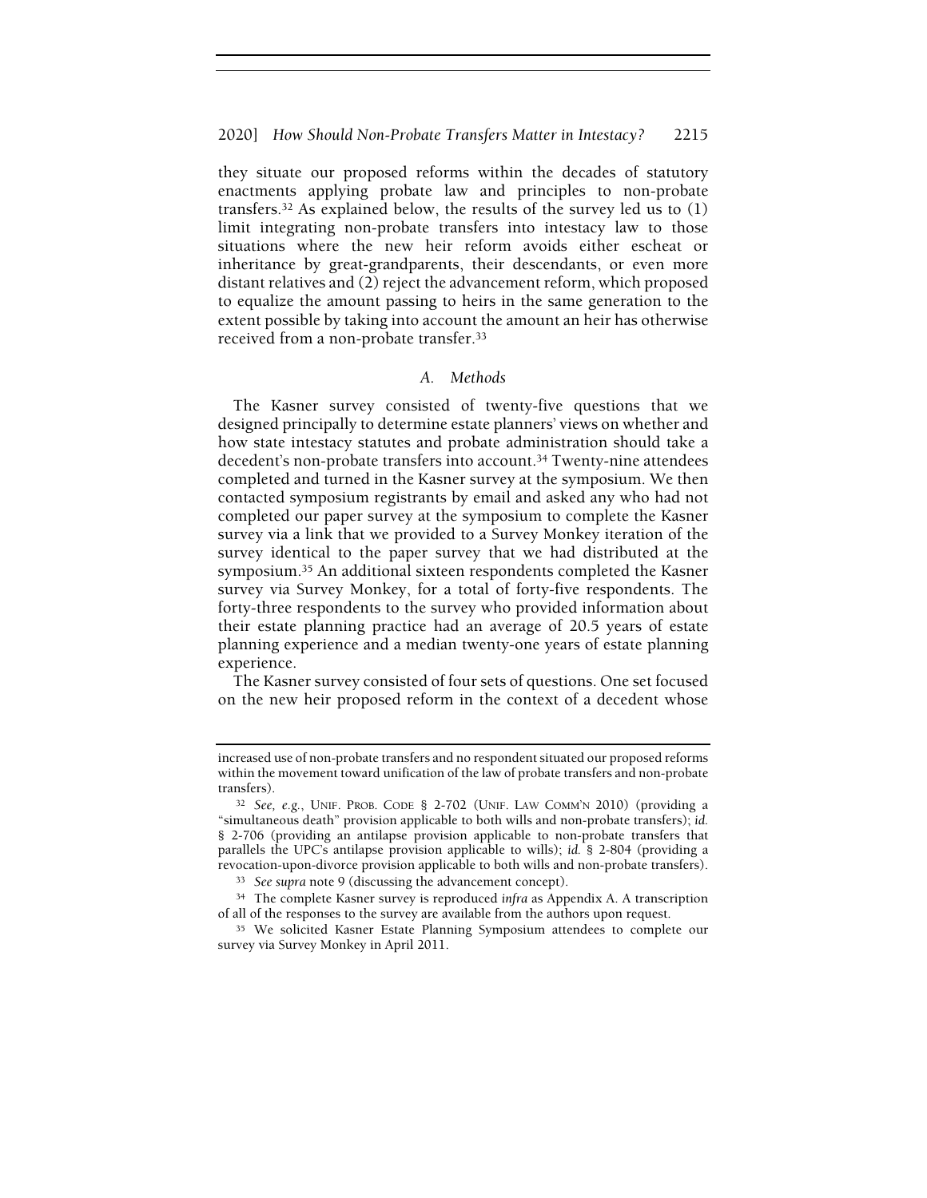they situate our proposed reforms within the decades of statutory enactments applying probate law and principles to non-probate transfers.[32] As explained below, the results of the survey led us to (1) limit integrating non-probate transfers into intestacy law to those situations where the new heir reform avoids either escheat or inheritance by great-grandparents, their descendants, or even more distant relatives and (2) reject the advancement reform, which proposed to equalize the amount passing to heirs in the same generation to the extent possible by taking into account the amount an heir has otherwise received from a non-probate transfer.[33]

### *A. Methods*

The Kasner survey consisted of twenty-five questions that we designed principally to determine estate planners' views on whether and how state intestacy statutes and probate administration should take a decedent's non-probate transfers into account.[34] Twenty-nine attendees completed and turned in the Kasner survey at the symposium. We then contacted symposium registrants by email and asked any who had not completed our paper survey at the symposium to complete the Kasner survey via a link that we provided to a Survey Monkey iteration of the survey identical to the paper survey that we had distributed at the symposium.[35] An additional sixteen respondents completed the Kasner survey via Survey Monkey, for a total of forty-five respondents. The forty-three respondents to the survey who provided information about their estate planning practice had an average of 20.5 years of estate planning experience and a median twenty-one years of estate planning experience.

The Kasner survey consisted of four sets of questions. One set focused on the new heir proposed reform in the context of a decedent whose

---

increased use of non-probate transfers and no respondent situated our proposed reforms within the movement toward unification of the law of probate transfers and non-probate transfers).

[32] *See, e.g.*, UNIF. PROB. CODE § 2-702 (UNIF. LAW COMM'N 2010) (providing a "simultaneous death" provision applicable to both wills and non-probate transfers); *id.* § 2-706 (providing an antilapse provision applicable to non-probate transfers that parallels the UPC's antilapse provision applicable to wills); *id.* § 2-804 (providing a revocation-upon-divorce provision applicable to both wills and non-probate transfers).

[33] *See supra* note 9 (discussing the advancement concept).

[34] The complete Kasner survey is reproduced *infra* as Appendix A. A transcription of all of the responses to the survey are available from the authors upon request.

[35] We solicited Kasner Estate Planning Symposium attendees to complete our survey via Survey Monkey in April 2011.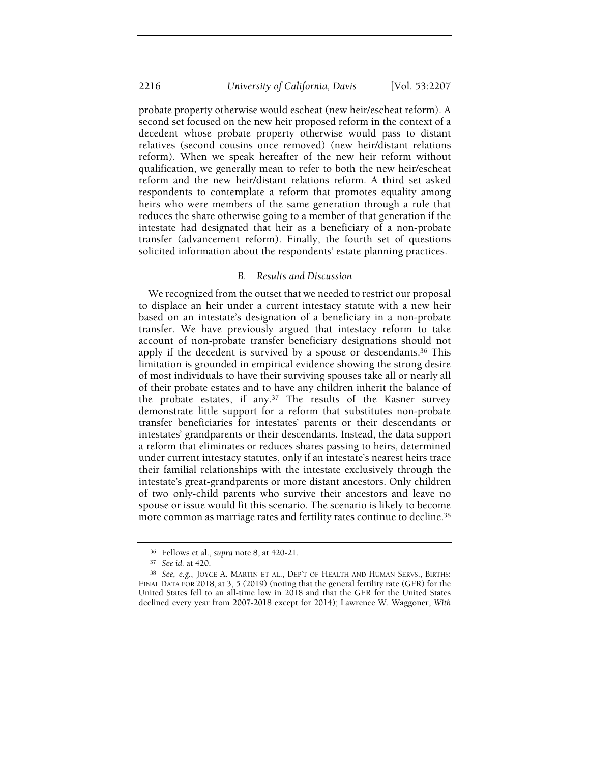probate property otherwise would escheat (new heir/escheat reform). A second set focused on the new heir proposed reform in the context of a decedent whose probate property otherwise would pass to distant relatives (second cousins once removed) (new heir/distant relations reform). When we speak hereafter of the new heir reform without qualification, we generally mean to refer to both the new heir/escheat reform and the new heir/distant relations reform. A third set asked respondents to contemplate a reform that promotes equality among heirs who were members of the same generation through a rule that reduces the share otherwise going to a member of that generation if the intestate had designated that heir as a beneficiary of a non-probate transfer (advancement reform). Finally, the fourth set of questions solicited information about the respondents' estate planning practices.

### *B. Results and Discussion*

We recognized from the outset that we needed to restrict our proposal to displace an heir under a current intestacy statute with a new heir based on an intestate's designation of a beneficiary in a non-probate transfer. We have previously argued that intestacy reform to take account of non-probate transfer beneficiary designations should not apply if the decedent is survived by a spouse or descendants.[36] This limitation is grounded in empirical evidence showing the strong desire of most individuals to have their surviving spouses take all or nearly all of their probate estates and to have any children inherit the balance of the probate estates, if any.[37] The results of the Kasner survey demonstrate little support for a reform that substitutes non-probate transfer beneficiaries for intestates' parents or their descendants or intestates' grandparents or their descendants. Instead, the data support a reform that eliminates or reduces shares passing to heirs, determined under current intestacy statutes, only if an intestate's nearest heirs trace their familial relationships with the intestate exclusively through the intestate's great-grandparents or more distant ancestors. Only children of two only-child parents who survive their ancestors and leave no spouse or issue would fit this scenario. The scenario is likely to become more common as marriage rates and fertility rates continue to decline.[38]

---

[36] Fellows et al., *supra* note 8, at 420-21.

[37] *See id.* at 420.

[38] *See, e.g.*, JOYCE A. MARTIN ET AL., DEP'T OF HEALTH AND HUMAN SERVS., BIRTHS: FINAL DATA FOR 2018, at 3, 5 (2019) (noting that the general fertility rate (GFR) for the United States fell to an all-time low in 2018 and that the GFR for the United States declined every year from 2007-2018 except for 2014); Lawrence W. Waggoner, *With*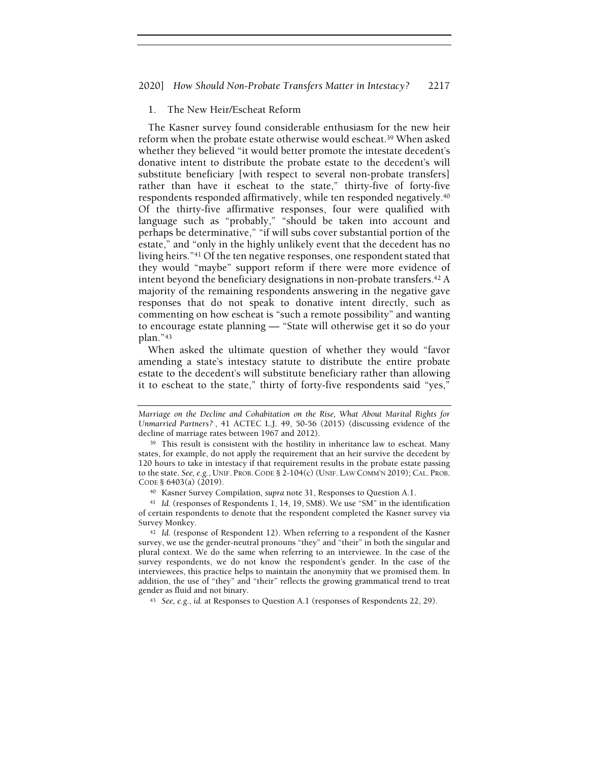### 1. The New Heir/Escheat Reform

The Kasner survey found considerable enthusiasm for the new heir reform when the probate estate otherwise would escheat.[39] When asked whether they believed "it would better promote the intestate decedent's donative intent to distribute the probate estate to the decedent's will substitute beneficiary [with respect to several non-probate transfers] rather than have it escheat to the state," thirty-five of forty-five respondents responded affirmatively, while ten responded negatively.[40] Of the thirty-five affirmative responses, four were qualified with language such as "probably," "should be taken into account and perhaps be determinative," "if will subs cover substantial portion of the estate," and "only in the highly unlikely event that the decedent has no living heirs."[41] Of the ten negative responses, one respondent stated that they would "maybe" support reform if there were more evidence of intent beyond the beneficiary designations in non-probate transfers.[42] A majority of the remaining respondents answering in the negative gave responses that do not speak to donative intent directly, such as commenting on how escheat is "such a remote possibility" and wanting to encourage estate planning — "State will otherwise get it so do your plan."[43]

When asked the ultimate question of whether they would "favor amending a state's intestacy statute to distribute the entire probate estate to the decedent's will substitute beneficiary rather than allowing it to escheat to the state," thirty of forty-five respondents said "yes,"

---

*Marriage on the Decline and Cohabitation on the Rise, What About Marital Rights for Unmarried Partners?*, 41 ACTEC L.J. 49, 50-56 (2015) (discussing evidence of the decline of marriage rates between 1967 and 2012).

[39] This result is consistent with the hostility in inheritance law to escheat. Many states, for example, do not apply the requirement that an heir survive the decedent by 120 hours to take in intestacy if that requirement results in the probate estate passing to the state. *See, e.g.*, UNIF. PROB. CODE § 2-104(c) (UNIF. LAW COMM'N 2019); CAL. PROB. CODE § 6403(a) (2019).

[40] Kasner Survey Compilation, *supra* note 31, Responses to Question A.1.

[41] *Id.* (responses of Respondents 1, 14, 19, SM8). We use "SM" in the identification of certain respondents to denote that the respondent completed the Kasner survey via Survey Monkey.

[42] *Id.* (response of Respondent 12). When referring to a respondent of the Kasner survey, we use the gender-neutral pronouns "they" and "their" in both the singular and plural context. We do the same when referring to an interviewee. In the case of the survey respondents, we do not know the respondent's gender. In the case of the interviewees, this practice helps to maintain the anonymity that we promised them. In addition, the use of "they" and "their" reflects the growing grammatical trend to treat gender as fluid and not binary.

[43] *See, e.g.*, *id.* at Responses to Question A.1 (responses of Respondents 22, 29).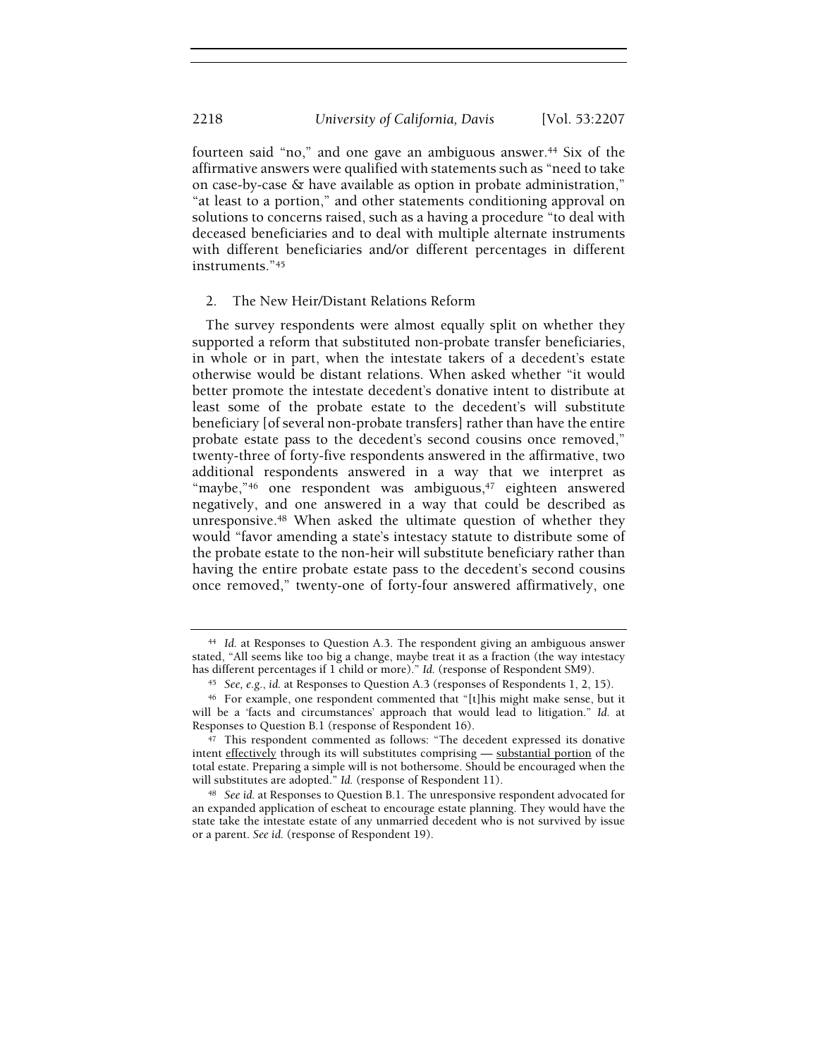fourteen said "no," and one gave an ambiguous answer.[44] Six of the affirmative answers were qualified with statements such as "need to take on case-by-case & have available as option in probate administration," "at least to a portion," and other statements conditioning approval on solutions to concerns raised, such as a having a procedure "to deal with deceased beneficiaries and to deal with multiple alternate instruments with different beneficiaries and/or different percentages in different instruments."[45]

### 2. The New Heir/Distant Relations Reform

The survey respondents were almost equally split on whether they supported a reform that substituted non-probate transfer beneficiaries, in whole or in part, when the intestate takers of a decedent's estate otherwise would be distant relations. When asked whether "it would better promote the intestate decedent's donative intent to distribute at least some of the probate estate to the decedent's will substitute beneficiary [of several non-probate transfers] rather than have the entire probate estate pass to the decedent's second cousins once removed," twenty-three of forty-five respondents answered in the affirmative, two additional respondents answered in a way that we interpret as "maybe,"[46] one respondent was ambiguous,[47] eighteen answered negatively, and one answered in a way that could be described as unresponsive.[48] When asked the ultimate question of whether they would "favor amending a state's intestacy statute to distribute some of the probate estate to the non-heir will substitute beneficiary rather than having the entire probate estate pass to the decedent's second cousins once removed," twenty-one of forty-four answered affirmatively, one

---

[44] *Id.* at Responses to Question A.3. The respondent giving an ambiguous answer stated, "All seems like too big a change, maybe treat it as a fraction (the way intestacy has different percentages if 1 child or more)." *Id.* (response of Respondent SM9).

[45] *See, e.g.*, *id.* at Responses to Question A.3 (responses of Respondents 1, 2, 15).

[46] For example, one respondent commented that "[t]his might make sense, but it will be a 'facts and circumstances' approach that would lead to litigation." *Id.* at Responses to Question B.1 (response of Respondent 16).

[47] This respondent commented as follows: "The decedent expressed its donative intent <u>effectively</u> through its will substitutes comprising — <u>substantial portion</u> of the total estate. Preparing a simple will is not bothersome. Should be encouraged when the will substitutes are adopted." *Id.* (response of Respondent 11).

[48] *See id.* at Responses to Question B.1. The unresponsive respondent advocated for an expanded application of escheat to encourage estate planning. They would have the state take the intestate estate of any unmarried decedent who is not survived by issue or a parent. *See id.* (response of Respondent 19).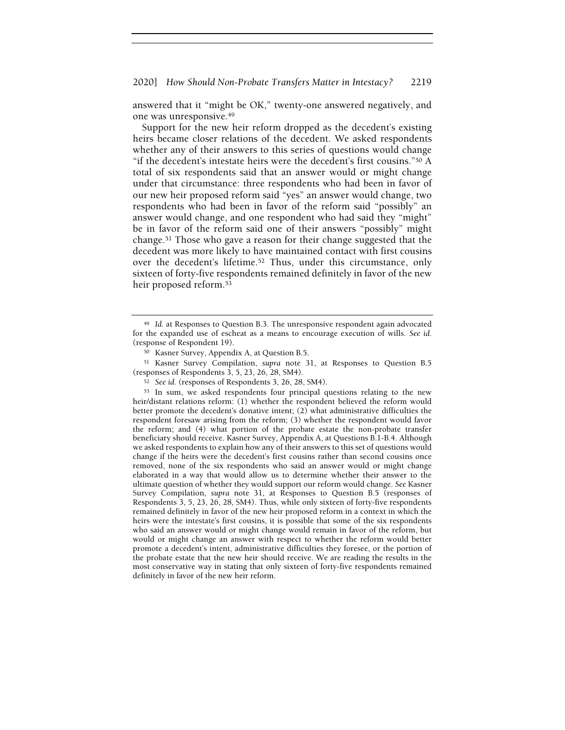answered that it "might be OK," twenty-one answered negatively, and one was unresponsive.[49]

Support for the new heir reform dropped as the decedent's existing heirs became closer relations of the decedent. We asked respondents whether any of their answers to this series of questions would change "if the decedent's intestate heirs were the decedent's first cousins."[50] A total of six respondents said that an answer would or might change under that circumstance: three respondents who had been in favor of our new heir proposed reform said "yes" an answer would change, two respondents who had been in favor of the reform said "possibly" an answer would change, and one respondent who had said they "might" be in favor of the reform said one of their answers "possibly" might change.[51] Those who gave a reason for their change suggested that the decedent was more likely to have maintained contact with first cousins over the decedent's lifetime.[52] Thus, under this circumstance, only sixteen of forty-five respondents remained definitely in favor of the new heir proposed reform.[53]

---

[49] *Id.* at Responses to Question B.3. The unresponsive respondent again advocated for the expanded use of escheat as a means to encourage execution of wills. *See id.* (response of Respondent 19).

[50] Kasner Survey, Appendix A, at Question B.5.

[51] Kasner Survey Compilation, *supra* note 31, at Responses to Question B.5 (responses of Respondents 3, 5, 23, 26, 28, SM4).

[52] *See id.* (responses of Respondents 3, 26, 28, SM4).

[53] In sum, we asked respondents four principal questions relating to the new heir/distant relations reform: (1) whether the respondent believed the reform would better promote the decedent's donative intent; (2) what administrative difficulties the respondent foresaw arising from the reform; (3) whether the respondent would favor the reform; and (4) what portion of the probate estate the non-probate transfer beneficiary should receive. Kasner Survey, Appendix A, at Questions B.1-B.4. Although we asked respondents to explain how any of their answers to this set of questions would change if the heirs were the decedent's first cousins rather than second cousins once removed, none of the six respondents who said an answer would or might change elaborated in a way that would allow us to determine whether their answer to the ultimate question of whether they would support our reform would change. *See* Kasner Survey Compilation, *supra* note 31, at Responses to Question B.5 (responses of Respondents 3, 5, 23, 26, 28, SM4). Thus, while only sixteen of forty-five respondents remained definitely in favor of the new heir proposed reform in a context in which the heirs were the intestate's first cousins, it is possible that some of the six respondents who said an answer would or might change would remain in favor of the reform, but would or might change an answer with respect to whether the reform would better promote a decedent's intent, administrative difficulties they foresee, or the portion of the probate estate that the new heir should receive. We are reading the results in the most conservative way in stating that only sixteen of forty-five respondents remained definitely in favor of the new heir reform.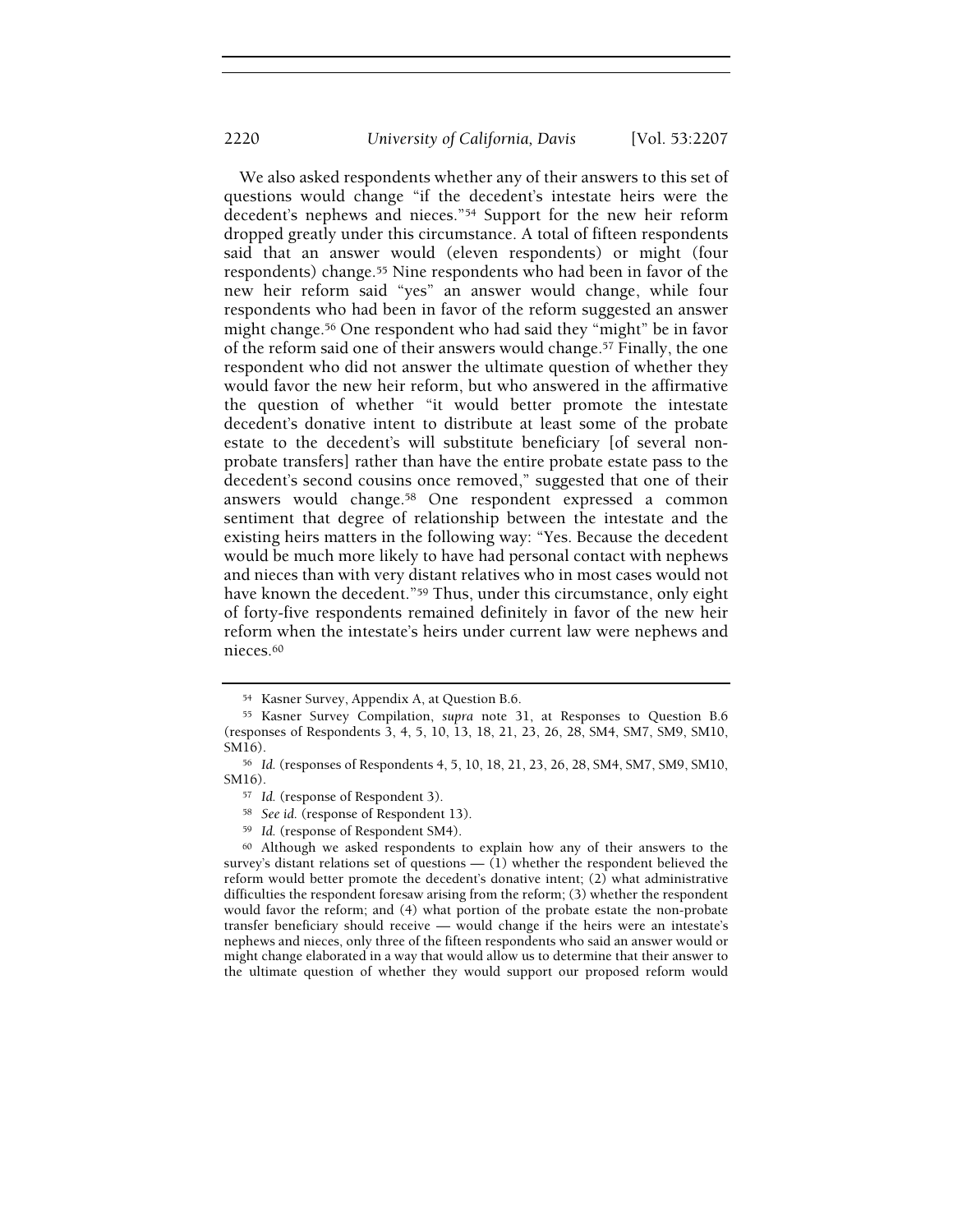We also asked respondents whether any of their answers to this set of questions would change "if the decedent's intestate heirs were the decedent's nephews and nieces."[54] Support for the new heir reform dropped greatly under this circumstance. A total of fifteen respondents said that an answer would (eleven respondents) or might (four respondents) change.[55] Nine respondents who had been in favor of the new heir reform said "yes" an answer would change, while four respondents who had been in favor of the reform suggested an answer might change.[56] One respondent who had said they "might" be in favor of the reform said one of their answers would change.[57] Finally, the one respondent who did not answer the ultimate question of whether they would favor the new heir reform, but who answered in the affirmative the question of whether "it would better promote the intestate decedent's donative intent to distribute at least some of the probate estate to the decedent's will substitute beneficiary [of several non-probate transfers] rather than have the entire probate estate pass to the decedent's second cousins once removed," suggested that one of their answers would change.[58] One respondent expressed a common sentiment that degree of relationship between the intestate and the existing heirs matters in the following way: "Yes. Because the decedent would be much more likely to have had personal contact with nephews and nieces than with very distant relatives who in most cases would not have known the decedent."[59] Thus, under this circumstance, only eight of forty-five respondents remained definitely in favor of the new heir reform when the intestate's heirs under current law were nephews and nieces.[60]

---

[54] Kasner Survey, Appendix A, at Question B.6.

[55] Kasner Survey Compilation, *supra* note 31, at Responses to Question B.6 (responses of Respondents 3, 4, 5, 10, 13, 18, 21, 23, 26, 28, SM4, SM7, SM9, SM10, SM16).

[56] *Id.* (responses of Respondents 4, 5, 10, 18, 21, 23, 26, 28, SM4, SM7, SM9, SM10, SM16).

[57] *Id.* (response of Respondent 3).

[58] *See id.* (response of Respondent 13).

[59] *Id.* (response of Respondent SM4).

[60] Although we asked respondents to explain how any of their answers to the survey's distant relations set of questions — (1) whether the respondent believed the reform would better promote the decedent's donative intent; (2) what administrative difficulties the respondent foresaw arising from the reform; (3) whether the respondent would favor the reform; and (4) what portion of the probate estate the non-probate transfer beneficiary should receive — would change if the heirs were an intestate's nephews and nieces, only three of the fifteen respondents who said an answer would or might change elaborated in a way that would allow us to determine that their answer to the ultimate question of whether they would support our proposed reform would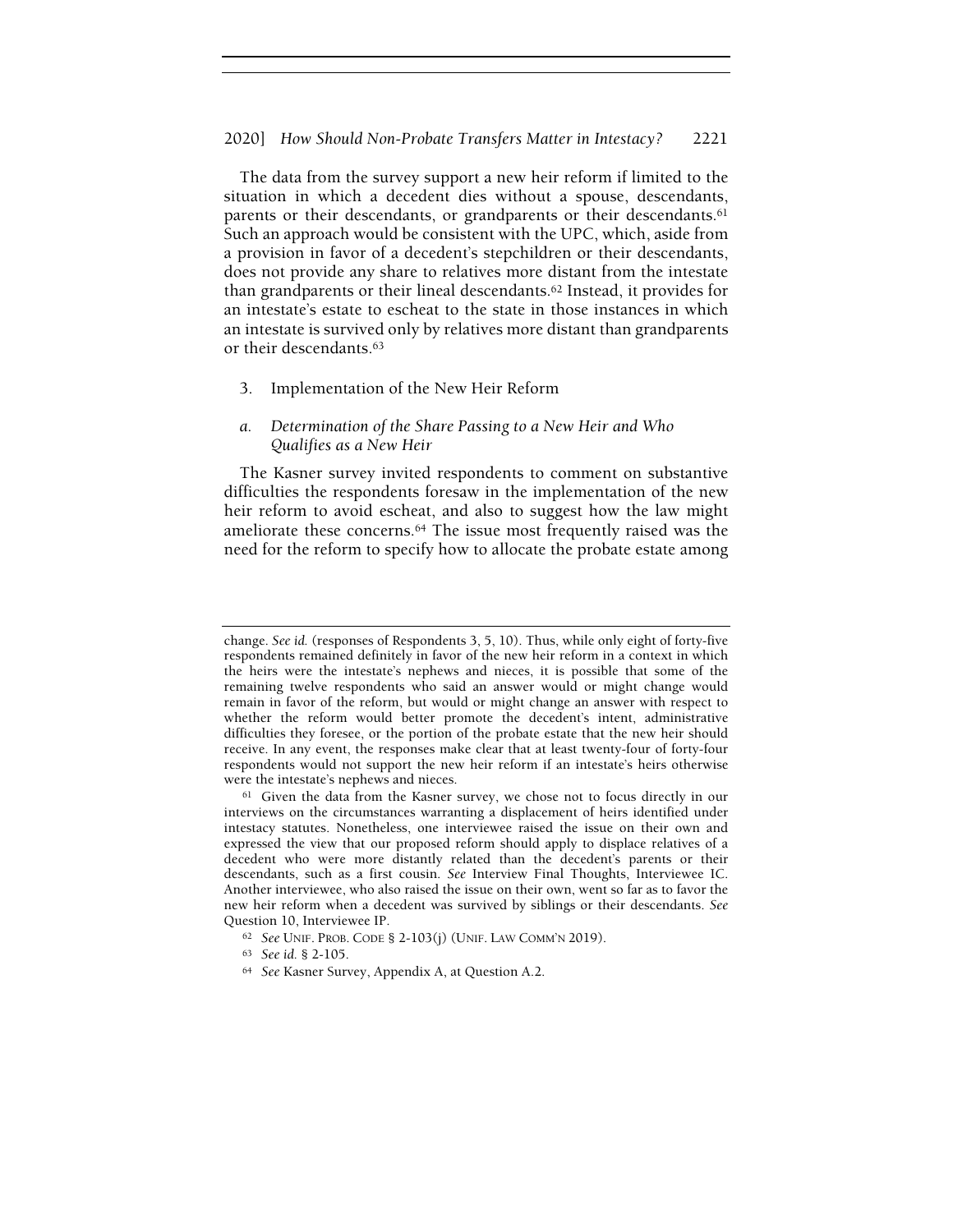The data from the survey support a new heir reform if limited to the situation in which a decedent dies without a spouse, descendants, parents or their descendants, or grandparents or their descendants.[61] Such an approach would be consistent with the UPC, which, aside from a provision in favor of a decedent's stepchildren or their descendants, does not provide any share to relatives more distant from the intestate than grandparents or their lineal descendants.[62] Instead, it provides for an intestate's estate to escheat to the state in those instances in which an intestate is survived only by relatives more distant than grandparents or their descendants.[63]

### 3. Implementation of the New Heir Reform

#### *a. Determination of the Share Passing to a New Heir and Who Qualifies as a New Heir*

The Kasner survey invited respondents to comment on substantive difficulties the respondents foresaw in the implementation of the new heir reform to avoid escheat, and also to suggest how the law might ameliorate these concerns.[64] The issue most frequently raised was the need for the reform to specify how to allocate the probate estate among

---

change. *See id.* (responses of Respondents 3, 5, 10). Thus, while only eight of forty-five respondents remained definitely in favor of the new heir reform in a context in which the heirs were the intestate's nephews and nieces, it is possible that some of the remaining twelve respondents who said an answer would or might change would remain in favor of the reform, but would or might change an answer with respect to whether the reform would better promote the decedent's intent, administrative difficulties they foresee, or the portion of the probate estate that the new heir should receive. In any event, the responses make clear that at least twenty-four of forty-four respondents would not support the new heir reform if an intestate's heirs otherwise were the intestate's nephews and nieces.

[61] Given the data from the Kasner survey, we chose not to focus directly in our interviews on the circumstances warranting a displacement of heirs identified under intestacy statutes. Nonetheless, one interviewee raised the issue on their own and expressed the view that our proposed reform should apply to displace relatives of a decedent who were more distantly related than the decedent's parents or their descendants, such as a first cousin. *See* Interview Final Thoughts, Interviewee IC. Another interviewee, who also raised the issue on their own, went so far as to favor the new heir reform when a decedent was survived by siblings or their descendants. *See* Question 10, Interviewee IP.

[62] *See* UNIF. PROB. CODE § 2-103(j) (UNIF. LAW COMM'N 2019).

[63] *See id.* § 2-105.

[64] *See* Kasner Survey, Appendix A, at Question A.2.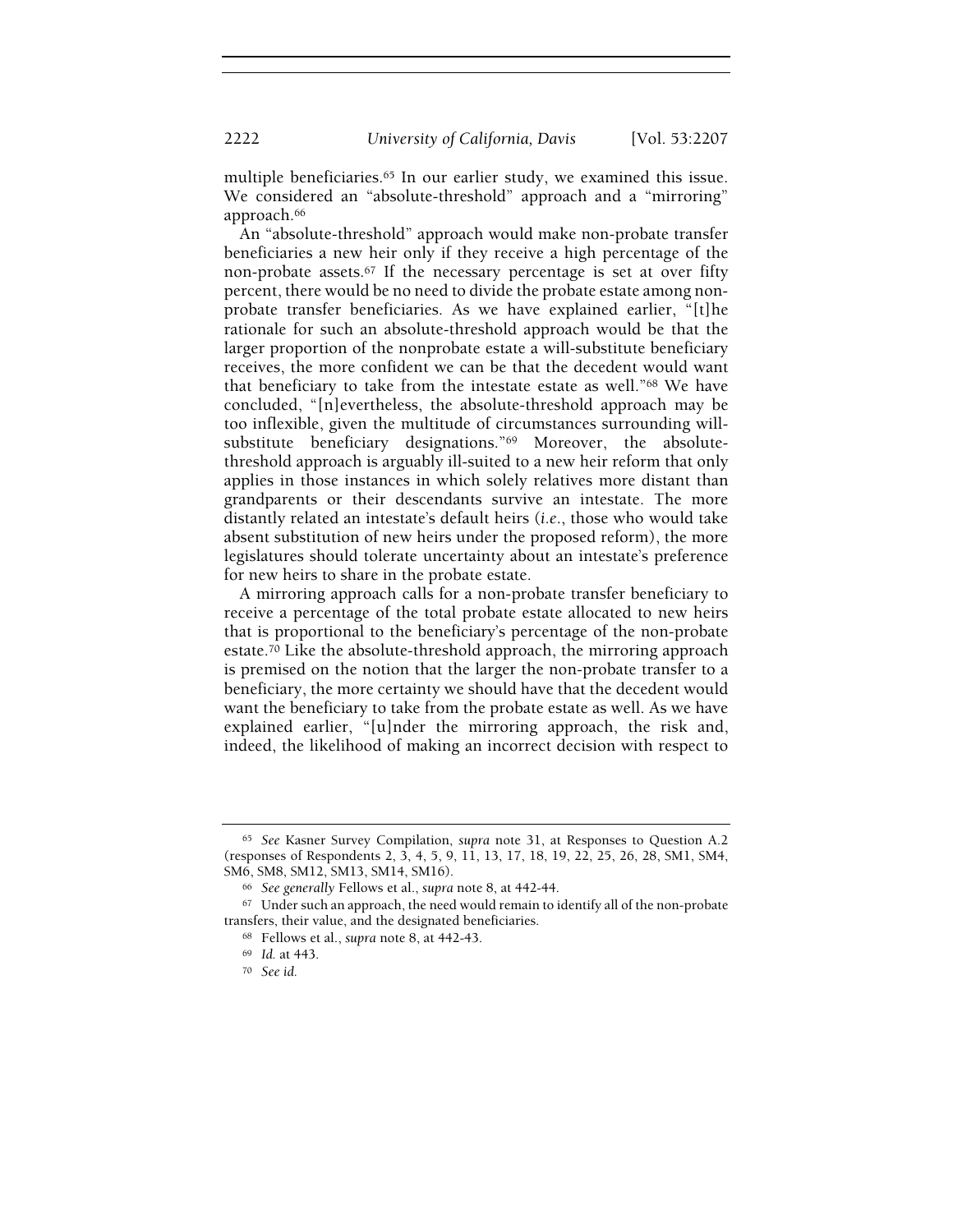multiple beneficiaries.[65] In our earlier study, we examined this issue. We considered an "absolute-threshold" approach and a "mirroring" approach.[66]

An "absolute-threshold" approach would make non-probate transfer beneficiaries a new heir only if they receive a high percentage of the non-probate assets.[67] If the necessary percentage is set at over fifty percent, there would be no need to divide the probate estate among non-probate transfer beneficiaries. As we have explained earlier, "[t]he rationale for such an absolute-threshold approach would be that the larger proportion of the nonprobate estate a will-substitute beneficiary receives, the more confident we can be that the decedent would want that beneficiary to take from the intestate estate as well."[68] We have concluded, "[n]evertheless, the absolute-threshold approach may be too inflexible, given the multitude of circumstances surrounding will-substitute beneficiary designations."[69] Moreover, the absolute-threshold approach is arguably ill-suited to a new heir reform that only applies in those instances in which solely relatives more distant than grandparents or their descendants survive an intestate. The more distantly related an intestate's default heirs (*i.e.*, those who would take absent substitution of new heirs under the proposed reform), the more legislatures should tolerate uncertainty about an intestate's preference for new heirs to share in the probate estate.

A mirroring approach calls for a non-probate transfer beneficiary to receive a percentage of the total probate estate allocated to new heirs that is proportional to the beneficiary's percentage of the non-probate estate.[70] Like the absolute-threshold approach, the mirroring approach is premised on the notion that the larger the non-probate transfer to a beneficiary, the more certainty we should have that the decedent would want the beneficiary to take from the probate estate as well. As we have explained earlier, "[u]nder the mirroring approach, the risk and, indeed, the likelihood of making an incorrect decision with respect to

---

[65] *See* Kasner Survey Compilation, *supra* note 31, at Responses to Question A.2 (responses of Respondents 2, 3, 4, 5, 9, 11, 13, 17, 18, 19, 22, 25, 26, 28, SM1, SM4, SM6, SM8, SM12, SM13, SM14, SM16).

[66] *See generally* Fellows et al., *supra* note 8, at 442-44.

[67] Under such an approach, the need would remain to identify all of the non-probate transfers, their value, and the designated beneficiaries.

[68] Fellows et al., *supra* note 8, at 442-43.

[69] *Id.* at 443.

[70] *See id.*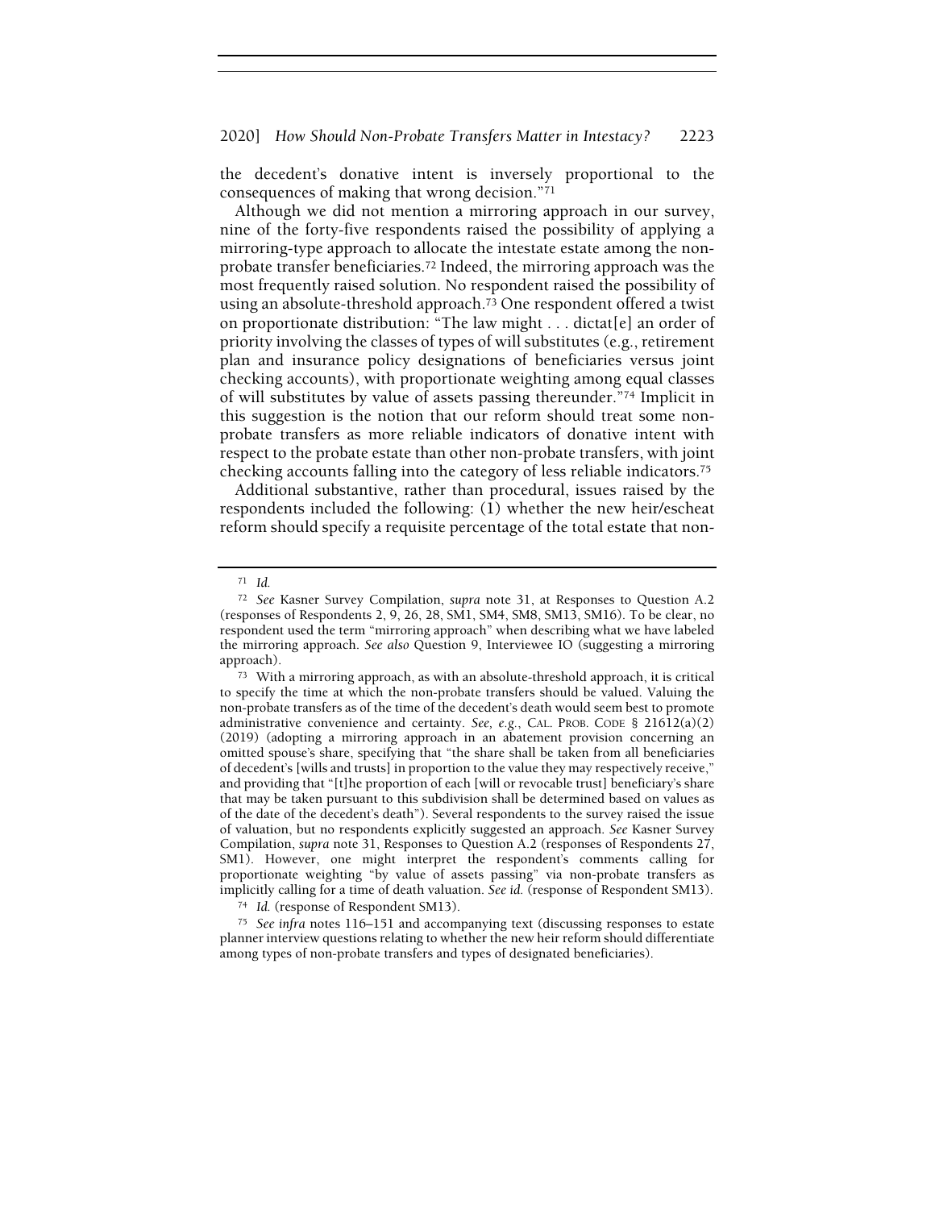the decedent's donative intent is inversely proportional to the consequences of making that wrong decision."[71]

Although we did not mention a mirroring approach in our survey, nine of the forty-five respondents raised the possibility of applying a mirroring-type approach to allocate the intestate estate among the non-probate transfer beneficiaries.[72] Indeed, the mirroring approach was the most frequently raised solution. No respondent raised the possibility of using an absolute-threshold approach.[73] One respondent offered a twist on proportionate distribution: "The law might . . . dictat[e] an order of priority involving the classes of types of will substitutes (e.g., retirement plan and insurance policy designations of beneficiaries versus joint checking accounts), with proportionate weighting among equal classes of will substitutes by value of assets passing thereunder."[74] Implicit in this suggestion is the notion that our reform should treat some non-probate transfers as more reliable indicators of donative intent with respect to the probate estate than other non-probate transfers, with joint checking accounts falling into the category of less reliable indicators.[75]

Additional substantive, rather than procedural, issues raised by the respondents included the following: (1) whether the new heir/escheat reform should specify a requisite percentage of the total estate that non-

---

[71] *Id.*

[72] *See* Kasner Survey Compilation, *supra* note 31, at Responses to Question A.2 (responses of Respondents 2, 9, 26, 28, SM1, SM4, SM8, SM13, SM16). To be clear, no respondent used the term "mirroring approach" when describing what we have labeled the mirroring approach. *See also* Question 9, Interviewee IO (suggesting a mirroring approach).

[73] With a mirroring approach, as with an absolute-threshold approach, it is critical to specify the time at which the non-probate transfers should be valued. Valuing the non-probate transfers as of the time of the decedent's death would seem best to promote administrative convenience and certainty. *See, e.g.*, CAL. PROB. CODE § 21612(a)(2) (2019) (adopting a mirroring approach in an abatement provision concerning an omitted spouse's share, specifying that "the share shall be taken from all beneficiaries of decedent's [wills and trusts] in proportion to the value they may respectively receive," and providing that "[t]he proportion of each [will or revocable trust] beneficiary's share that may be taken pursuant to this subdivision shall be determined based on values as of the date of the decedent's death"). Several respondents to the survey raised the issue of valuation, but no respondents explicitly suggested an approach. *See* Kasner Survey Compilation, *supra* note 31, Responses to Question A.2 (responses of Respondents 27, SM1). However, one might interpret the respondent's comments calling for proportionate weighting "by value of assets passing" via non-probate transfers as implicitly calling for a time of death valuation. *See id.* (response of Respondent SM13).

[74] *Id.* (response of Respondent SM13).

[75] *See infra* notes 116–151 and accompanying text (discussing responses to estate planner interview questions relating to whether the new heir reform should differentiate among types of non-probate transfers and types of designated beneficiaries).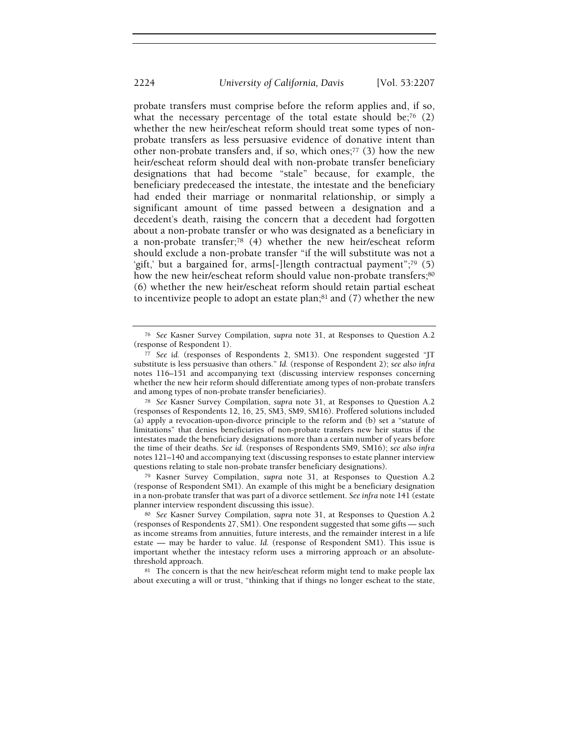probate transfers must comprise before the reform applies and, if so, what the necessary percentage of the total estate should be;[76] (2) whether the new heir/escheat reform should treat some types of non-probate transfers as less persuasive evidence of donative intent than other non-probate transfers and, if so, which ones;[77] (3) how the new heir/escheat reform should deal with non-probate transfer beneficiary designations that had become "stale" because, for example, the beneficiary predeceased the intestate, the intestate and the beneficiary had ended their marriage or nonmarital relationship, or simply a significant amount of time passed between a designation and a decedent's death, raising the concern that a decedent had forgotten about a non-probate transfer or who was designated as a beneficiary in a non-probate transfer;[78] (4) whether the new heir/escheat reform should exclude a non-probate transfer "if the will substitute was not a 'gift,' but a bargained for, arms[-]length contractual payment";[79] (5) how the new heir/escheat reform should value non-probate transfers;[80] (6) whether the new heir/escheat reform should retain partial escheat to incentivize people to adopt an estate plan;[81] and (7) whether the new

---

[76] *See* Kasner Survey Compilation, *supra* note 31, at Responses to Question A.2 (response of Respondent 1).

[77] *See id.* (responses of Respondents 2, SM13). One respondent suggested "JT substitute is less persuasive than others." *Id.* (response of Respondent 2); *see also infra* notes 116–151 and accompanying text (discussing interview responses concerning whether the new heir reform should differentiate among types of non-probate transfers and among types of non-probate transfer beneficiaries).

[78] *See* Kasner Survey Compilation, *supra* note 31, at Responses to Question A.2 (responses of Respondents 12, 16, 25, SM3, SM9, SM16). Proffered solutions included (a) apply a revocation-upon-divorce principle to the reform and (b) set a "statute of limitations" that denies beneficiaries of non-probate transfers new heir status if the intestates made the beneficiary designations more than a certain number of years before the time of their deaths. *See id.* (responses of Respondents SM9, SM16); *see also infra* notes 121–140 and accompanying text (discussing responses to estate planner interview questions relating to stale non-probate transfer beneficiary designations).

[79] Kasner Survey Compilation, *supra* note 31, at Responses to Question A.2 (response of Respondent SM1). An example of this might be a beneficiary designation in a non-probate transfer that was part of a divorce settlement. *See infra* note 141 (estate planner interview respondent discussing this issue).

[80] *See* Kasner Survey Compilation, *supra* note 31, at Responses to Question A.2 (responses of Respondents 27, SM1). One respondent suggested that some gifts — such as income streams from annuities, future interests, and the remainder interest in a life estate — may be harder to value. *Id.* (response of Respondent SM1). This issue is important whether the intestacy reform uses a mirroring approach or an absolute-threshold approach.

[81] The concern is that the new heir/escheat reform might tend to make people lax about executing a will or trust, "thinking that if things no longer escheat to the state,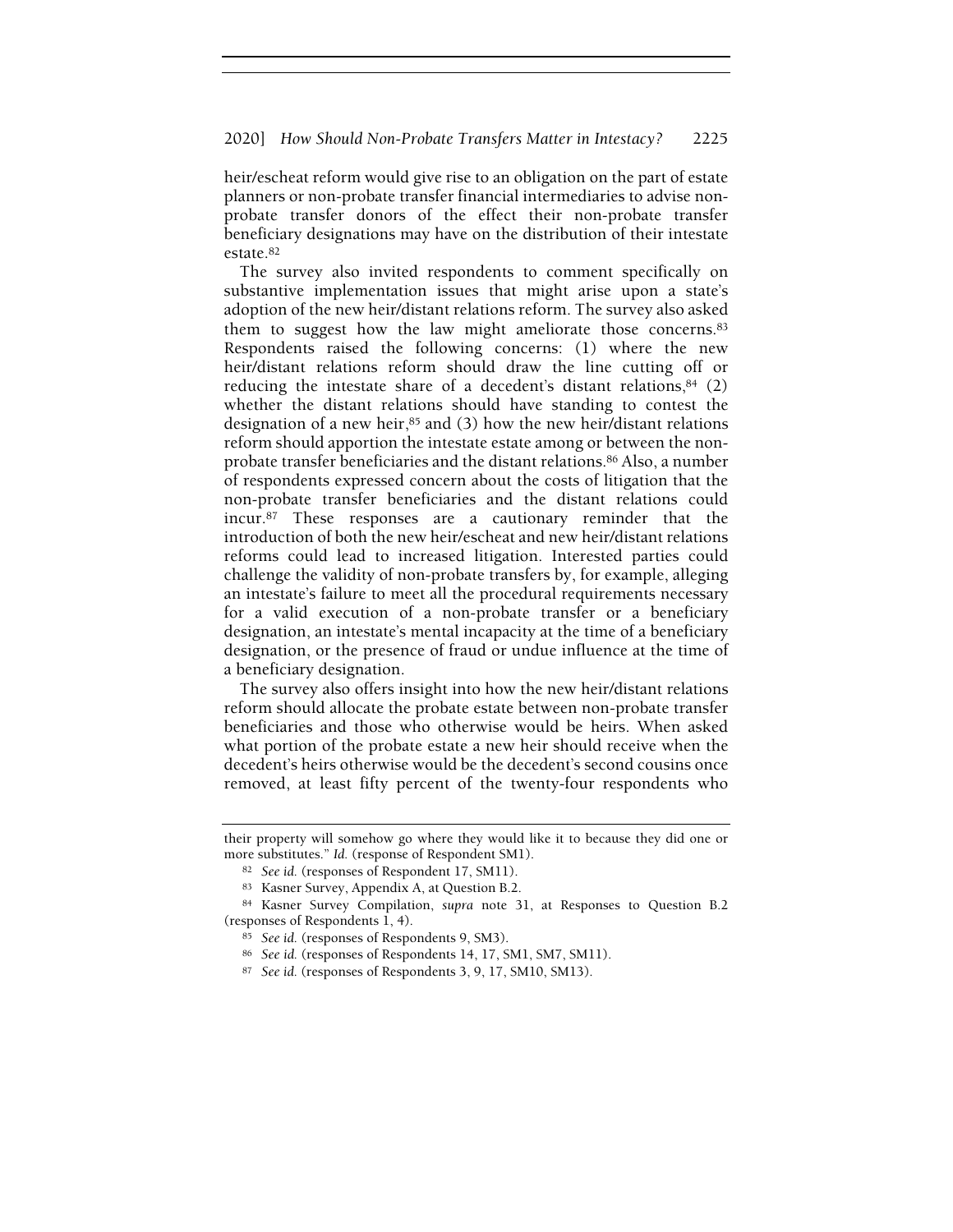heir/escheat reform would give rise to an obligation on the part of estate planners or non-probate transfer financial intermediaries to advise non-probate transfer donors of the effect their non-probate transfer beneficiary designations may have on the distribution of their intestate estate.[82]

The survey also invited respondents to comment specifically on substantive implementation issues that might arise upon a state's adoption of the new heir/distant relations reform. The survey also asked them to suggest how the law might ameliorate those concerns.[83] Respondents raised the following concerns: (1) where the new heir/distant relations reform should draw the line cutting off or reducing the intestate share of a decedent's distant relations,[84] (2) whether the distant relations should have standing to contest the designation of a new heir,[85] and (3) how the new heir/distant relations reform should apportion the intestate estate among or between the non-probate transfer beneficiaries and the distant relations.[86] Also, a number of respondents expressed concern about the costs of litigation that the non-probate transfer beneficiaries and the distant relations could incur.[87] These responses are a cautionary reminder that the introduction of both the new heir/escheat and new heir/distant relations reforms could lead to increased litigation. Interested parties could challenge the validity of non-probate transfers by, for example, alleging an intestate's failure to meet all the procedural requirements necessary for a valid execution of a non-probate transfer or a beneficiary designation, an intestate's mental incapacity at the time of a beneficiary designation, or the presence of fraud or undue influence at the time of a beneficiary designation.

The survey also offers insight into how the new heir/distant relations reform should allocate the probate estate between non-probate transfer beneficiaries and those who otherwise would be heirs. When asked what portion of the probate estate a new heir should receive when the decedent's heirs otherwise would be the decedent's second cousins once removed, at least fifty percent of the twenty-four respondents who

---

their property will somehow go where they would like it to because they did one or more substitutes." *Id.* (response of Respondent SM1).

[82] *See id.* (responses of Respondent 17, SM11).

[83] Kasner Survey, Appendix A, at Question B.2.

[84] Kasner Survey Compilation, *supra* note 31, at Responses to Question B.2 (responses of Respondents 1, 4).

[85] *See id.* (responses of Respondents 9, SM3).

[86] *See id.* (responses of Respondents 14, 17, SM1, SM7, SM11).

[87] *See id.* (responses of Respondents 3, 9, 17, SM10, SM13).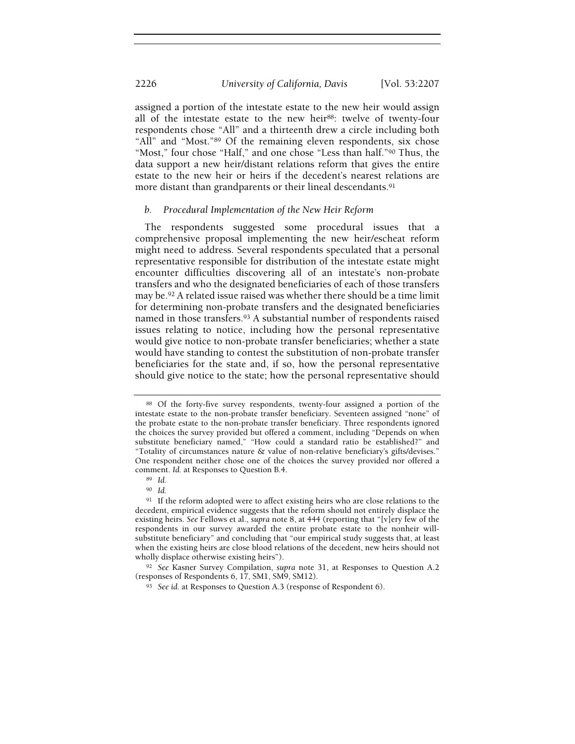assigned a portion of the intestate estate to the new heir would assign all of the intestate estate to the new heir[88]: twelve of twenty-four respondents chose "All" and a thirteenth drew a circle including both "All" and "Most."[89] Of the remaining eleven respondents, six chose "Most," four chose "Half," and one chose "Less than half."[90] Thus, the data support a new heir/distant relations reform that gives the entire estate to the new heir or heirs if the decedent's nearest relations are more distant than grandparents or their lineal descendants.[91]

### *b. Procedural Implementation of the New Heir Reform*

The respondents suggested some procedural issues that a comprehensive proposal implementing the new heir/escheat reform might need to address. Several respondents speculated that a personal representative responsible for distribution of the intestate estate might encounter difficulties discovering all of an intestate's non-probate transfers and who the designated beneficiaries of each of those transfers may be.[92] A related issue raised was whether there should be a time limit for determining non-probate transfers and the designated beneficiaries named in those transfers.[93] A substantial number of respondents raised issues relating to notice, including how the personal representative would give notice to non-probate transfer beneficiaries; whether a state would have standing to contest the substitution of non-probate transfer beneficiaries for the state and, if so, how the personal representative should give notice to the state; how the personal representative should

---

[88] Of the forty-five survey respondents, twenty-four assigned a portion of the intestate estate to the non-probate transfer beneficiary. Seventeen assigned "none" of the probate estate to the non-probate transfer beneficiary. Three respondents ignored the choices the survey provided but offered a comment, including "Depends on when substitute beneficiary named," "How could a standard ratio be established?" and "Totality of circumstances nature & value of non-relative beneficiary's gifts/devises." One respondent neither chose one of the choices the survey provided nor offered a comment. *Id.* at Responses to Question B.4.

[89] *Id.*

[90] *Id.*

[91] If the reform adopted were to affect existing heirs who are close relations to the decedent, empirical evidence suggests that the reform should not entirely displace the existing heirs. *See* Fellows et al., *supra* note 8, at 444 (reporting that "[v]ery few of the respondents in our survey awarded the entire probate estate to the nonheir will-substitute beneficiary" and concluding that "our empirical study suggests that, at least when the existing heirs are close blood relations of the decedent, new heirs should not wholly displace otherwise existing heirs").

[92] *See* Kasner Survey Compilation, *supra* note 31, at Responses to Question A.2 (responses of Respondents 6, 17, SM1, SM9, SM12).

[93] *See id.* at Responses to Question A.3 (response of Respondent 6).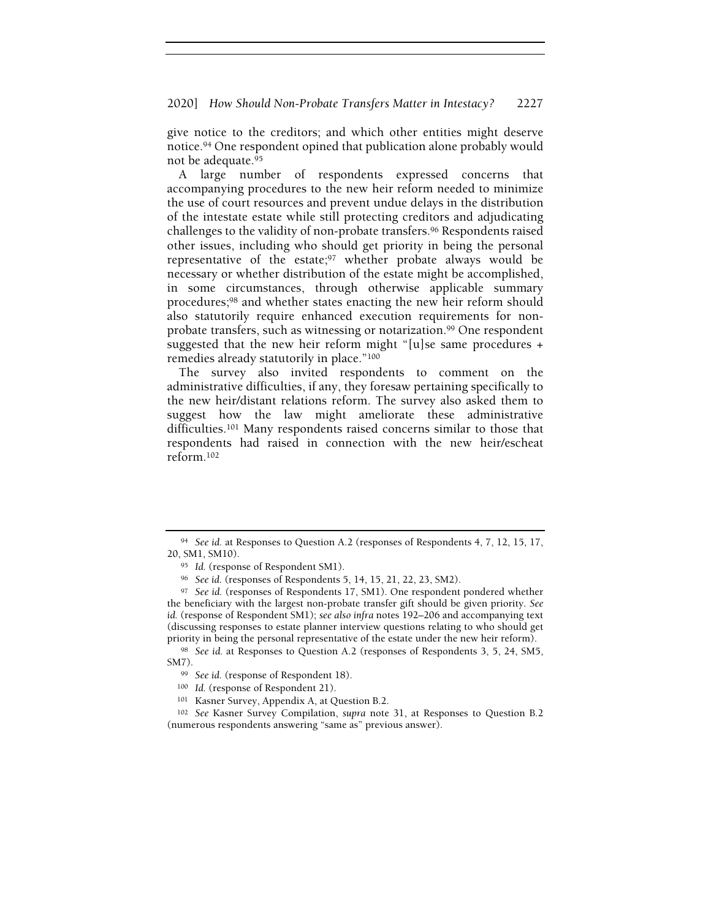give notice to the creditors; and which other entities might deserve notice.[94] One respondent opined that publication alone probably would not be adequate.[95]

A large number of respondents expressed concerns that accompanying procedures to the new heir reform needed to minimize the use of court resources and prevent undue delays in the distribution of the intestate estate while still protecting creditors and adjudicating challenges to the validity of non-probate transfers.[96] Respondents raised other issues, including who should get priority in being the personal representative of the estate;[97] whether probate always would be necessary or whether distribution of the estate might be accomplished, in some circumstances, through otherwise applicable summary procedures;[98] and whether states enacting the new heir reform should also statutorily require enhanced execution requirements for non-probate transfers, such as witnessing or notarization.[99] One respondent suggested that the new heir reform might "[u]se same procedures + remedies already statutorily in place."[100]

The survey also invited respondents to comment on the administrative difficulties, if any, they foresaw pertaining specifically to the new heir/distant relations reform. The survey also asked them to suggest how the law might ameliorate these administrative difficulties.[101] Many respondents raised concerns similar to those that respondents had raised in connection with the new heir/escheat reform.[102]

---

[94] *See id.* at Responses to Question A.2 (responses of Respondents 4, 7, 12, 15, 17, 20, SM1, SM10).

[95] *Id.* (response of Respondent SM1).

[96] *See id.* (responses of Respondents 5, 14, 15, 21, 22, 23, SM2).

[97] *See id.* (responses of Respondents 17, SM1). One respondent pondered whether the beneficiary with the largest non-probate transfer gift should be given priority. *See id.* (response of Respondent SM1); *see also infra* notes 192–206 and accompanying text (discussing responses to estate planner interview questions relating to who should get priority in being the personal representative of the estate under the new heir reform).

[98] *See id.* at Responses to Question A.2 (responses of Respondents 3, 5, 24, SM5, SM7).

[99] *See id.* (response of Respondent 18).

[100] *Id.* (response of Respondent 21).

[101] Kasner Survey, Appendix A, at Question B.2.

[102] *See* Kasner Survey Compilation, *supra* note 31, at Responses to Question B.2 (numerous respondents answering "same as" previous answer).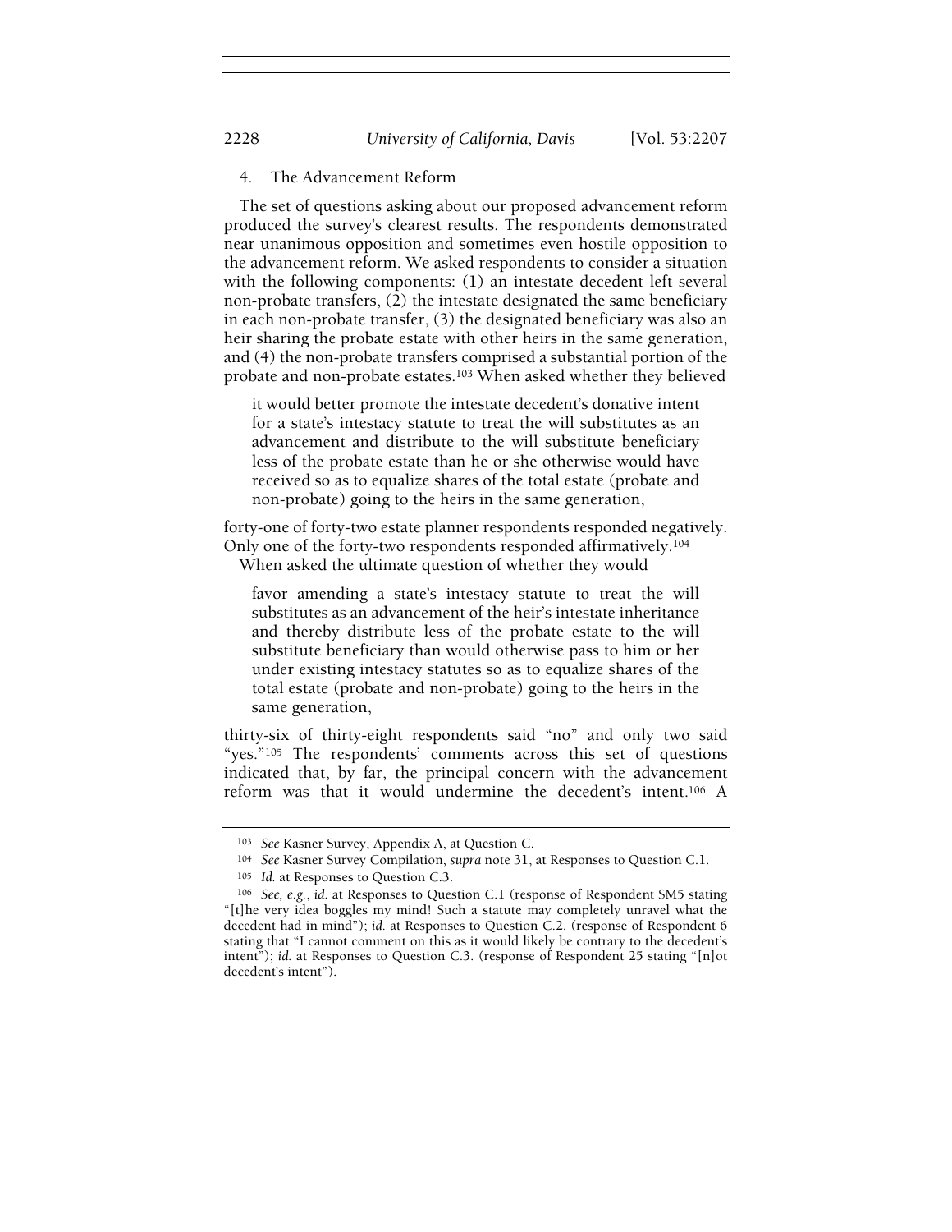### 4. The Advancement Reform

The set of questions asking about our proposed advancement reform produced the survey's clearest results. The respondents demonstrated near unanimous opposition and sometimes even hostile opposition to the advancement reform. We asked respondents to consider a situation with the following components: (1) an intestate decedent left several non-probate transfers, (2) the intestate designated the same beneficiary in each non-probate transfer, (3) the designated beneficiary was also an heir sharing the probate estate with other heirs in the same generation, and (4) the non-probate transfers comprised a substantial portion of the probate and non-probate estates.[103] When asked whether they believed

> it would better promote the intestate decedent's donative intent for a state's intestacy statute to treat the will substitutes as an advancement and distribute to the will substitute beneficiary less of the probate estate than he or she otherwise would have received so as to equalize shares of the total estate (probate and non-probate) going to the heirs in the same generation,

forty-one of forty-two estate planner respondents responded negatively. Only one of the forty-two respondents responded affirmatively.[104]

When asked the ultimate question of whether they would

> favor amending a state's intestacy statute to treat the will substitutes as an advancement of the heir's intestate inheritance and thereby distribute less of the probate estate to the will substitute beneficiary than would otherwise pass to him or her under existing intestacy statutes so as to equalize shares of the total estate (probate and non-probate) going to the heirs in the same generation,

thirty-six of thirty-eight respondents said "no" and only two said "yes."[105] The respondents' comments across this set of questions indicated that, by far, the principal concern with the advancement reform was that it would undermine the decedent's intent.[106] A

---

[103] *See* Kasner Survey, Appendix A, at Question C.

[104] *See* Kasner Survey Compilation, *supra* note 31, at Responses to Question C.1.

[105] *Id.* at Responses to Question C.3.

[106] *See, e.g.*, *id.* at Responses to Question C.1 (response of Respondent SM5 stating "[t]he very idea boggles my mind! Such a statute may completely unravel what the decedent had in mind"); *id.* at Responses to Question C.2. (response of Respondent 6 stating that "I cannot comment on this as it would likely be contrary to the decedent's intent"); *id.* at Responses to Question C.3. (response of Respondent 25 stating "[n]ot decedent's intent").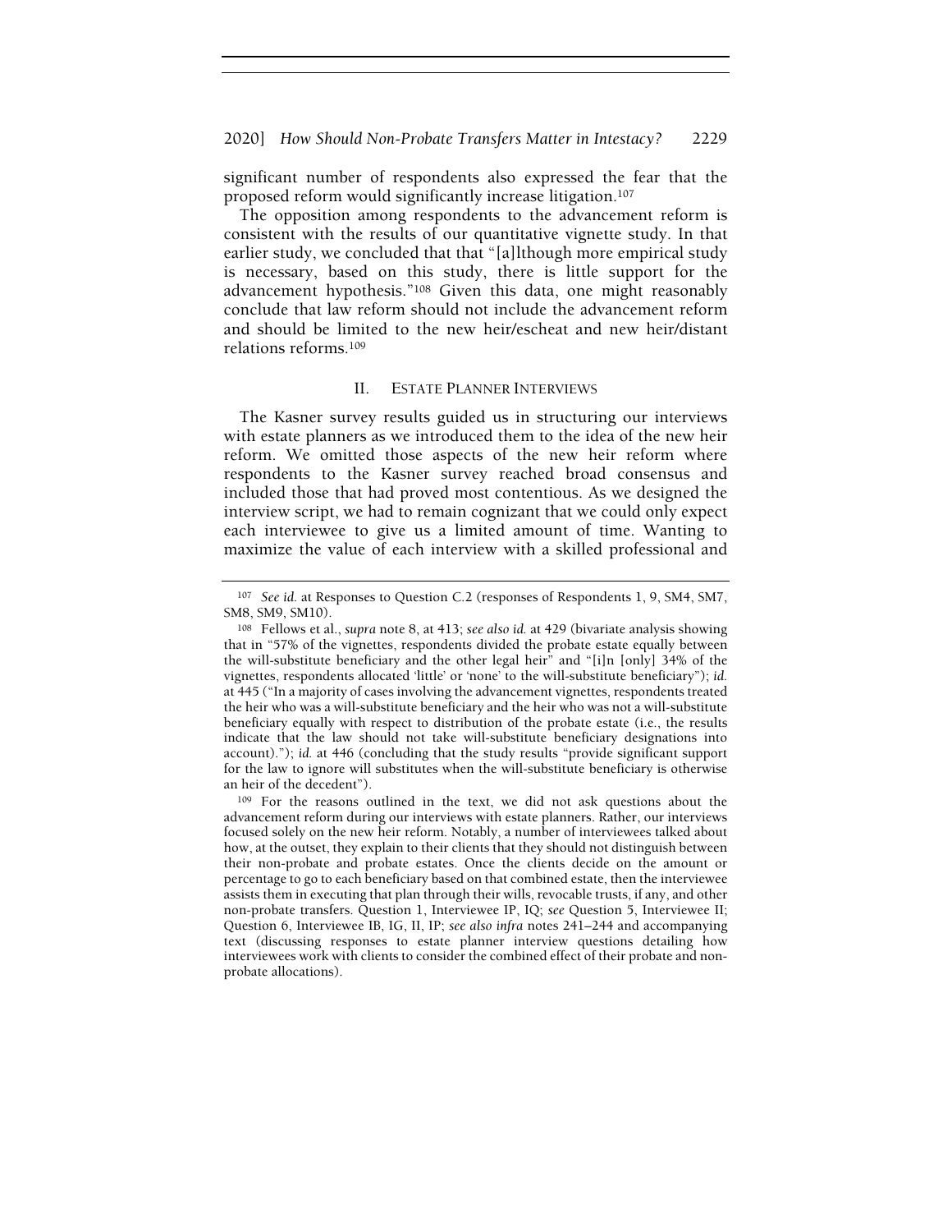significant number of respondents also expressed the fear that the proposed reform would significantly increase litigation.[107]

The opposition among respondents to the advancement reform is consistent with the results of our quantitative vignette study. In that earlier study, we concluded that that "[a]lthough more empirical study is necessary, based on this study, there is little support for the advancement hypothesis."[108] Given this data, one might reasonably conclude that law reform should not include the advancement reform and should be limited to the new heir/escheat and new heir/distant relations reforms.[109]

## II. ESTATE PLANNER INTERVIEWS

The Kasner survey results guided us in structuring our interviews with estate planners as we introduced them to the idea of the new heir reform. We omitted those aspects of the new heir reform where respondents to the Kasner survey reached broad consensus and included those that had proved most contentious. As we designed the interview script, we had to remain cognizant that we could only expect each interviewee to give us a limited amount of time. Wanting to maximize the value of each interview with a skilled professional and

---

[107] *See id.* at Responses to Question C.2 (responses of Respondents 1, 9, SM4, SM7, SM8, SM9, SM10).

[108] Fellows et al., *supra* note 8, at 413; *see also id.* at 429 (bivariate analysis showing that in "57% of the vignettes, respondents divided the probate estate equally between the will-substitute beneficiary and the other legal heir" and "[i]n [only] 34% of the vignettes, respondents allocated 'little' or 'none' to the will-substitute beneficiary"); *id.* at 445 ("In a majority of cases involving the advancement vignettes, respondents treated the heir who was a will-substitute beneficiary and the heir who was not a will-substitute beneficiary equally with respect to distribution of the probate estate (i.e., the results indicate that the law should not take will-substitute beneficiary designations into account)."); *id.* at 446 (concluding that the study results "provide significant support for the law to ignore will substitutes when the will-substitute beneficiary is otherwise an heir of the decedent").

[109] For the reasons outlined in the text, we did not ask questions about the advancement reform during our interviews with estate planners. Rather, our interviews focused solely on the new heir reform. Notably, a number of interviewees talked about how, at the outset, they explain to their clients that they should not distinguish between their non-probate and probate estates. Once the clients decide on the amount or percentage to go to each beneficiary based on that combined estate, then the interviewee assists them in executing that plan through their wills, revocable trusts, if any, and other non-probate transfers. Question 1, Interviewee IP, IQ; *see* Question 5, Interviewee II; Question 6, Interviewee IB, IG, II, IP; *see also infra* notes 241–244 and accompanying text (discussing responses to estate planner interview questions detailing how interviewees work with clients to consider the combined effect of their probate and non-probate allocations).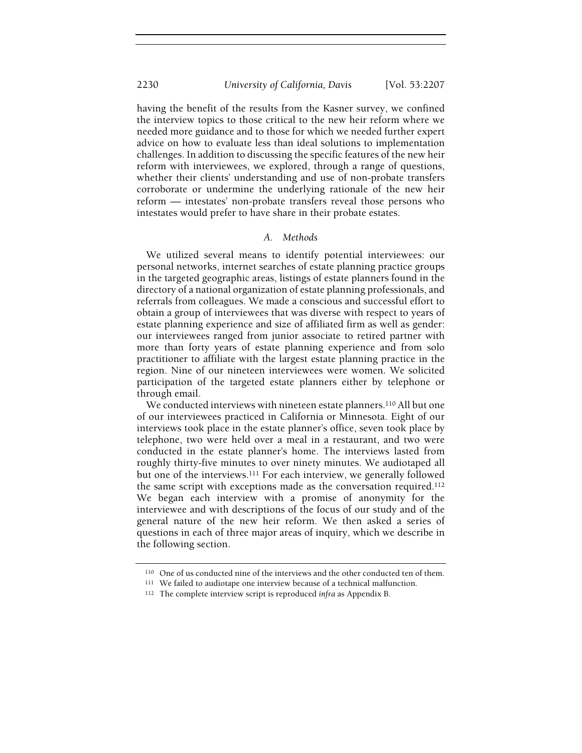having the benefit of the results from the Kasner survey, we confined the interview topics to those critical to the new heir reform where we needed more guidance and to those for which we needed further expert advice on how to evaluate less than ideal solutions to implementation challenges. In addition to discussing the specific features of the new heir reform with interviewees, we explored, through a range of questions, whether their clients' understanding and use of non-probate transfers corroborate or undermine the underlying rationale of the new heir reform — intestates' non-probate transfers reveal those persons who intestates would prefer to have share in their probate estates.

### *A. Methods*

We utilized several means to identify potential interviewees: our personal networks, internet searches of estate planning practice groups in the targeted geographic areas, listings of estate planners found in the directory of a national organization of estate planning professionals, and referrals from colleagues. We made a conscious and successful effort to obtain a group of interviewees that was diverse with respect to years of estate planning experience and size of affiliated firm as well as gender: our interviewees ranged from junior associate to retired partner with more than forty years of estate planning experience and from solo practitioner to affiliate with the largest estate planning practice in the region. Nine of our nineteen interviewees were women. We solicited participation of the targeted estate planners either by telephone or through email.

We conducted interviews with nineteen estate planners.[110] All but one of our interviewees practiced in California or Minnesota. Eight of our interviews took place in the estate planner's office, seven took place by telephone, two were held over a meal in a restaurant, and two were conducted in the estate planner's home. The interviews lasted from roughly thirty-five minutes to over ninety minutes. We audiotaped all but one of the interviews.[111] For each interview, we generally followed the same script with exceptions made as the conversation required.[112] We began each interview with a promise of anonymity for the interviewee and with descriptions of the focus of our study and of the general nature of the new heir reform. We then asked a series of questions in each of three major areas of inquiry, which we describe in the following section.

[110] One of us conducted nine of the interviews and the other conducted ten of them.

[111] We failed to audiotape one interview because of a technical malfunction.

[112] The complete interview script is reproduced *infra* as Appendix B.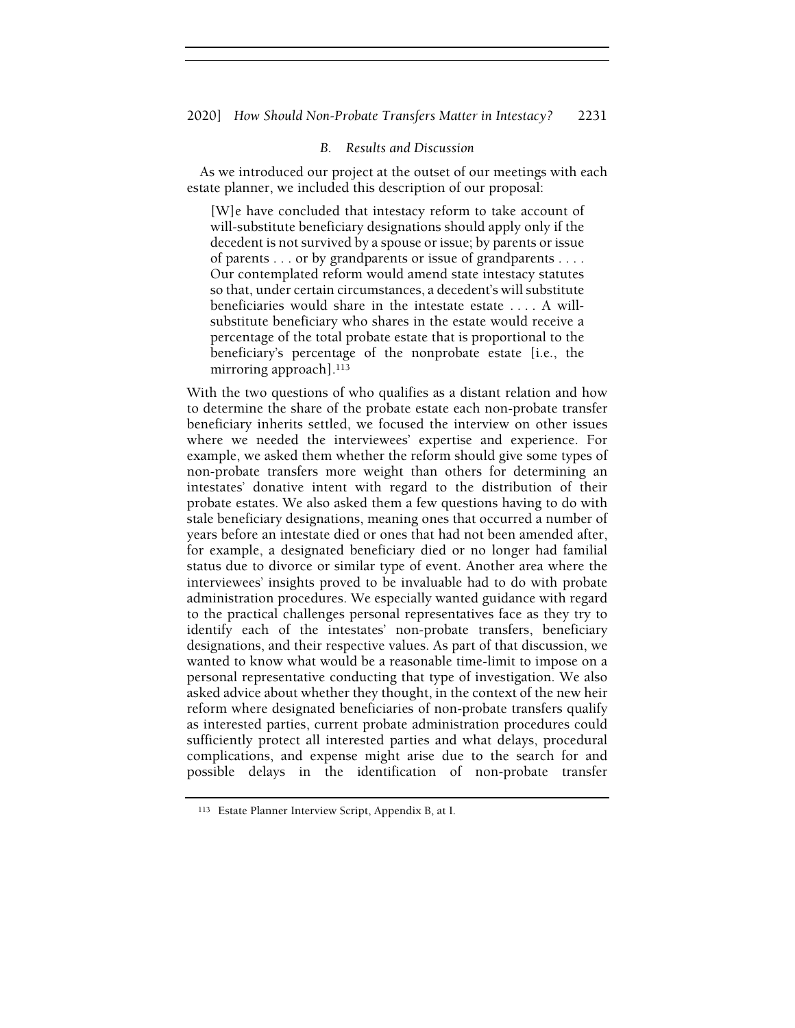### *B. Results and Discussion*

As we introduced our project at the outset of our meetings with each estate planner, we included this description of our proposal:

> [W]e have concluded that intestacy reform to take account of will-substitute beneficiary designations should apply only if the decedent is not survived by a spouse or issue; by parents or issue of parents . . . or by grandparents or issue of grandparents . . . . Our contemplated reform would amend state intestacy statutes so that, under certain circumstances, a decedent's will substitute beneficiaries would share in the intestate estate . . . . A will-substitute beneficiary who shares in the estate would receive a percentage of the total probate estate that is proportional to the beneficiary's percentage of the nonprobate estate [i.e., the mirroring approach].[113]

With the two questions of who qualifies as a distant relation and how to determine the share of the probate estate each non-probate transfer beneficiary inherits settled, we focused the interview on other issues where we needed the interviewees' expertise and experience. For example, we asked them whether the reform should give some types of non-probate transfers more weight than others for determining an intestates' donative intent with regard to the distribution of their probate estates. We also asked them a few questions having to do with stale beneficiary designations, meaning ones that occurred a number of years before an intestate died or ones that had not been amended after, for example, a designated beneficiary died or no longer had familial status due to divorce or similar type of event. Another area where the interviewees' insights proved to be invaluable had to do with probate administration procedures. We especially wanted guidance with regard to the practical challenges personal representatives face as they try to identify each of the intestates' non-probate transfers, beneficiary designations, and their respective values. As part of that discussion, we wanted to know what would be a reasonable time-limit to impose on a personal representative conducting that type of investigation. We also asked advice about whether they thought, in the context of the new heir reform where designated beneficiaries of non-probate transfers qualify as interested parties, current probate administration procedures could sufficiently protect all interested parties and what delays, procedural complications, and expense might arise due to the search for and possible delays in the identification of non-probate transfer

---

[113] Estate Planner Interview Script, Appendix B, at I.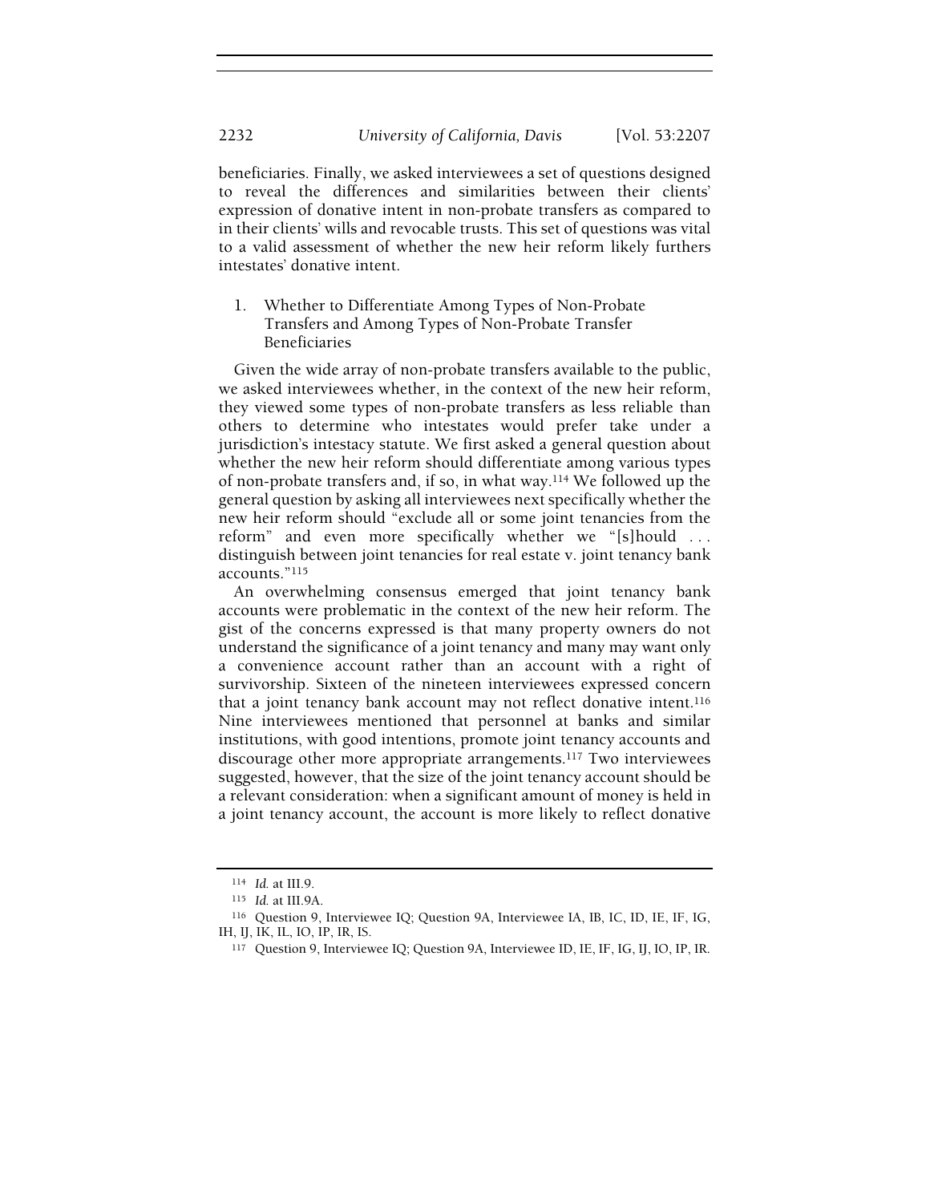beneficiaries. Finally, we asked interviewees a set of questions designed to reveal the differences and similarities between their clients' expression of donative intent in non-probate transfers as compared to in their clients' wills and revocable trusts. This set of questions was vital to a valid assessment of whether the new heir reform likely furthers intestates' donative intent.

### 1. Whether to Differentiate Among Types of Non-Probate Transfers and Among Types of Non-Probate Transfer Beneficiaries

Given the wide array of non-probate transfers available to the public, we asked interviewees whether, in the context of the new heir reform, they viewed some types of non-probate transfers as less reliable than others to determine who intestates would prefer take under a jurisdiction's intestacy statute. We first asked a general question about whether the new heir reform should differentiate among various types of non-probate transfers and, if so, in what way.[114] We followed up the general question by asking all interviewees next specifically whether the new heir reform should "exclude all or some joint tenancies from the reform" and even more specifically whether we "[s]hould . . . distinguish between joint tenancies for real estate v. joint tenancy bank accounts."[115]

An overwhelming consensus emerged that joint tenancy bank accounts were problematic in the context of the new heir reform. The gist of the concerns expressed is that many property owners do not understand the significance of a joint tenancy and many may want only a convenience account rather than an account with a right of survivorship. Sixteen of the nineteen interviewees expressed concern that a joint tenancy bank account may not reflect donative intent.[116] Nine interviewees mentioned that personnel at banks and similar institutions, with good intentions, promote joint tenancy accounts and discourage other more appropriate arrangements.[117] Two interviewees suggested, however, that the size of the joint tenancy account should be a relevant consideration: when a significant amount of money is held in a joint tenancy account, the account is more likely to reflect donative

---

[114] *Id.* at III.9.

[115] *Id.* at III.9A.

[116] Question 9, Interviewee IQ; Question 9A, Interviewee IA, IB, IC, ID, IE, IF, IG, IH, IJ, IK, IL, IO, IP, IR, IS.

[117] Question 9, Interviewee IQ; Question 9A, Interviewee ID, IE, IF, IG, IJ, IO, IP, IR.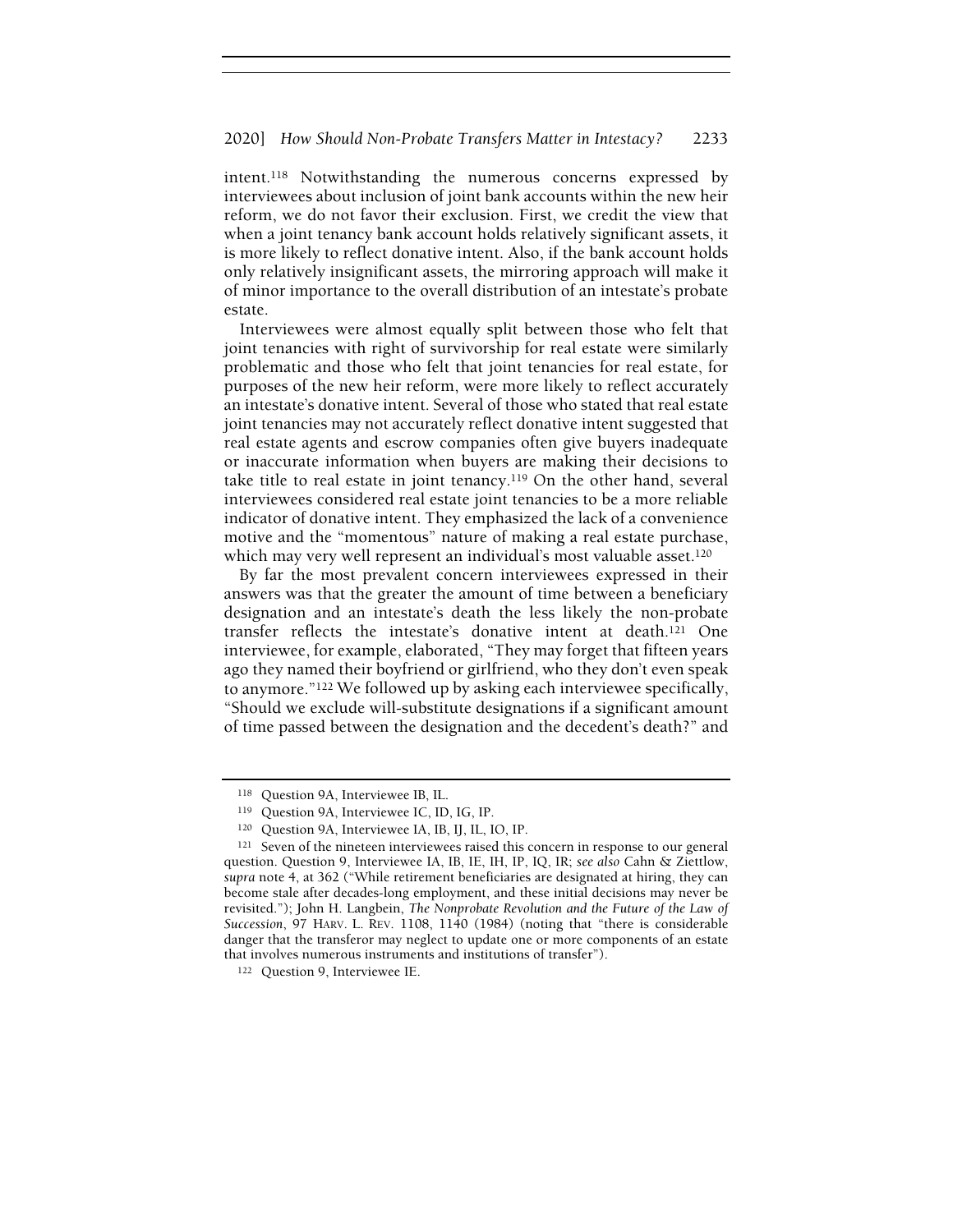intent.[118] Notwithstanding the numerous concerns expressed by interviewees about inclusion of joint bank accounts within the new heir reform, we do not favor their exclusion. First, we credit the view that when a joint tenancy bank account holds relatively significant assets, it is more likely to reflect donative intent. Also, if the bank account holds only relatively insignificant assets, the mirroring approach will make it of minor importance to the overall distribution of an intestate's probate estate.

Interviewees were almost equally split between those who felt that joint tenancies with right of survivorship for real estate were similarly problematic and those who felt that joint tenancies for real estate, for purposes of the new heir reform, were more likely to reflect accurately an intestate's donative intent. Several of those who stated that real estate joint tenancies may not accurately reflect donative intent suggested that real estate agents and escrow companies often give buyers inadequate or inaccurate information when buyers are making their decisions to take title to real estate in joint tenancy.[119] On the other hand, several interviewees considered real estate joint tenancies to be a more reliable indicator of donative intent. They emphasized the lack of a convenience motive and the "momentous" nature of making a real estate purchase, which may very well represent an individual's most valuable asset.[120]

By far the most prevalent concern interviewees expressed in their answers was that the greater the amount of time between a beneficiary designation and an intestate's death the less likely the non-probate transfer reflects the intestate's donative intent at death.[121] One interviewee, for example, elaborated, "They may forget that fifteen years ago they named their boyfriend or girlfriend, who they don't even speak to anymore."[122] We followed up by asking each interviewee specifically, "Should we exclude will-substitute designations if a significant amount of time passed between the designation and the decedent's death?" and

---

[118] Question 9A, Interviewee IB, IL.

[119] Question 9A, Interviewee IC, ID, IG, IP.

[120] Question 9A, Interviewee IA, IB, IJ, IL, IO, IP.

[121] Seven of the nineteen interviewees raised this concern in response to our general question. Question 9, Interviewee IA, IB, IE, IH, IP, IQ, IR; *see also* Cahn & Ziettlow, *supra* note 4, at 362 ("While retirement beneficiaries are designated at hiring, they can become stale after decades-long employment, and these initial decisions may never be revisited."); John H. Langbein, *The Nonprobate Revolution and the Future of the Law of Succession*, 97 HARV. L. REV. 1108, 1140 (1984) (noting that "there is considerable danger that the transferor may neglect to update one or more components of an estate that involves numerous instruments and institutions of transfer").

[122] Question 9, Interviewee IE.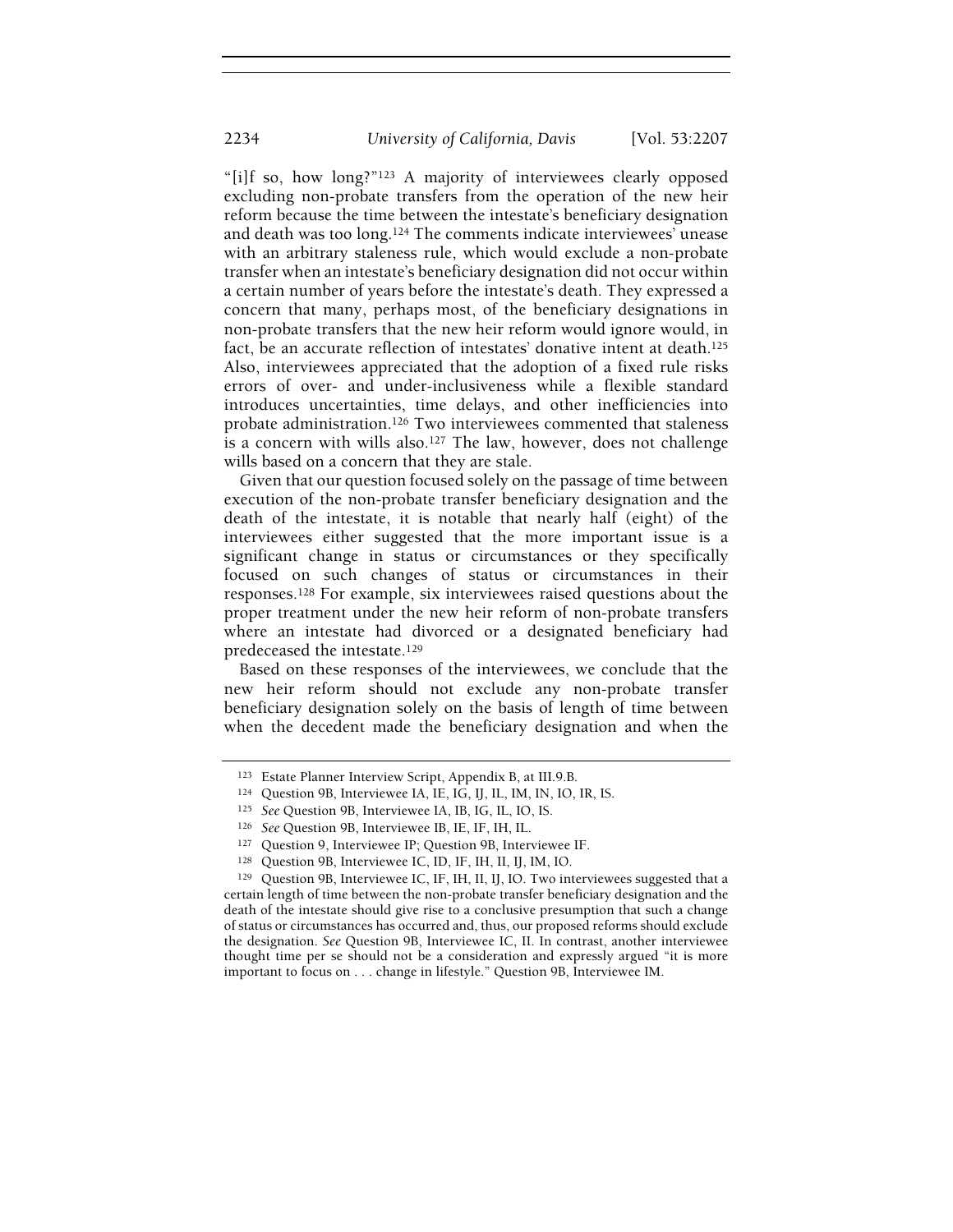"[i]f so, how long?"[123] A majority of interviewees clearly opposed excluding non-probate transfers from the operation of the new heir reform because the time between the intestate's beneficiary designation and death was too long.[124] The comments indicate interviewees' unease with an arbitrary staleness rule, which would exclude a non-probate transfer when an intestate's beneficiary designation did not occur within a certain number of years before the intestate's death. They expressed a concern that many, perhaps most, of the beneficiary designations in non-probate transfers that the new heir reform would ignore would, in fact, be an accurate reflection of intestates' donative intent at death.[125] Also, interviewees appreciated that the adoption of a fixed rule risks errors of over- and under-inclusiveness while a flexible standard introduces uncertainties, time delays, and other inefficiencies into probate administration.[126] Two interviewees commented that staleness is a concern with wills also.[127] The law, however, does not challenge wills based on a concern that they are stale.

Given that our question focused solely on the passage of time between execution of the non-probate transfer beneficiary designation and the death of the intestate, it is notable that nearly half (eight) of the interviewees either suggested that the more important issue is a significant change in status or circumstances or they specifically focused on such changes of status or circumstances in their responses.[128] For example, six interviewees raised questions about the proper treatment under the new heir reform of non-probate transfers where an intestate had divorced or a designated beneficiary had predeceased the intestate.[129]

Based on these responses of the interviewees, we conclude that the new heir reform should not exclude any non-probate transfer beneficiary designation solely on the basis of length of time between when the decedent made the beneficiary designation and when the

---

[123] Estate Planner Interview Script, Appendix B, at III.9.B.

[124] Question 9B, Interviewee IA, IE, IG, IJ, IL, IM, IN, IO, IR, IS.

[125] *See* Question 9B, Interviewee IA, IB, IG, IL, IO, IS.

[126] *See* Question 9B, Interviewee IB, IE, IF, IH, IL.

[127] Question 9, Interviewee IP; Question 9B, Interviewee IF.

[128] Question 9B, Interviewee IC, ID, IF, IH, II, IJ, IM, IO.

[129] Question 9B, Interviewee IC, IF, IH, II, IJ, IO. Two interviewees suggested that a certain length of time between the non-probate transfer beneficiary designation and the death of the intestate should give rise to a conclusive presumption that such a change of status or circumstances has occurred and, thus, our proposed reforms should exclude the designation. *See* Question 9B, Interviewee IC, II. In contrast, another interviewee thought time per se should not be a consideration and expressly argued "it is more important to focus on . . . change in lifestyle." Question 9B, Interviewee IM.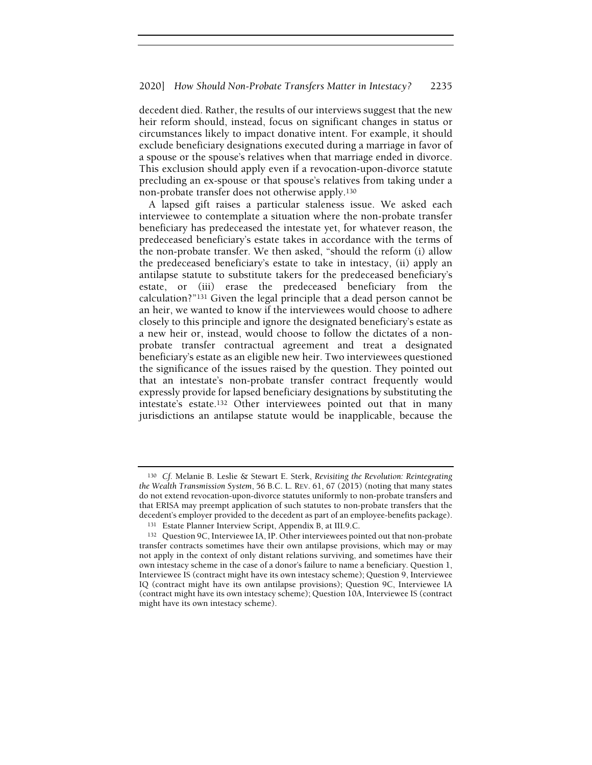decedent died. Rather, the results of our interviews suggest that the new heir reform should, instead, focus on significant changes in status or circumstances likely to impact donative intent. For example, it should exclude beneficiary designations executed during a marriage in favor of a spouse or the spouse's relatives when that marriage ended in divorce. This exclusion should apply even if a revocation-upon-divorce statute precluding an ex-spouse or that spouse's relatives from taking under a non-probate transfer does not otherwise apply.[130]

A lapsed gift raises a particular staleness issue. We asked each interviewee to contemplate a situation where the non-probate transfer beneficiary has predeceased the intestate yet, for whatever reason, the predeceased beneficiary's estate takes in accordance with the terms of the non-probate transfer. We then asked, "should the reform (i) allow the predeceased beneficiary's estate to take in intestacy, (ii) apply an antilapse statute to substitute takers for the predeceased beneficiary's estate, or (iii) erase the predeceased beneficiary from the calculation?"[131] Given the legal principle that a dead person cannot be an heir, we wanted to know if the interviewees would choose to adhere closely to this principle and ignore the designated beneficiary's estate as a new heir or, instead, would choose to follow the dictates of a non-probate transfer contractual agreement and treat a designated beneficiary's estate as an eligible new heir. Two interviewees questioned the significance of the issues raised by the question. They pointed out that an intestate's non-probate transfer contract frequently would expressly provide for lapsed beneficiary designations by substituting the intestate's estate.[132] Other interviewees pointed out that in many jurisdictions an antilapse statute would be inapplicable, because the

---

[130] *Cf.* Melanie B. Leslie & Stewart E. Sterk, *Revisiting the Revolution: Reintegrating the Wealth Transmission System*, 56 B.C. L. REV. 61, 67 (2015) (noting that many states do not extend revocation-upon-divorce statutes uniformly to non-probate transfers and that ERISA may preempt application of such statutes to non-probate transfers that the decedent's employer provided to the decedent as part of an employee-benefits package).

[131] Estate Planner Interview Script, Appendix B, at III.9.C.

[132] Question 9C, Interviewee IA, IP. Other interviewees pointed out that non-probate transfer contracts sometimes have their own antilapse provisions, which may or may not apply in the context of only distant relations surviving, and sometimes have their own intestacy scheme in the case of a donor's failure to name a beneficiary. Question 1, Interviewee IS (contract might have its own intestacy scheme); Question 9, Interviewee IQ (contract might have its own antilapse provisions); Question 9C, Interviewee IA (contract might have its own intestacy scheme); Question 10A, Interviewee IS (contract might have its own intestacy scheme).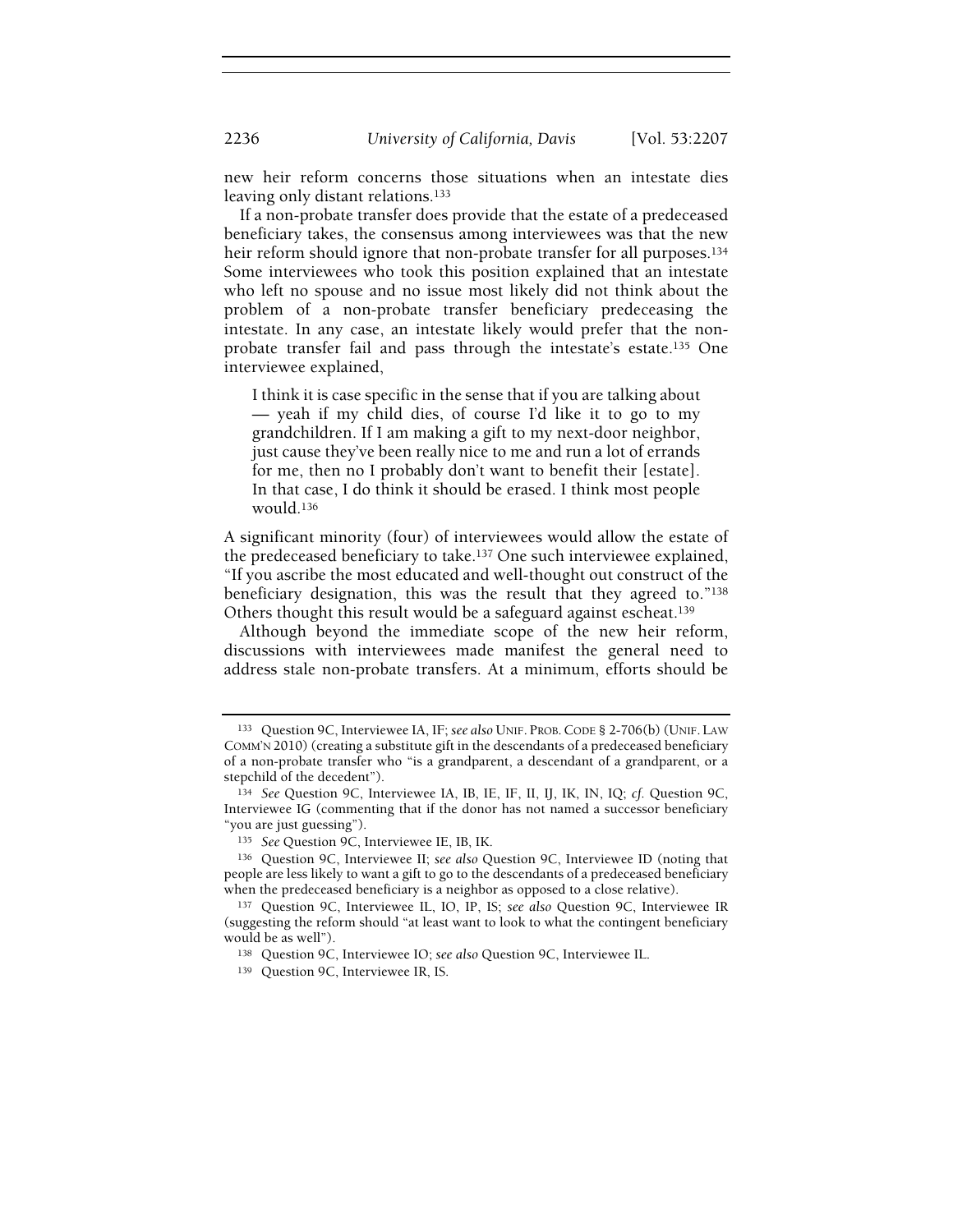new heir reform concerns those situations when an intestate dies leaving only distant relations.[133]

If a non-probate transfer does provide that the estate of a predeceased beneficiary takes, the consensus among interviewees was that the new heir reform should ignore that non-probate transfer for all purposes.[134] Some interviewees who took this position explained that an intestate who left no spouse and no issue most likely did not think about the problem of a non-probate transfer beneficiary predeceasing the intestate. In any case, an intestate likely would prefer that the non-probate transfer fail and pass through the intestate's estate.[135] One interviewee explained,

> I think it is case specific in the sense that if you are talking about — yeah if my child dies, of course I'd like it to go to my grandchildren. If I am making a gift to my next-door neighbor, just cause they've been really nice to me and run a lot of errands for me, then no I probably don't want to benefit their [estate]. In that case, I do think it should be erased. I think most people would.[136]

A significant minority (four) of interviewees would allow the estate of the predeceased beneficiary to take.[137] One such interviewee explained, "If you ascribe the most educated and well-thought out construct of the beneficiary designation, this was the result that they agreed to."[138] Others thought this result would be a safeguard against escheat.[139]

Although beyond the immediate scope of the new heir reform, discussions with interviewees made manifest the general need to address stale non-probate transfers. At a minimum, efforts should be

---

[133] Question 9C, Interviewee IA, IF; *see also* UNIF. PROB. CODE § 2-706(b) (UNIF. LAW COMM'N 2010) (creating a substitute gift in the descendants of a predeceased beneficiary of a non-probate transfer who "is a grandparent, a descendant of a grandparent, or a stepchild of the decedent").

[134] *See* Question 9C, Interviewee IA, IB, IE, IF, II, IJ, IK, IN, IQ; *cf.* Question 9C, Interviewee IG (commenting that if the donor has not named a successor beneficiary "you are just guessing").

[135] *See* Question 9C, Interviewee IE, IB, IK.

[136] Question 9C, Interviewee II; *see also* Question 9C, Interviewee ID (noting that people are less likely to want a gift to go to the descendants of a predeceased beneficiary when the predeceased beneficiary is a neighbor as opposed to a close relative).

[137] Question 9C, Interviewee IL, IO, IP, IS; *see also* Question 9C, Interviewee IR (suggesting the reform should "at least want to look to what the contingent beneficiary would be as well").

[138] Question 9C, Interviewee IO; *see also* Question 9C, Interviewee IL.

[139] Question 9C, Interviewee IR, IS.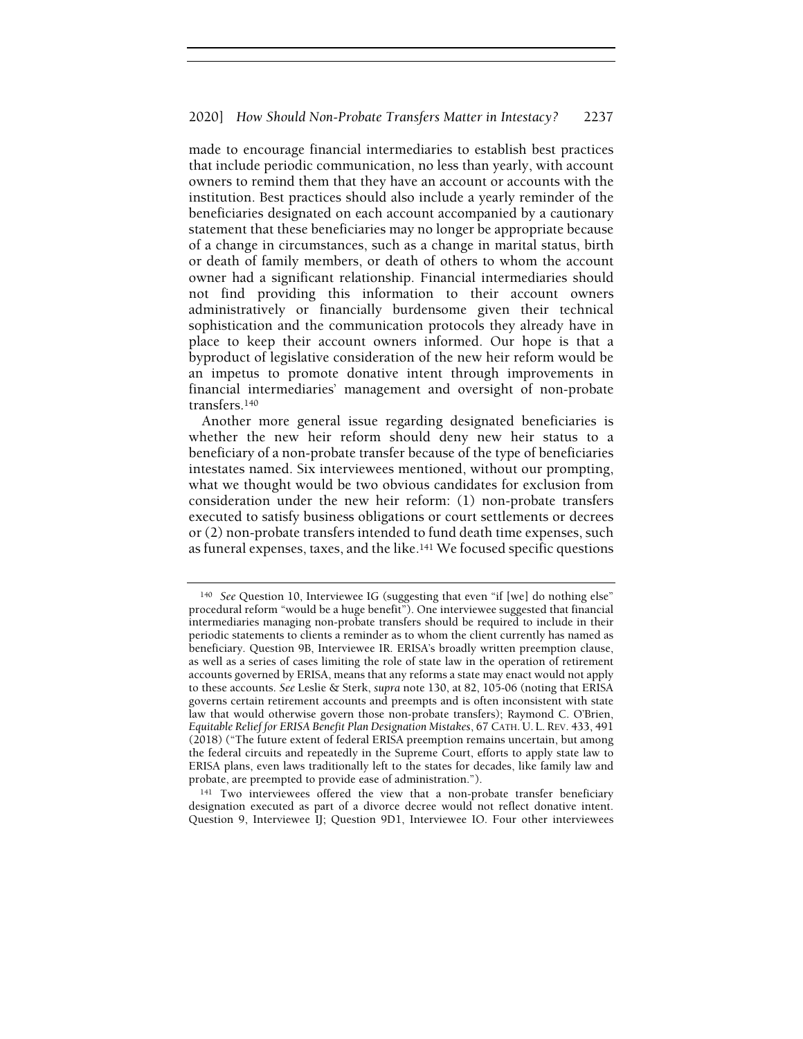made to encourage financial intermediaries to establish best practices that include periodic communication, no less than yearly, with account owners to remind them that they have an account or accounts with the institution. Best practices should also include a yearly reminder of the beneficiaries designated on each account accompanied by a cautionary statement that these beneficiaries may no longer be appropriate because of a change in circumstances, such as a change in marital status, birth or death of family members, or death of others to whom the account owner had a significant relationship. Financial intermediaries should not find providing this information to their account owners administratively or financially burdensome given their technical sophistication and the communication protocols they already have in place to keep their account owners informed. Our hope is that a byproduct of legislative consideration of the new heir reform would be an impetus to promote donative intent through improvements in financial intermediaries' management and oversight of non-probate transfers.[140]

Another more general issue regarding designated beneficiaries is whether the new heir reform should deny new heir status to a beneficiary of a non-probate transfer because of the type of beneficiaries intestates named. Six interviewees mentioned, without our prompting, what we thought would be two obvious candidates for exclusion from consideration under the new heir reform: (1) non-probate transfers executed to satisfy business obligations or court settlements or decrees or (2) non-probate transfers intended to fund death time expenses, such as funeral expenses, taxes, and the like.[141] We focused specific questions

---

[140] *See* Question 10, Interviewee IG (suggesting that even "if [we] do nothing else" procedural reform "would be a huge benefit"). One interviewee suggested that financial intermediaries managing non-probate transfers should be required to include in their periodic statements to clients a reminder as to whom the client currently has named as beneficiary. Question 9B, Interviewee IR. ERISA's broadly written preemption clause, as well as a series of cases limiting the role of state law in the operation of retirement accounts governed by ERISA, means that any reforms a state may enact would not apply to these accounts. *See* Leslie & Sterk, *supra* note 130, at 82, 105-06 (noting that ERISA governs certain retirement accounts and preempts and is often inconsistent with state law that would otherwise govern those non-probate transfers); Raymond C. O'Brien, *Equitable Relief for ERISA Benefit Plan Designation Mistakes*, 67 CATH. U. L. REV. 433, 491 (2018) ("The future extent of federal ERISA preemption remains uncertain, but among the federal circuits and repeatedly in the Supreme Court, efforts to apply state law to ERISA plans, even laws traditionally left to the states for decades, like family law and probate, are preempted to provide ease of administration.").

[141] Two interviewees offered the view that a non-probate transfer beneficiary designation executed as part of a divorce decree would not reflect donative intent. Question 9, Interviewee IJ; Question 9D1, Interviewee IO. Four other interviewees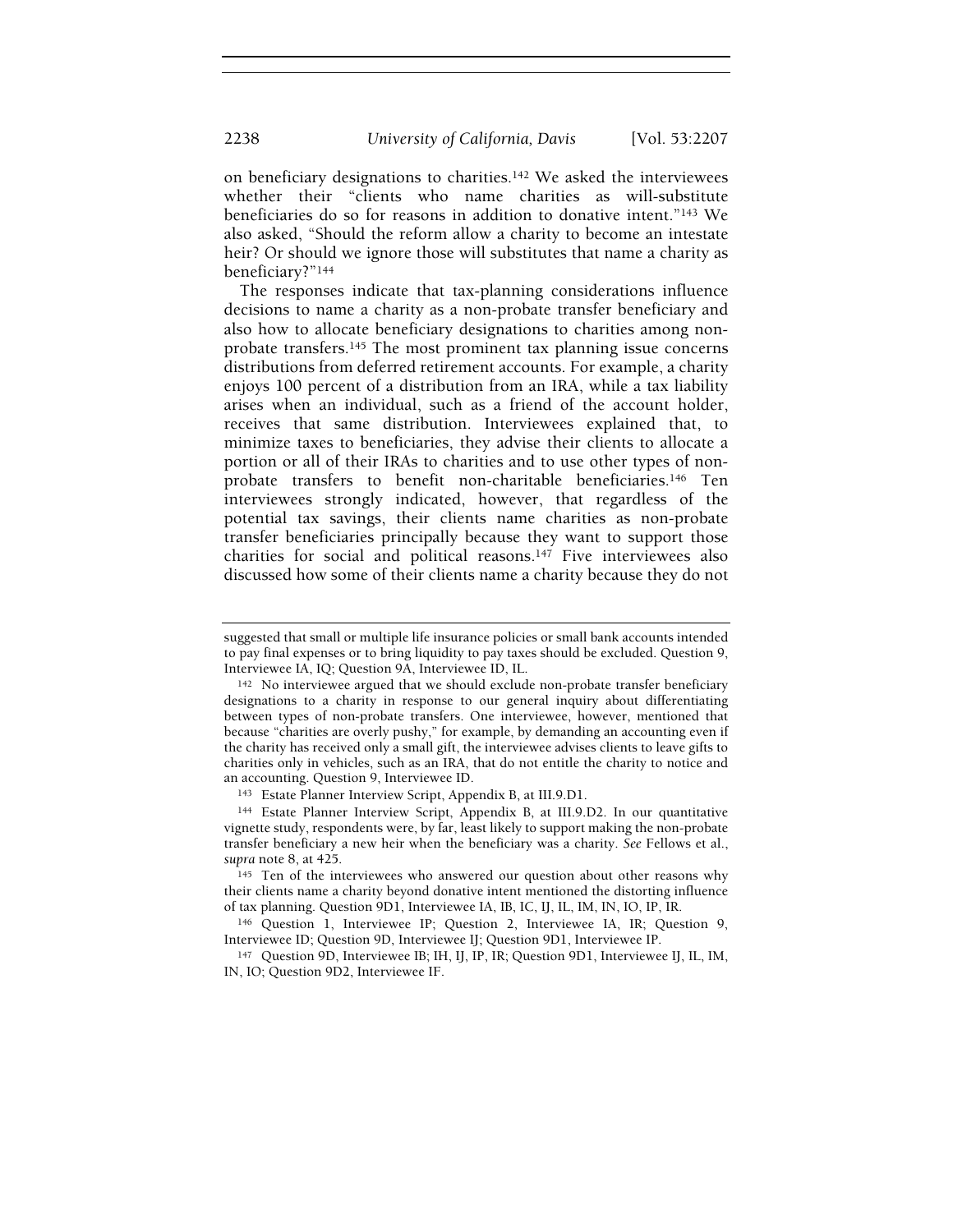on beneficiary designations to charities.[142] We asked the interviewees whether their "clients who name charities as will-substitute beneficiaries do so for reasons in addition to donative intent."[143] We also asked, "Should the reform allow a charity to become an intestate heir? Or should we ignore those will substitutes that name a charity as beneficiary?"[144]

The responses indicate that tax-planning considerations influence decisions to name a charity as a non-probate transfer beneficiary and also how to allocate beneficiary designations to charities among non-probate transfers.[145] The most prominent tax planning issue concerns distributions from deferred retirement accounts. For example, a charity enjoys 100 percent of a distribution from an IRA, while a tax liability arises when an individual, such as a friend of the account holder, receives that same distribution. Interviewees explained that, to minimize taxes to beneficiaries, they advise their clients to allocate a portion or all of their IRAs to charities and to use other types of non-probate transfers to benefit non-charitable beneficiaries.[146] Ten interviewees strongly indicated, however, that regardless of the potential tax savings, their clients name charities as non-probate transfer beneficiaries principally because they want to support those charities for social and political reasons.[147] Five interviewees also discussed how some of their clients name a charity because they do not

---

suggested that small or multiple life insurance policies or small bank accounts intended to pay final expenses or to bring liquidity to pay taxes should be excluded. Question 9, Interviewee IA, IQ; Question 9A, Interviewee ID, IL.

142 No interviewee argued that we should exclude non-probate transfer beneficiary designations to a charity in response to our general inquiry about differentiating between types of non-probate transfers. One interviewee, however, mentioned that because "charities are overly pushy," for example, by demanding an accounting even if the charity has received only a small gift, the interviewee advises clients to leave gifts to charities only in vehicles, such as an IRA, that do not entitle the charity to notice and an accounting. Question 9, Interviewee ID.

143 Estate Planner Interview Script, Appendix B, at III.9.D1.

144 Estate Planner Interview Script, Appendix B, at III.9.D2. In our quantitative vignette study, respondents were, by far, least likely to support making the non-probate transfer beneficiary a new heir when the beneficiary was a charity. *See* Fellows et al., *supra* note 8, at 425.

145 Ten of the interviewees who answered our question about other reasons why their clients name a charity beyond donative intent mentioned the distorting influence of tax planning. Question 9D1, Interviewee IA, IB, IC, IJ, IL, IM, IN, IO, IP, IR.

146 Question 1, Interviewee IP; Question 2, Interviewee IA, IR; Question 9, Interviewee ID; Question 9D, Interviewee IJ; Question 9D1, Interviewee IP.

147 Question 9D, Interviewee IB; IH, IJ, IP, IR; Question 9D1, Interviewee IJ, IL, IM, IN, IO; Question 9D2, Interviewee IF.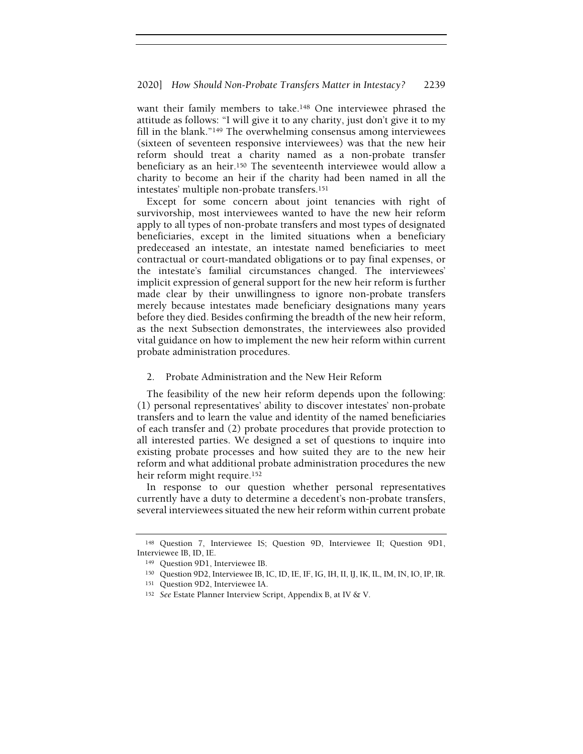want their family members to take.[148] One interviewee phrased the attitude as follows: "I will give it to any charity, just don't give it to my fill in the blank."[149] The overwhelming consensus among interviewees (sixteen of seventeen responsive interviewees) was that the new heir reform should treat a charity named as a non-probate transfer beneficiary as an heir.[150] The seventeenth interviewee would allow a charity to become an heir if the charity had been named in all the intestates' multiple non-probate transfers.[151]

Except for some concern about joint tenancies with right of survivorship, most interviewees wanted to have the new heir reform apply to all types of non-probate transfers and most types of designated beneficiaries, except in the limited situations when a beneficiary predeceased an intestate, an intestate named beneficiaries to meet contractual or court-mandated obligations or to pay final expenses, or the intestate's familial circumstances changed. The interviewees' implicit expression of general support for the new heir reform is further made clear by their unwillingness to ignore non-probate transfers merely because intestates made beneficiary designations many years before they died. Besides confirming the breadth of the new heir reform, as the next Subsection demonstrates, the interviewees also provided vital guidance on how to implement the new heir reform within current probate administration procedures.

### 2. Probate Administration and the New Heir Reform

The feasibility of the new heir reform depends upon the following: (1) personal representatives' ability to discover intestates' non-probate transfers and to learn the value and identity of the named beneficiaries of each transfer and (2) probate procedures that provide protection to all interested parties. We designed a set of questions to inquire into existing probate processes and how suited they are to the new heir reform and what additional probate administration procedures the new heir reform might require.[152]

In response to our question whether personal representatives currently have a duty to determine a decedent's non-probate transfers, several interviewees situated the new heir reform within current probate

---

[148] Question 7, Interviewee IS; Question 9D, Interviewee II; Question 9D1, Interviewee IB, ID, IE.

[149] Question 9D1, Interviewee IB.

[150] Question 9D2, Interviewee IB, IC, ID, IE, IF, IG, IH, II, IJ, IK, IL, IM, IN, IO, IP, IR.

[151] Question 9D2, Interviewee IA.

[152] *See* Estate Planner Interview Script, Appendix B, at IV & V.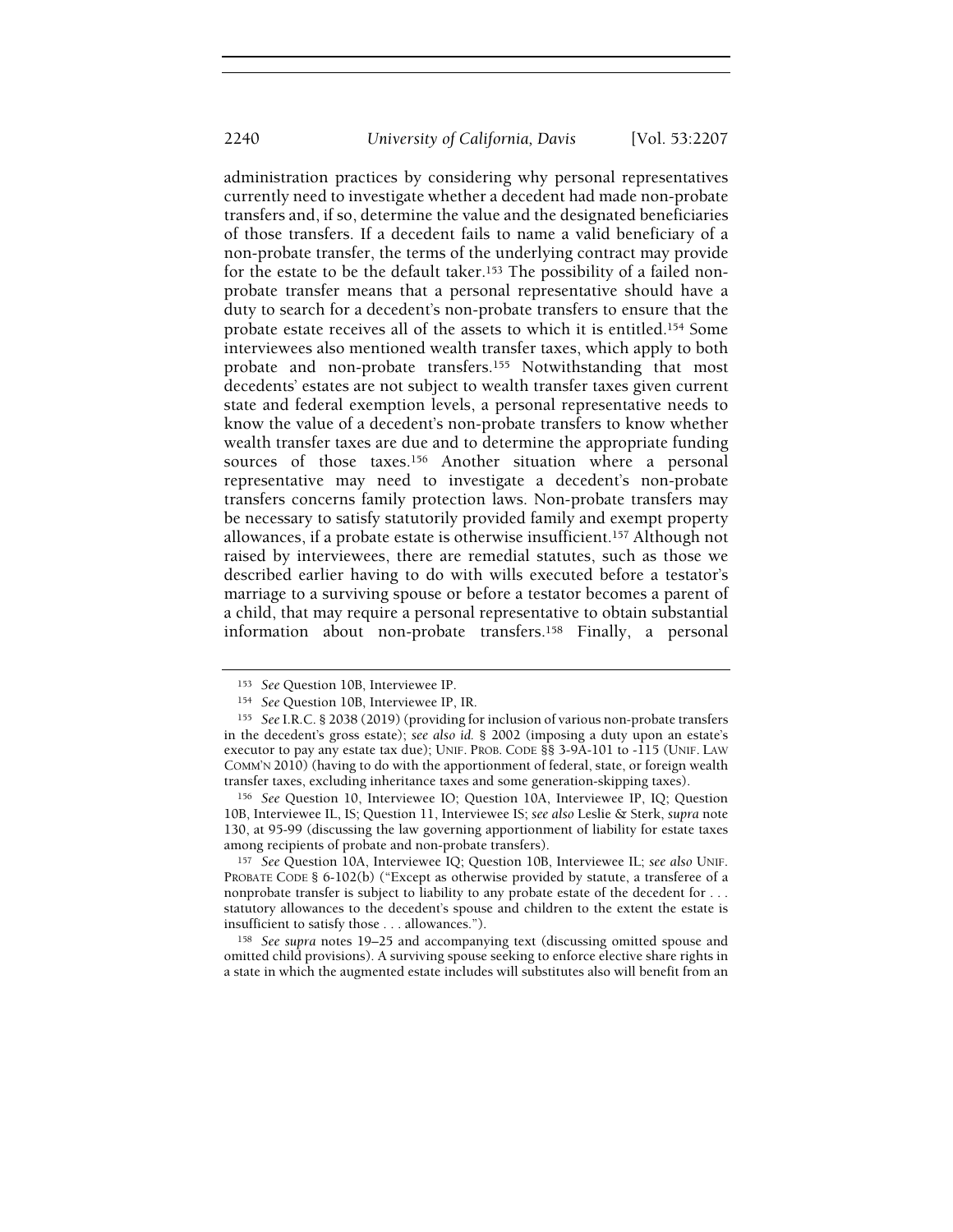administration practices by considering why personal representatives currently need to investigate whether a decedent had made non-probate transfers and, if so, determine the value and the designated beneficiaries of those transfers. If a decedent fails to name a valid beneficiary of a non-probate transfer, the terms of the underlying contract may provide for the estate to be the default taker.[153] The possibility of a failed non-probate transfer means that a personal representative should have a duty to search for a decedent's non-probate transfers to ensure that the probate estate receives all of the assets to which it is entitled.[154] Some interviewees also mentioned wealth transfer taxes, which apply to both probate and non-probate transfers.[155] Notwithstanding that most decedents' estates are not subject to wealth transfer taxes given current state and federal exemption levels, a personal representative needs to know the value of a decedent's non-probate transfers to know whether wealth transfer taxes are due and to determine the appropriate funding sources of those taxes.[156] Another situation where a personal representative may need to investigate a decedent's non-probate transfers concerns family protection laws. Non-probate transfers may be necessary to satisfy statutorily provided family and exempt property allowances, if a probate estate is otherwise insufficient.[157] Although not raised by interviewees, there are remedial statutes, such as those we described earlier having to do with wills executed before a testator's marriage to a surviving spouse or before a testator becomes a parent of a child, that may require a personal representative to obtain substantial information about non-probate transfers.[158] Finally, a personal

[153] *See* Question 10B, Interviewee IP.

[154] *See* Question 10B, Interviewee IP, IR.

[155] *See* I.R.C. § 2038 (2019) (providing for inclusion of various non-probate transfers in the decedent's gross estate); *see also id.* § 2002 (imposing a duty upon an estate's executor to pay any estate tax due); UNIF. PROB. CODE §§ 3-9A-101 to -115 (UNIF. LAW COMM'N 2010) (having to do with the apportionment of federal, state, or foreign wealth transfer taxes, excluding inheritance taxes and some generation-skipping taxes).

[156] *See* Question 10, Interviewee IO; Question 10A, Interviewee IP, IQ; Question 10B, Interviewee IL, IS; Question 11, Interviewee IS; *see also* Leslie & Sterk, *supra* note 130, at 95-99 (discussing the law governing apportionment of liability for estate taxes among recipients of probate and non-probate transfers).

[157] *See* Question 10A, Interviewee IQ; Question 10B, Interviewee IL; *see also* UNIF. PROBATE CODE § 6-102(b) ("Except as otherwise provided by statute, a transferee of a nonprobate transfer is subject to liability to any probate estate of the decedent for . . . statutory allowances to the decedent's spouse and children to the extent the estate is insufficient to satisfy those . . . allowances.").

[158] *See supra* notes 19–25 and accompanying text (discussing omitted spouse and omitted child provisions). A surviving spouse seeking to enforce elective share rights in a state in which the augmented estate includes will substitutes also will benefit from an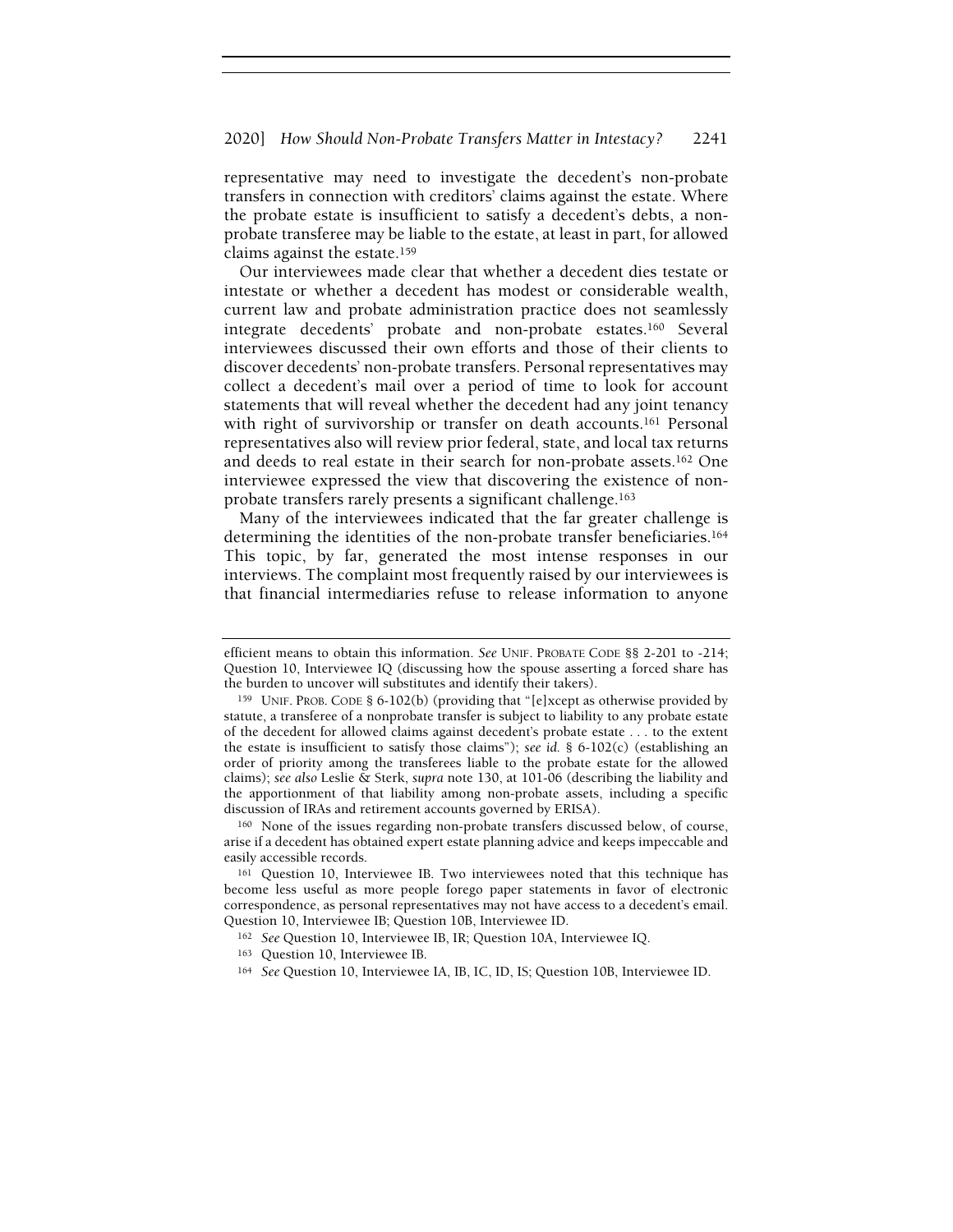representative may need to investigate the decedent's non-probate transfers in connection with creditors' claims against the estate. Where the probate estate is insufficient to satisfy a decedent's debts, a non-probate transferee may be liable to the estate, at least in part, for allowed claims against the estate.[159]

Our interviewees made clear that whether a decedent dies testate or intestate or whether a decedent has modest or considerable wealth, current law and probate administration practice does not seamlessly integrate decedents' probate and non-probate estates.[160] Several interviewees discussed their own efforts and those of their clients to discover decedents' non-probate transfers. Personal representatives may collect a decedent's mail over a period of time to look for account statements that will reveal whether the decedent had any joint tenancy with right of survivorship or transfer on death accounts.[161] Personal representatives also will review prior federal, state, and local tax returns and deeds to real estate in their search for non-probate assets.[162] One interviewee expressed the view that discovering the existence of non-probate transfers rarely presents a significant challenge.[163]

Many of the interviewees indicated that the far greater challenge is determining the identities of the non-probate transfer beneficiaries.[164] This topic, by far, generated the most intense responses in our interviews. The complaint most frequently raised by our interviewees is that financial intermediaries refuse to release information to anyone

---

efficient means to obtain this information. *See* UNIF. PROBATE CODE §§ 2-201 to -214; Question 10, Interviewee IQ (discussing how the spouse asserting a forced share has the burden to uncover will substitutes and identify their takers).

[159] UNIF. PROB. CODE § 6-102(b) (providing that "[e]xcept as otherwise provided by statute, a transferee of a nonprobate transfer is subject to liability to any probate estate of the decedent for allowed claims against decedent's probate estate . . . to the extent the estate is insufficient to satisfy those claims"); *see id.* § 6-102(c) (establishing an order of priority among the transferees liable to the probate estate for the allowed claims); *see also* Leslie & Sterk, *supra* note 130, at 101-06 (describing the liability and the apportionment of that liability among non-probate assets, including a specific discussion of IRAs and retirement accounts governed by ERISA).

[160] None of the issues regarding non-probate transfers discussed below, of course, arise if a decedent has obtained expert estate planning advice and keeps impeccable and easily accessible records.

[161] Question 10, Interviewee IB. Two interviewees noted that this technique has become less useful as more people forego paper statements in favor of electronic correspondence, as personal representatives may not have access to a decedent's email. Question 10, Interviewee IB; Question 10B, Interviewee ID.

[162] *See* Question 10, Interviewee IB, IR; Question 10A, Interviewee IQ.

[163] Question 10, Interviewee IB.

[164] *See* Question 10, Interviewee IA, IB, IC, ID, IS; Question 10B, Interviewee ID.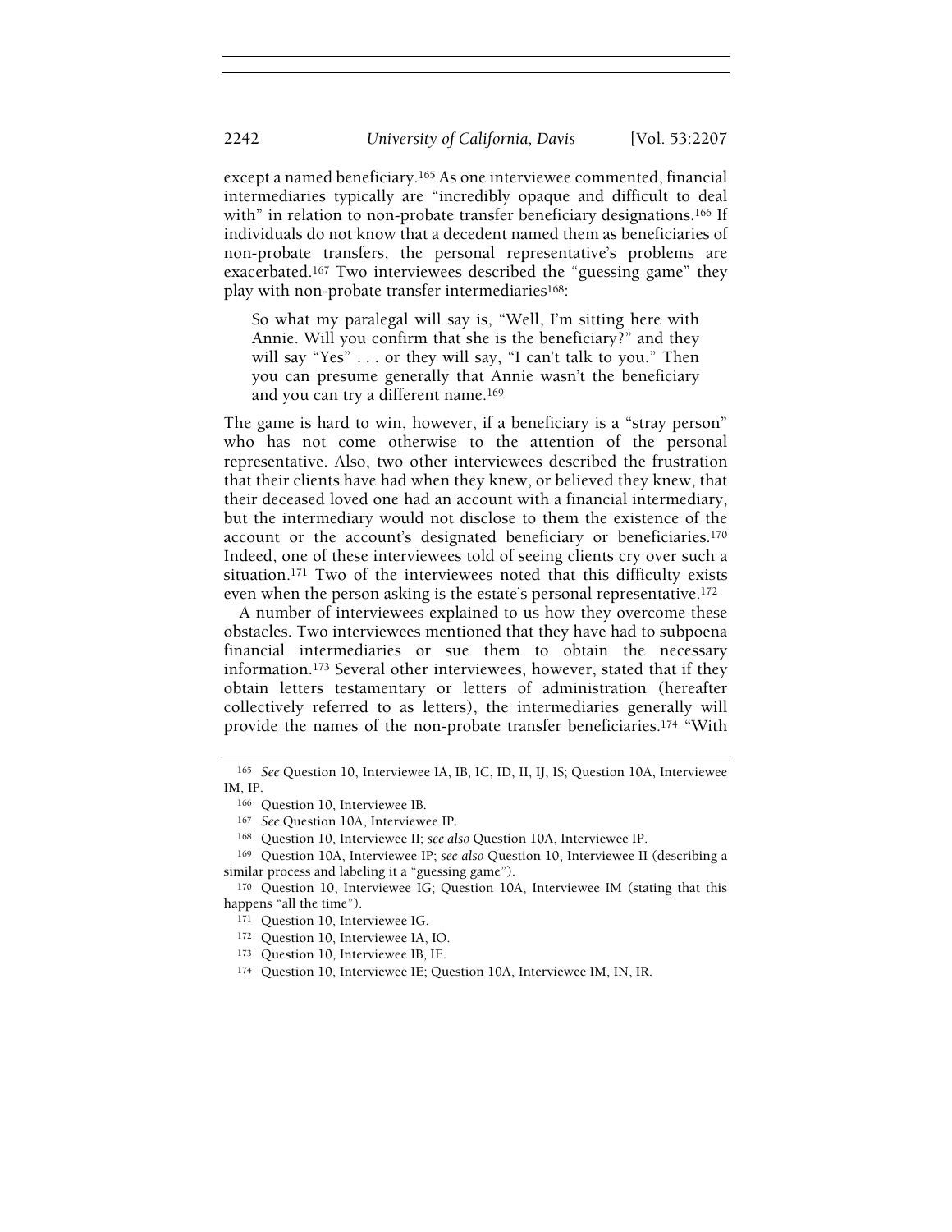except a named beneficiary.[165] As one interviewee commented, financial intermediaries typically are "incredibly opaque and difficult to deal with" in relation to non-probate transfer beneficiary designations.[166] If individuals do not know that a decedent named them as beneficiaries of non-probate transfers, the personal representative's problems are exacerbated.[167] Two interviewees described the "guessing game" they play with non-probate transfer intermediaries[168]:

> So what my paralegal will say is, "Well, I'm sitting here with Annie. Will you confirm that she is the beneficiary?" and they will say "Yes" . . . or they will say, "I can't talk to you." Then you can presume generally that Annie wasn't the beneficiary and you can try a different name.[169]

The game is hard to win, however, if a beneficiary is a "stray person" who has not come otherwise to the attention of the personal representative. Also, two other interviewees described the frustration that their clients have had when they knew, or believed they knew, that their deceased loved one had an account with a financial intermediary, but the intermediary would not disclose to them the existence of the account or the account's designated beneficiary or beneficiaries.[170] Indeed, one of these interviewees told of seeing clients cry over such a situation.[171] Two of the interviewees noted that this difficulty exists even when the person asking is the estate's personal representative.[172]

A number of interviewees explained to us how they overcome these obstacles. Two interviewees mentioned that they have had to subpoena financial intermediaries or sue them to obtain the necessary information.[173] Several other interviewees, however, stated that if they obtain letters testamentary or letters of administration (hereafter collectively referred to as letters), the intermediaries generally will provide the names of the non-probate transfer beneficiaries.[174] "With

---

[165] *See* Question 10, Interviewee IA, IB, IC, ID, II, IJ, IS; Question 10A, Interviewee IM, IP.

[166] Question 10, Interviewee IB.

[167] *See* Question 10A, Interviewee IP.

[168] Question 10, Interviewee II; *see also* Question 10A, Interviewee IP.

[169] Question 10A, Interviewee IP; *see also* Question 10, Interviewee II (describing a similar process and labeling it a "guessing game").

[170] Question 10, Interviewee IG; Question 10A, Interviewee IM (stating that this happens "all the time").

[171] Question 10, Interviewee IG.

[172] Question 10, Interviewee IA, IO.

[173] Question 10, Interviewee IB, IF.

[174] Question 10, Interviewee IE; Question 10A, Interviewee IM, IN, IR.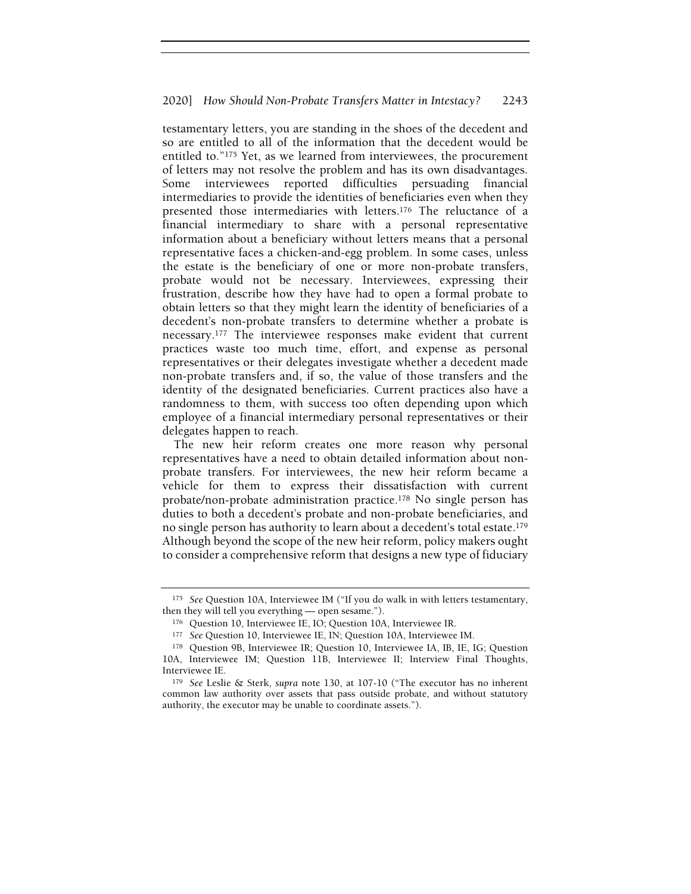testamentary letters, you are standing in the shoes of the decedent and so are entitled to all of the information that the decedent would be entitled to."[175] Yet, as we learned from interviewees, the procurement of letters may not resolve the problem and has its own disadvantages. Some interviewees reported difficulties persuading financial intermediaries to provide the identities of beneficiaries even when they presented those intermediaries with letters.[176] The reluctance of a financial intermediary to share with a personal representative information about a beneficiary without letters means that a personal representative faces a chicken-and-egg problem. In some cases, unless the estate is the beneficiary of one or more non-probate transfers, probate would not be necessary. Interviewees, expressing their frustration, describe how they have had to open a formal probate to obtain letters so that they might learn the identity of beneficiaries of a decedent's non-probate transfers to determine whether a probate is necessary.[177] The interviewee responses make evident that current practices waste too much time, effort, and expense as personal representatives or their delegates investigate whether a decedent made non-probate transfers and, if so, the value of those transfers and the identity of the designated beneficiaries. Current practices also have a randomness to them, with success too often depending upon which employee of a financial intermediary personal representatives or their delegates happen to reach.

The new heir reform creates one more reason why personal representatives have a need to obtain detailed information about non-probate transfers. For interviewees, the new heir reform became a vehicle for them to express their dissatisfaction with current probate/non-probate administration practice.[178] No single person has duties to both a decedent's probate and non-probate beneficiaries, and no single person has authority to learn about a decedent's total estate.[179] Although beyond the scope of the new heir reform, policy makers ought to consider a comprehensive reform that designs a new type of fiduciary

---

[175] *See* Question 10A, Interviewee IM ("If you do walk in with letters testamentary, then they will tell you everything — open sesame.").

[176] Question 10, Interviewee IE, IO; Question 10A, Interviewee IR.

[177] *See* Question 10, Interviewee IE, IN; Question 10A, Interviewee IM.

[178] Question 9B, Interviewee IR; Question 10, Interviewee IA, IB, IE, IG; Question 10A, Interviewee IM; Question 11B, Interviewee II; Interview Final Thoughts, Interviewee IE.

[179] *See* Leslie & Sterk, *supra* note 130, at 107-10 ("The executor has no inherent common law authority over assets that pass outside probate, and without statutory authority, the executor may be unable to coordinate assets.").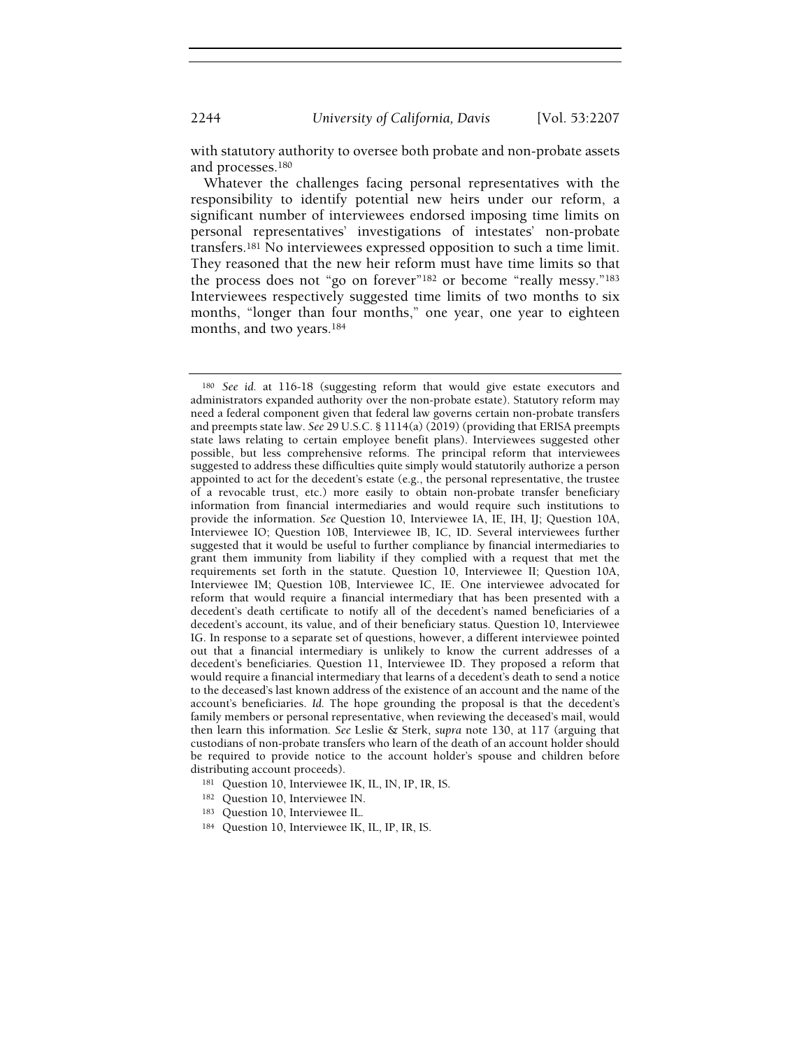with statutory authority to oversee both probate and non-probate assets and processes.[180]

Whatever the challenges facing personal representatives with the responsibility to identify potential new heirs under our reform, a significant number of interviewees endorsed imposing time limits on personal representatives' investigations of intestates' non-probate transfers.[181] No interviewees expressed opposition to such a time limit. They reasoned that the new heir reform must have time limits so that the process does not "go on forever"[182] or become "really messy."[183] Interviewees respectively suggested time limits of two months to six months, "longer than four months," one year, one year to eighteen months, and two years.[184]

---

[180] *See id.* at 116-18 (suggesting reform that would give estate executors and administrators expanded authority over the non-probate estate). Statutory reform may need a federal component given that federal law governs certain non-probate transfers and preempts state law. *See* 29 U.S.C. § 1114(a) (2019) (providing that ERISA preempts state laws relating to certain employee benefit plans). Interviewees suggested other possible, but less comprehensive reforms. The principal reform that interviewees suggested to address these difficulties quite simply would statutorily authorize a person appointed to act for the decedent's estate (e.g., the personal representative, the trustee of a revocable trust, etc.) more easily to obtain non-probate transfer beneficiary information from financial intermediaries and would require such institutions to provide the information. *See* Question 10, Interviewee IA, IE, IH, IJ; Question 10A, Interviewee IO; Question 10B, Interviewee IB, IC, ID. Several interviewees further suggested that it would be useful to further compliance by financial intermediaries to grant them immunity from liability if they complied with a request that met the requirements set forth in the statute. Question 10, Interviewee II; Question 10A, Interviewee IM; Question 10B, Interviewee IC, IE. One interviewee advocated for reform that would require a financial intermediary that has been presented with a decedent's death certificate to notify all of the decedent's named beneficiaries of a decedent's account, its value, and of their beneficiary status. Question 10, Interviewee IG. In response to a separate set of questions, however, a different interviewee pointed out that a financial intermediary is unlikely to know the current addresses of a decedent's beneficiaries. Question 11, Interviewee ID. They proposed a reform that would require a financial intermediary that learns of a decedent's death to send a notice to the deceased's last known address of the existence of an account and the name of the account's beneficiaries. *Id.* The hope grounding the proposal is that the decedent's family members or personal representative, when reviewing the deceased's mail, would then learn this information. *See* Leslie & Sterk, *supra* note 130, at 117 (arguing that custodians of non-probate transfers who learn of the death of an account holder should be required to provide notice to the account holder's spouse and children before distributing account proceeds).

[181] Question 10, Interviewee IK, IL, IN, IP, IR, IS.

[182] Question 10, Interviewee IN.

[183] Question 10, Interviewee IL.

[184] Question 10, Interviewee IK, IL, IP, IR, IS.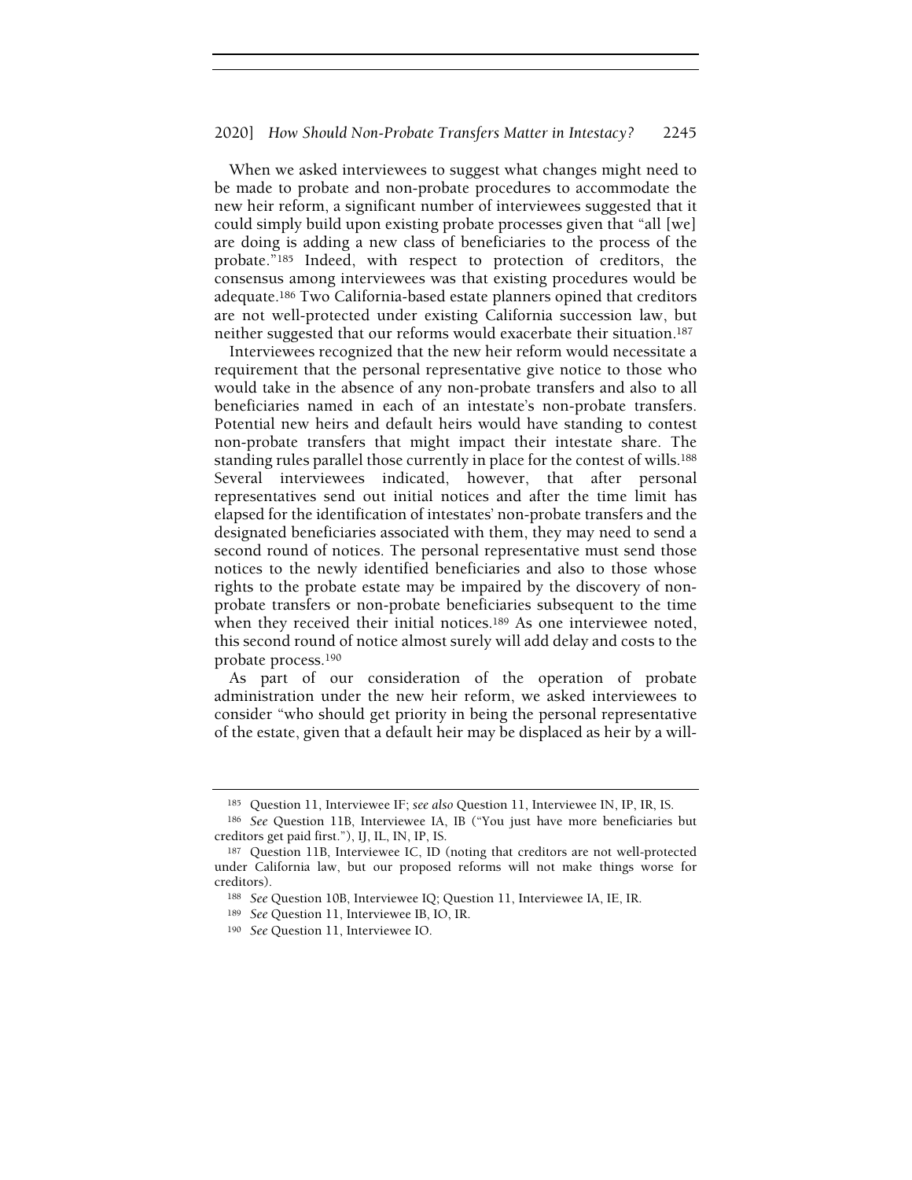When we asked interviewees to suggest what changes might need to be made to probate and non-probate procedures to accommodate the new heir reform, a significant number of interviewees suggested that it could simply build upon existing probate processes given that "all [we] are doing is adding a new class of beneficiaries to the process of the probate."[185] Indeed, with respect to protection of creditors, the consensus among interviewees was that existing procedures would be adequate.[186] Two California-based estate planners opined that creditors are not well-protected under existing California succession law, but neither suggested that our reforms would exacerbate their situation.[187]

Interviewees recognized that the new heir reform would necessitate a requirement that the personal representative give notice to those who would take in the absence of any non-probate transfers and also to all beneficiaries named in each of an intestate's non-probate transfers. Potential new heirs and default heirs would have standing to contest non-probate transfers that might impact their intestate share. The standing rules parallel those currently in place for the contest of wills.[188] Several interviewees indicated, however, that after personal representatives send out initial notices and after the time limit has elapsed for the identification of intestates' non-probate transfers and the designated beneficiaries associated with them, they may need to send a second round of notices. The personal representative must send those notices to the newly identified beneficiaries and also to those whose rights to the probate estate may be impaired by the discovery of non-probate transfers or non-probate beneficiaries subsequent to the time when they received their initial notices.[189] As one interviewee noted, this second round of notice almost surely will add delay and costs to the probate process.[190]

As part of our consideration of the operation of probate administration under the new heir reform, we asked interviewees to consider "who should get priority in being the personal representative of the estate, given that a default heir may be displaced as heir by a will-

---

[185] Question 11, Interviewee IF; *see also* Question 11, Interviewee IN, IP, IR, IS.

[186] *See* Question 11B, Interviewee IA, IB ("You just have more beneficiaries but creditors get paid first."), IJ, IL, IN, IP, IS.

[187] Question 11B, Interviewee IC, ID (noting that creditors are not well-protected under California law, but our proposed reforms will not make things worse for creditors).

[188] *See* Question 10B, Interviewee IQ; Question 11, Interviewee IA, IE, IR.

[189] *See* Question 11, Interviewee IB, IO, IR.

[190] *See* Question 11, Interviewee IO.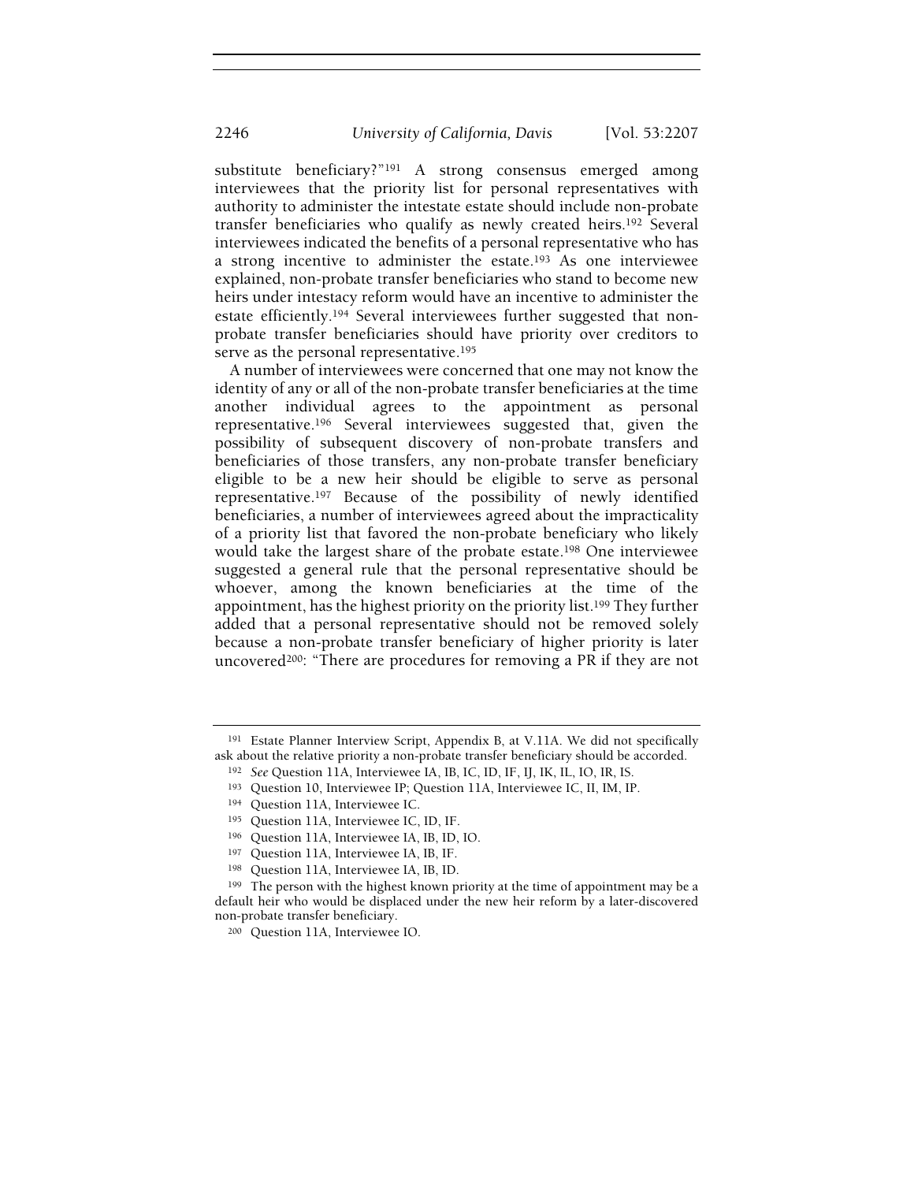substitute beneficiary?"[191] A strong consensus emerged among interviewees that the priority list for personal representatives with authority to administer the intestate estate should include non-probate transfer beneficiaries who qualify as newly created heirs.[192] Several interviewees indicated the benefits of a personal representative who has a strong incentive to administer the estate.[193] As one interviewee explained, non-probate transfer beneficiaries who stand to become new heirs under intestacy reform would have an incentive to administer the estate efficiently.[194] Several interviewees further suggested that non-probate transfer beneficiaries should have priority over creditors to serve as the personal representative.[195]

A number of interviewees were concerned that one may not know the identity of any or all of the non-probate transfer beneficiaries at the time another individual agrees to the appointment as personal representative.[196] Several interviewees suggested that, given the possibility of subsequent discovery of non-probate transfers and beneficiaries of those transfers, any non-probate transfer beneficiary eligible to be a new heir should be eligible to serve as personal representative.[197] Because of the possibility of newly identified beneficiaries, a number of interviewees agreed about the impracticality of a priority list that favored the non-probate beneficiary who likely would take the largest share of the probate estate.[198] One interviewee suggested a general rule that the personal representative should be whoever, among the known beneficiaries at the time of the appointment, has the highest priority on the priority list.[199] They further added that a personal representative should not be removed solely because a non-probate transfer beneficiary of higher priority is later uncovered[200]: "There are procedures for removing a PR if they are not

---

[191] Estate Planner Interview Script, Appendix B, at V.11A. We did not specifically ask about the relative priority a non-probate transfer beneficiary should be accorded.

[192] *See* Question 11A, Interviewee IA, IB, IC, ID, IF, IJ, IK, IL, IO, IR, IS.

[193] Question 10, Interviewee IP; Question 11A, Interviewee IC, II, IM, IP.

[194] Question 11A, Interviewee IC.

[195] Question 11A, Interviewee IC, ID, IF.

[196] Question 11A, Interviewee IA, IB, ID, IO.

[197] Question 11A, Interviewee IA, IB, IF.

[198] Question 11A, Interviewee IA, IB, ID.

[199] The person with the highest known priority at the time of appointment may be a default heir who would be displaced under the new heir reform by a later-discovered non-probate transfer beneficiary.

[200] Question 11A, Interviewee IO.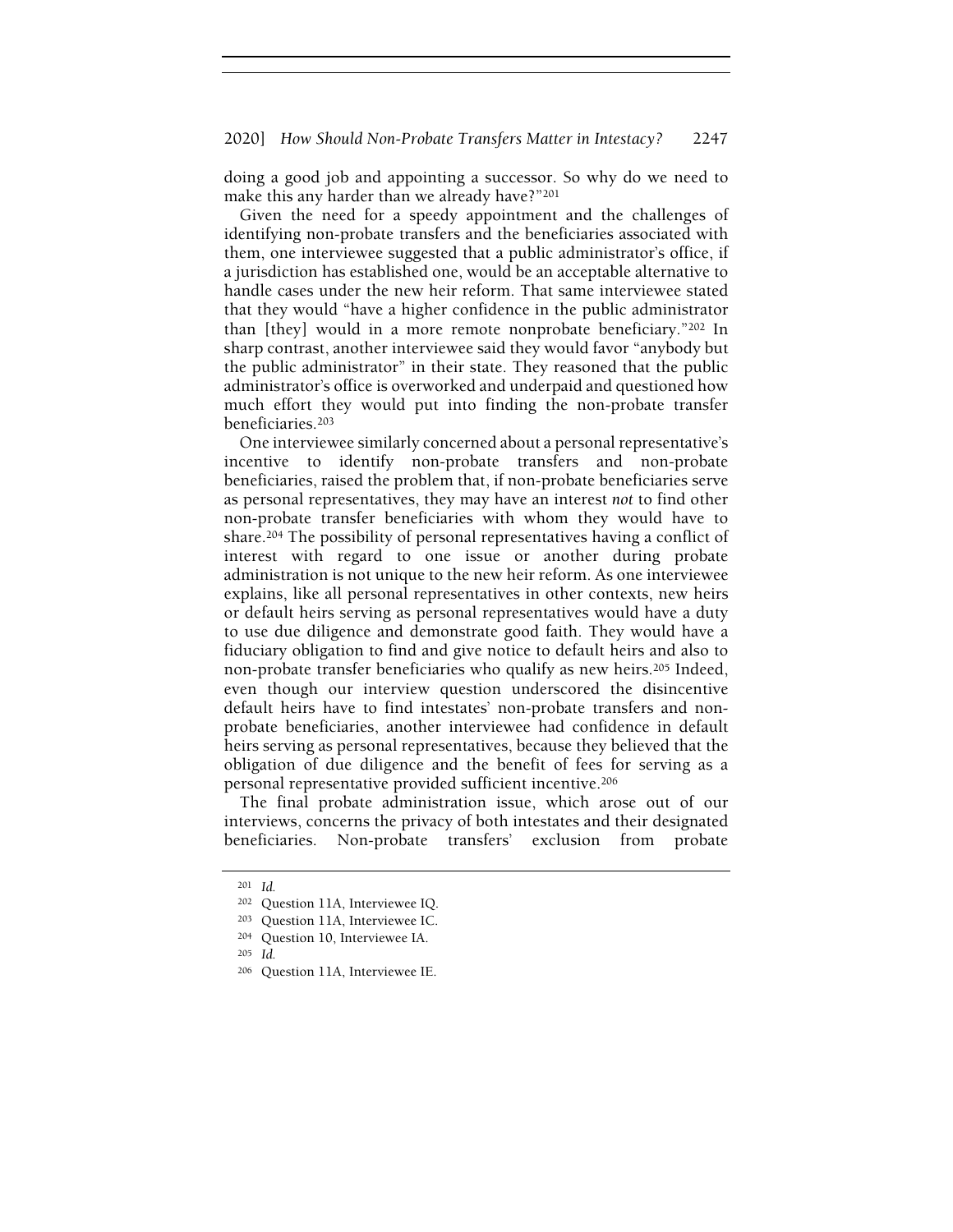doing a good job and appointing a successor. So why do we need to make this any harder than we already have?"[201]

Given the need for a speedy appointment and the challenges of identifying non-probate transfers and the beneficiaries associated with them, one interviewee suggested that a public administrator's office, if a jurisdiction has established one, would be an acceptable alternative to handle cases under the new heir reform. That same interviewee stated that they would "have a higher confidence in the public administrator than [they] would in a more remote nonprobate beneficiary."[202] In sharp contrast, another interviewee said they would favor "anybody but the public administrator" in their state. They reasoned that the public administrator's office is overworked and underpaid and questioned how much effort they would put into finding the non-probate transfer beneficiaries.[203]

One interviewee similarly concerned about a personal representative's incentive to identify non-probate transfers and non-probate beneficiaries, raised the problem that, if non-probate beneficiaries serve as personal representatives, they may have an interest *not* to find other non-probate transfer beneficiaries with whom they would have to share.[204] The possibility of personal representatives having a conflict of interest with regard to one issue or another during probate administration is not unique to the new heir reform. As one interviewee explains, like all personal representatives in other contexts, new heirs or default heirs serving as personal representatives would have a duty to use due diligence and demonstrate good faith. They would have a fiduciary obligation to find and give notice to default heirs and also to non-probate transfer beneficiaries who qualify as new heirs.[205] Indeed, even though our interview question underscored the disincentive default heirs have to find intestates' non-probate transfers and non-probate beneficiaries, another interviewee had confidence in default heirs serving as personal representatives, because they believed that the obligation of due diligence and the benefit of fees for serving as a personal representative provided sufficient incentive.[206]

The final probate administration issue, which arose out of our interviews, concerns the privacy of both intestates and their designated beneficiaries. Non-probate transfers' exclusion from probate

---

[201] *Id.*

[202] Question 11A, Interviewee IQ.

[203] Question 11A, Interviewee IC.

[204] Question 10, Interviewee IA.

[205] *Id.*

[206] Question 11A, Interviewee IE.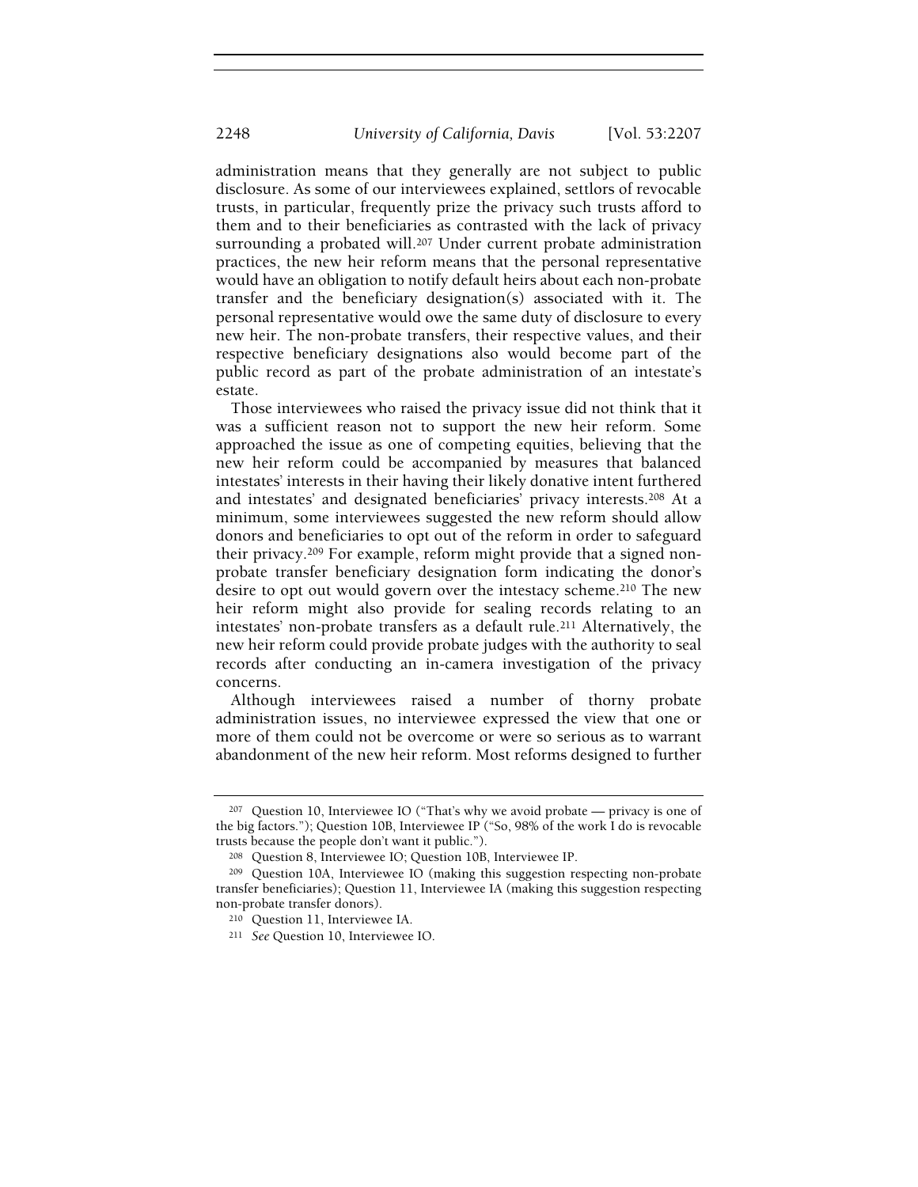administration means that they generally are not subject to public disclosure. As some of our interviewees explained, settlors of revocable trusts, in particular, frequently prize the privacy such trusts afford to them and to their beneficiaries as contrasted with the lack of privacy surrounding a probated will.[207] Under current probate administration practices, the new heir reform means that the personal representative would have an obligation to notify default heirs about each non-probate transfer and the beneficiary designation(s) associated with it. The personal representative would owe the same duty of disclosure to every new heir. The non-probate transfers, their respective values, and their respective beneficiary designations also would become part of the public record as part of the probate administration of an intestate's estate.

Those interviewees who raised the privacy issue did not think that it was a sufficient reason not to support the new heir reform. Some approached the issue as one of competing equities, believing that the new heir reform could be accompanied by measures that balanced intestates' interests in their having their likely donative intent furthered and intestates' and designated beneficiaries' privacy interests.[208] At a minimum, some interviewees suggested the new reform should allow donors and beneficiaries to opt out of the reform in order to safeguard their privacy.[209] For example, reform might provide that a signed non-probate transfer beneficiary designation form indicating the donor's desire to opt out would govern over the intestacy scheme.[210] The new heir reform might also provide for sealing records relating to an intestates' non-probate transfers as a default rule.[211] Alternatively, the new heir reform could provide probate judges with the authority to seal records after conducting an in-camera investigation of the privacy concerns.

Although interviewees raised a number of thorny probate administration issues, no interviewee expressed the view that one or more of them could not be overcome or were so serious as to warrant abandonment of the new heir reform. Most reforms designed to further

---

[207] Question 10, Interviewee IO ("That's why we avoid probate — privacy is one of the big factors."); Question 10B, Interviewee IP ("So, 98% of the work I do is revocable trusts because the people don't want it public.").

[208] Question 8, Interviewee IO; Question 10B, Interviewee IP.

[209] Question 10A, Interviewee IO (making this suggestion respecting non-probate transfer beneficiaries); Question 11, Interviewee IA (making this suggestion respecting non-probate transfer donors).

[210] Question 11, Interviewee IA.

[211] *See* Question 10, Interviewee IO.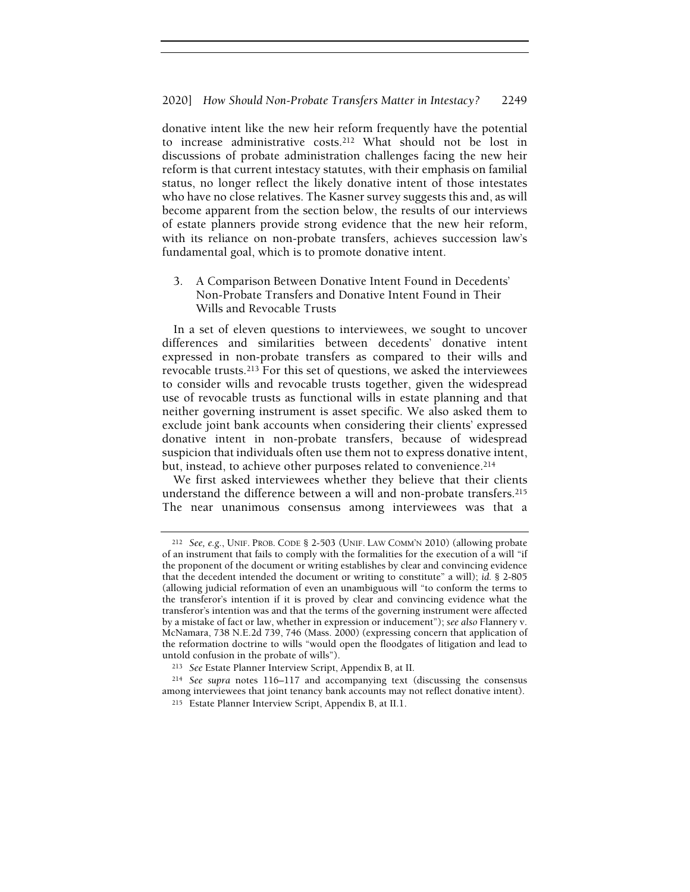donative intent like the new heir reform frequently have the potential to increase administrative costs.[212] What should not be lost in discussions of probate administration challenges facing the new heir reform is that current intestacy statutes, with their emphasis on familial status, no longer reflect the likely donative intent of those intestates who have no close relatives. The Kasner survey suggests this and, as will become apparent from the section below, the results of our interviews of estate planners provide strong evidence that the new heir reform, with its reliance on non-probate transfers, achieves succession law's fundamental goal, which is to promote donative intent.

### 3. A Comparison Between Donative Intent Found in Decedents' Non-Probate Transfers and Donative Intent Found in Their Wills and Revocable Trusts

In a set of eleven questions to interviewees, we sought to uncover differences and similarities between decedents' donative intent expressed in non-probate transfers as compared to their wills and revocable trusts.[213] For this set of questions, we asked the interviewees to consider wills and revocable trusts together, given the widespread use of revocable trusts as functional wills in estate planning and that neither governing instrument is asset specific. We also asked them to exclude joint bank accounts when considering their clients' expressed donative intent in non-probate transfers, because of widespread suspicion that individuals often use them not to express donative intent, but, instead, to achieve other purposes related to convenience.[214]

We first asked interviewees whether they believe that their clients understand the difference between a will and non-probate transfers.[215] The near unanimous consensus among interviewees was that a

---

[212] *See, e.g.*, UNIF. PROB. CODE § 2-503 (UNIF. LAW COMM'N 2010) (allowing probate of an instrument that fails to comply with the formalities for the execution of a will "if the proponent of the document or writing establishes by clear and convincing evidence that the decedent intended the document or writing to constitute" a will); *id.* § 2-805 (allowing judicial reformation of even an unambiguous will "to conform the terms to the transferor's intention if it is proved by clear and convincing evidence what the transferor's intention was and that the terms of the governing instrument were affected by a mistake of fact or law, whether in expression or inducement"); *see also* Flannery v. McNamara, 738 N.E.2d 739, 746 (Mass. 2000) (expressing concern that application of the reformation doctrine to wills "would open the floodgates of litigation and lead to untold confusion in the probate of wills").

[213] *See* Estate Planner Interview Script, Appendix B, at II.

[214] *See supra* notes 116–117 and accompanying text (discussing the consensus among interviewees that joint tenancy bank accounts may not reflect donative intent).

[215] Estate Planner Interview Script, Appendix B, at II.1.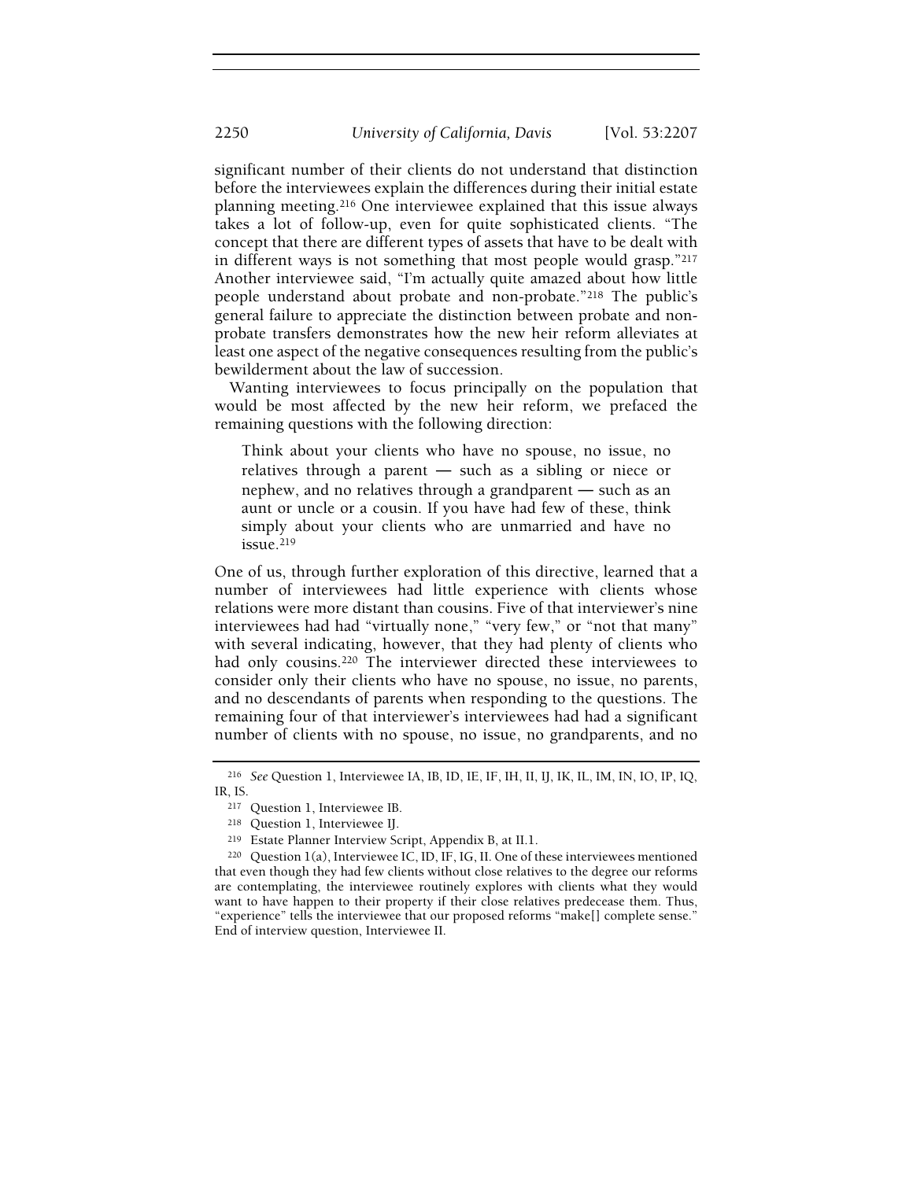significant number of their clients do not understand that distinction before the interviewees explain the differences during their initial estate planning meeting.[216] One interviewee explained that this issue always takes a lot of follow-up, even for quite sophisticated clients. "The concept that there are different types of assets that have to be dealt with in different ways is not something that most people would grasp."[217] Another interviewee said, "I'm actually quite amazed about how little people understand about probate and non-probate."[218] The public's general failure to appreciate the distinction between probate and non-probate transfers demonstrates how the new heir reform alleviates at least one aspect of the negative consequences resulting from the public's bewilderment about the law of succession.

Wanting interviewees to focus principally on the population that would be most affected by the new heir reform, we prefaced the remaining questions with the following direction:

> Think about your clients who have no spouse, no issue, no relatives through a parent — such as a sibling or niece or nephew, and no relatives through a grandparent — such as an aunt or uncle or a cousin. If you have had few of these, think simply about your clients who are unmarried and have no issue.[219]

One of us, through further exploration of this directive, learned that a number of interviewees had little experience with clients whose relations were more distant than cousins. Five of that interviewer's nine interviewees had had "virtually none," "very few," or "not that many" with several indicating, however, that they had plenty of clients who had only cousins.[220] The interviewer directed these interviewees to consider only their clients who have no spouse, no issue, no parents, and no descendants of parents when responding to the questions. The remaining four of that interviewer's interviewees had had a significant number of clients with no spouse, no issue, no grandparents, and no

---

[216] *See* Question 1, Interviewee IA, IB, ID, IE, IF, IH, II, IJ, IK, IL, IM, IN, IO, IP, IQ, IR, IS.

[217] Question 1, Interviewee IB.

[218] Question 1, Interviewee IJ.

[219] Estate Planner Interview Script, Appendix B, at II.1.

[220] Question 1(a), Interviewee IC, ID, IF, IG, II. One of these interviewees mentioned that even though they had few clients without close relatives to the degree our reforms are contemplating, the interviewee routinely explores with clients what they would want to have happen to their property if their close relatives predecease them. Thus, "experience" tells the interviewee that our proposed reforms "make[] complete sense." End of interview question, Interviewee II.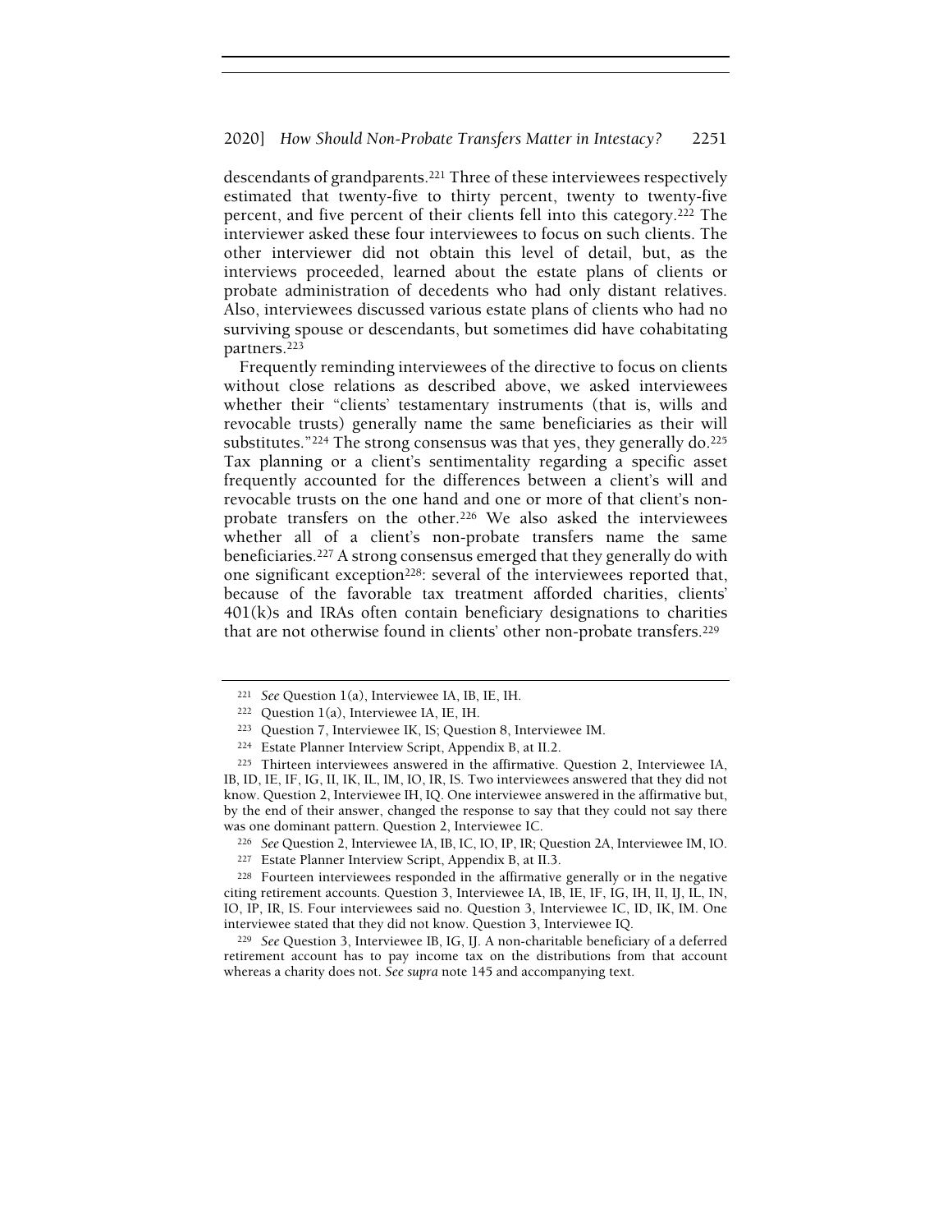descendants of grandparents.[221] Three of these interviewees respectively estimated that twenty-five to thirty percent, twenty to twenty-five percent, and five percent of their clients fell into this category.[222] The interviewer asked these four interviewees to focus on such clients. The other interviewer did not obtain this level of detail, but, as the interviews proceeded, learned about the estate plans of clients or probate administration of decedents who had only distant relatives. Also, interviewees discussed various estate plans of clients who had no surviving spouse or descendants, but sometimes did have cohabitating partners.[223]

Frequently reminding interviewees of the directive to focus on clients without close relations as described above, we asked interviewees whether their "clients' testamentary instruments (that is, wills and revocable trusts) generally name the same beneficiaries as their will substitutes."[224] The strong consensus was that yes, they generally do.[225] Tax planning or a client's sentimentality regarding a specific asset frequently accounted for the differences between a client's will and revocable trusts on the one hand and one or more of that client's non-probate transfers on the other.[226] We also asked the interviewees whether all of a client's non-probate transfers name the same beneficiaries.[227] A strong consensus emerged that they generally do with one significant exception[228]: several of the interviewees reported that, because of the favorable tax treatment afforded charities, clients' 401(k)s and IRAs often contain beneficiary designations to charities that are not otherwise found in clients' other non-probate transfers.[229]

---

[221] *See* Question 1(a), Interviewee IA, IB, IE, IH.

[222] Question 1(a), Interviewee IA, IE, IH.

[223] Question 7, Interviewee IK, IS; Question 8, Interviewee IM.

[224] Estate Planner Interview Script, Appendix B, at II.2.

[225] Thirteen interviewees answered in the affirmative. Question 2, Interviewee IA, IB, ID, IE, IF, IG, II, IK, IL, IM, IO, IR, IS. Two interviewees answered that they did not know. Question 2, Interviewee IH, IQ. One interviewee answered in the affirmative but, by the end of their answer, changed the response to say that they could not say there was one dominant pattern. Question 2, Interviewee IC.

[226] *See* Question 2, Interviewee IA, IB, IC, IO, IP, IR; Question 2A, Interviewee IM, IO.

[227] Estate Planner Interview Script, Appendix B, at II.3.

[228] Fourteen interviewees responded in the affirmative generally or in the negative citing retirement accounts. Question 3, Interviewee IA, IB, IE, IF, IG, IH, II, IJ, IL, IN, IO, IP, IR, IS. Four interviewees said no. Question 3, Interviewee IC, ID, IK, IM. One interviewee stated that they did not know. Question 3, Interviewee IQ.

[229] *See* Question 3, Interviewee IB, IG, IJ. A non-charitable beneficiary of a deferred retirement account has to pay income tax on the distributions from that account whereas a charity does not. *See supra* note 145 and accompanying text.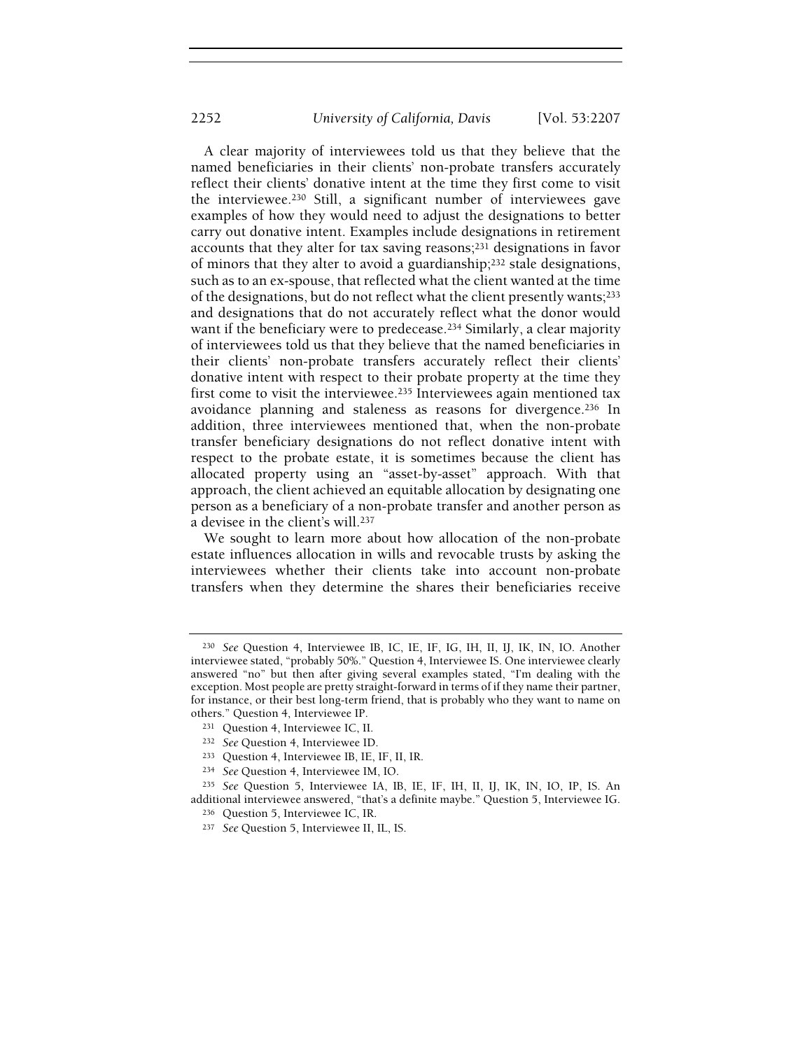A clear majority of interviewees told us that they believe that the named beneficiaries in their clients' non-probate transfers accurately reflect their clients' donative intent at the time they first come to visit the interviewee.[230] Still, a significant number of interviewees gave examples of how they would need to adjust the designations to better carry out donative intent. Examples include designations in retirement accounts that they alter for tax saving reasons;[231] designations in favor of minors that they alter to avoid a guardianship;[232] stale designations, such as to an ex-spouse, that reflected what the client wanted at the time of the designations, but do not reflect what the client presently wants;[233] and designations that do not accurately reflect what the donor would want if the beneficiary were to predecease.[234] Similarly, a clear majority of interviewees told us that they believe that the named beneficiaries in their clients' non-probate transfers accurately reflect their clients' donative intent with respect to their probate property at the time they first come to visit the interviewee.[235] Interviewees again mentioned tax avoidance planning and staleness as reasons for divergence.[236] In addition, three interviewees mentioned that, when the non-probate transfer beneficiary designations do not reflect donative intent with respect to the probate estate, it is sometimes because the client has allocated property using an "asset-by-asset" approach. With that approach, the client achieved an equitable allocation by designating one person as a beneficiary of a non-probate transfer and another person as a devisee in the client's will.[237]

We sought to learn more about how allocation of the non-probate estate influences allocation in wills and revocable trusts by asking the interviewees whether their clients take into account non-probate transfers when they determine the shares their beneficiaries receive

---

[230] *See* Question 4, Interviewee IB, IC, IE, IF, IG, IH, II, IJ, IK, IN, IO. Another interviewee stated, "probably 50%." Question 4, Interviewee IS. One interviewee clearly answered "no" but then after giving several examples stated, "I'm dealing with the exception. Most people are pretty straight-forward in terms of if they name their partner, for instance, or their best long-term friend, that is probably who they want to name on others." Question 4, Interviewee IP.

[231] Question 4, Interviewee IC, II.

[232] *See* Question 4, Interviewee ID.

[233] Question 4, Interviewee IB, IE, IF, II, IR.

[234] *See* Question 4, Interviewee IM, IO.

[235] *See* Question 5, Interviewee IA, IB, IE, IF, IH, II, IJ, IK, IN, IO, IP, IS. An additional interviewee answered, "that's a definite maybe." Question 5, Interviewee IG.

[236] Question 5, Interviewee IC, IR.

[237] *See* Question 5, Interviewee II, IL, IS.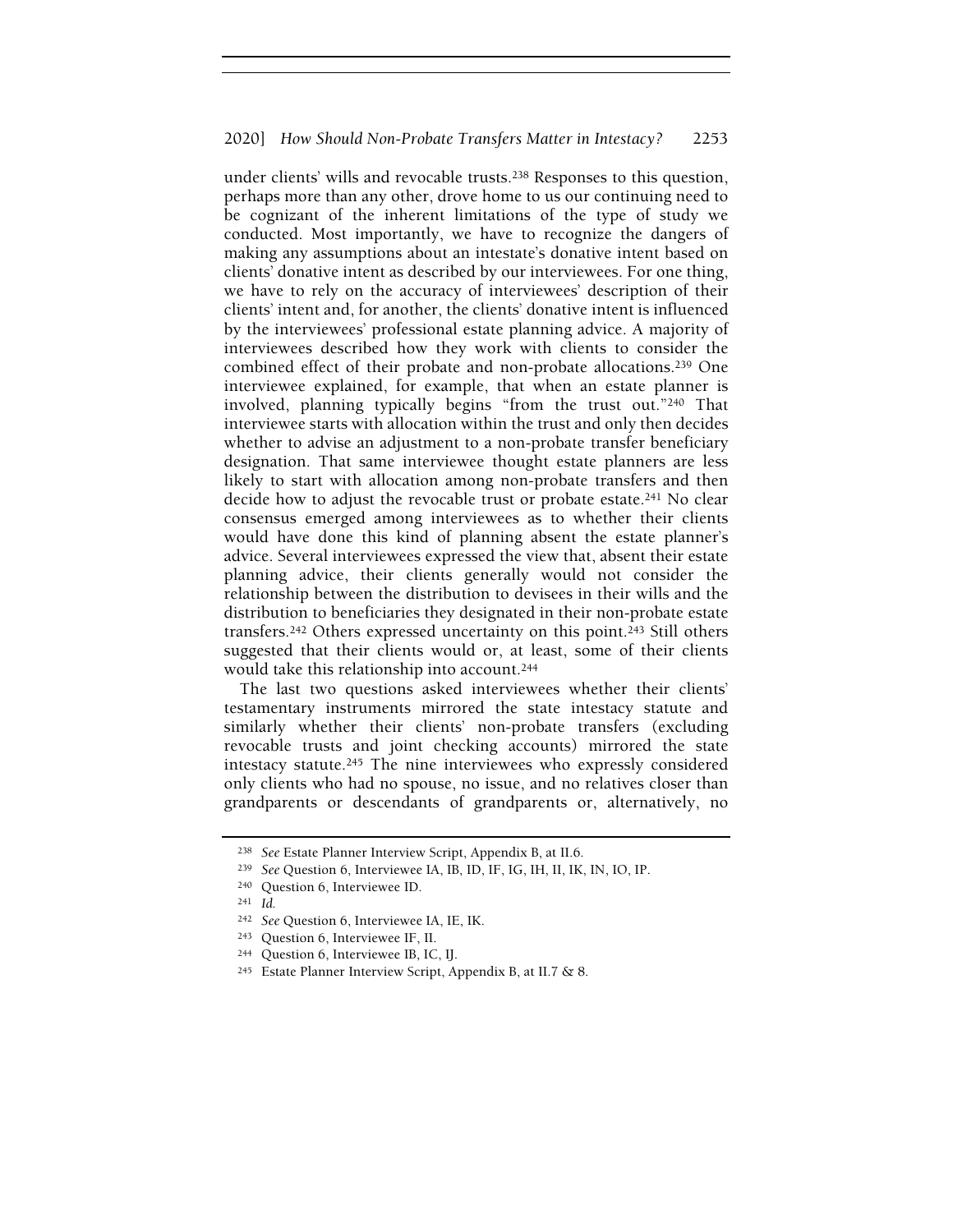under clients' wills and revocable trusts.[238] Responses to this question, perhaps more than any other, drove home to us our continuing need to be cognizant of the inherent limitations of the type of study we conducted. Most importantly, we have to recognize the dangers of making any assumptions about an intestate's donative intent based on clients' donative intent as described by our interviewees. For one thing, we have to rely on the accuracy of interviewees' description of their clients' intent and, for another, the clients' donative intent is influenced by the interviewees' professional estate planning advice. A majority of interviewees described how they work with clients to consider the combined effect of their probate and non-probate allocations.[239] One interviewee explained, for example, that when an estate planner is involved, planning typically begins "from the trust out."[240] That interviewee starts with allocation within the trust and only then decides whether to advise an adjustment to a non-probate transfer beneficiary designation. That same interviewee thought estate planners are less likely to start with allocation among non-probate transfers and then decide how to adjust the revocable trust or probate estate.[241] No clear consensus emerged among interviewees as to whether their clients would have done this kind of planning absent the estate planner's advice. Several interviewees expressed the view that, absent their estate planning advice, their clients generally would not consider the relationship between the distribution to devisees in their wills and the distribution to beneficiaries they designated in their non-probate estate transfers.[242] Others expressed uncertainty on this point.[243] Still others suggested that their clients would or, at least, some of their clients would take this relationship into account.[244]

The last two questions asked interviewees whether their clients' testamentary instruments mirrored the state intestacy statute and similarly whether their clients' non-probate transfers (excluding revocable trusts and joint checking accounts) mirrored the state intestacy statute.[245] The nine interviewees who expressly considered only clients who had no spouse, no issue, and no relatives closer than grandparents or descendants of grandparents or, alternatively, no

---

[238] *See* Estate Planner Interview Script, Appendix B, at II.6.

[239] *See* Question 6, Interviewee IA, IB, ID, IF, IG, IH, II, IK, IN, IO, IP.

[240] Question 6, Interviewee ID.

[241] *Id.*

[242] *See* Question 6, Interviewee IA, IE, IK.

[243] Question 6, Interviewee IF, II.

[244] Question 6, Interviewee IB, IC, IJ.

[245] Estate Planner Interview Script, Appendix B, at II.7 & 8.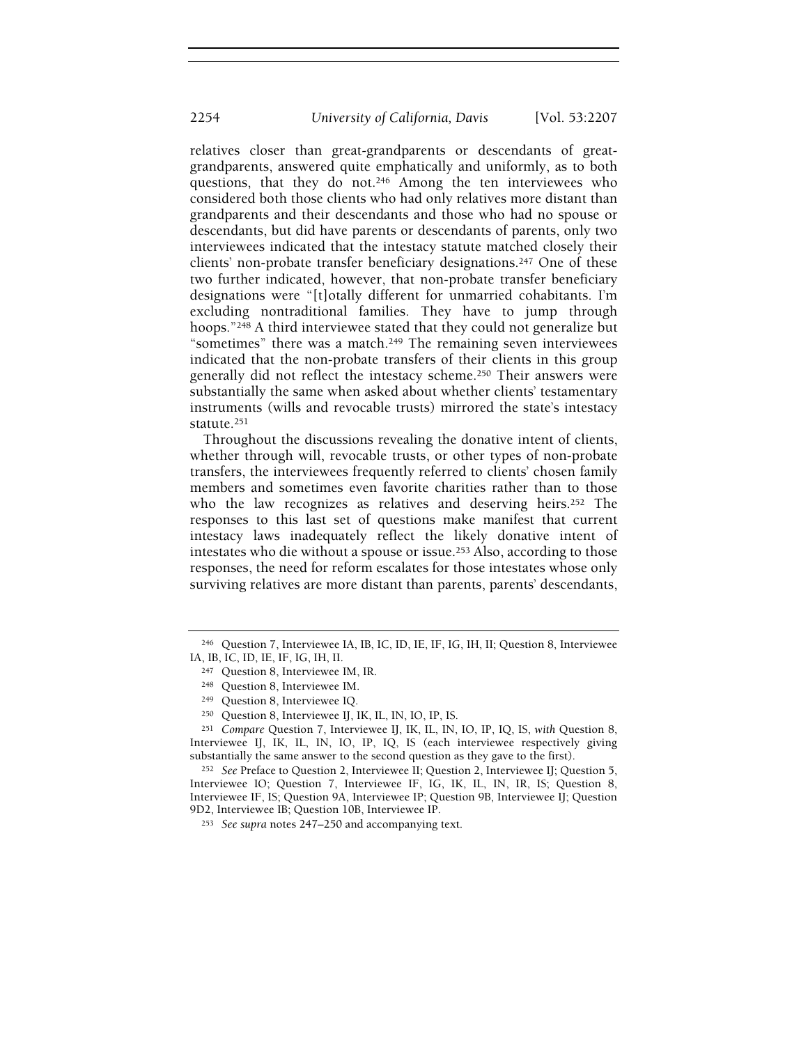relatives closer than great-grandparents or descendants of great-grandparents, answered quite emphatically and uniformly, as to both questions, that they do not.[246] Among the ten interviewees who considered both those clients who had only relatives more distant than grandparents and their descendants and those who had no spouse or descendants, but did have parents or descendants of parents, only two interviewees indicated that the intestacy statute matched closely their clients' non-probate transfer beneficiary designations.[247] One of these two further indicated, however, that non-probate transfer beneficiary designations were "[t]otally different for unmarried cohabitants. I'm excluding nontraditional families. They have to jump through hoops."[248] A third interviewee stated that they could not generalize but "sometimes" there was a match.[249] The remaining seven interviewees indicated that the non-probate transfers of their clients in this group generally did not reflect the intestacy scheme.[250] Their answers were substantially the same when asked about whether clients' testamentary instruments (wills and revocable trusts) mirrored the state's intestacy statute.[251]

Throughout the discussions revealing the donative intent of clients, whether through will, revocable trusts, or other types of non-probate transfers, the interviewees frequently referred to clients' chosen family members and sometimes even favorite charities rather than to those who the law recognizes as relatives and deserving heirs.[252] The responses to this last set of questions make manifest that current intestacy laws inadequately reflect the likely donative intent of intestates who die without a spouse or issue.[253] Also, according to those responses, the need for reform escalates for those intestates whose only surviving relatives are more distant than parents, parents' descendants,

---

[246] Question 7, Interviewee IA, IB, IC, ID, IE, IF, IG, IH, II; Question 8, Interviewee IA, IB, IC, ID, IE, IF, IG, IH, II.

[247] Question 8, Interviewee IM, IR.

[248] Question 8, Interviewee IM.

[249] Question 8, Interviewee IQ.

[250] Question 8, Interviewee IJ, IK, IL, IN, IO, IP, IS.

[251] *Compare* Question 7, Interviewee IJ, IK, IL, IN, IO, IP, IQ, IS, *with* Question 8, Interviewee IJ, IK, IL, IN, IO, IP, IQ, IS (each interviewee respectively giving substantially the same answer to the second question as they gave to the first).

[252] *See* Preface to Question 2, Interviewee II; Question 2, Interviewee IJ; Question 5, Interviewee IO; Question 7, Interviewee IF, IG, IK, IL, IN, IR, IS; Question 8, Interviewee IF, IS; Question 9A, Interviewee IP; Question 9B, Interviewee IJ; Question 9D2, Interviewee IB; Question 10B, Interviewee IP.

[253] *See supra* notes 247–250 and accompanying text.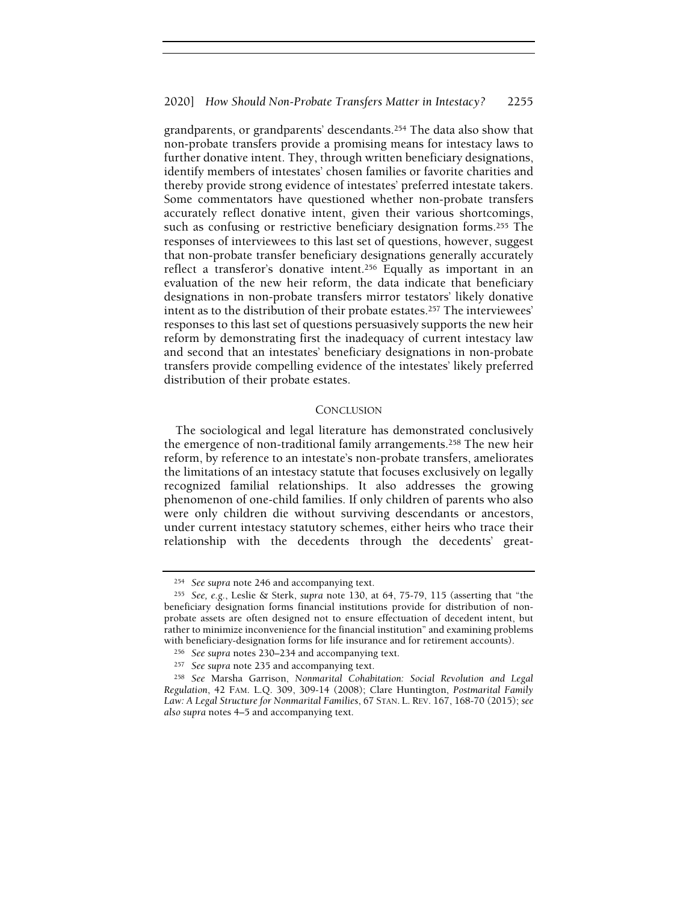grandparents, or grandparents' descendants.[254] The data also show that non-probate transfers provide a promising means for intestacy laws to further donative intent. They, through written beneficiary designations, identify members of intestates' chosen families or favorite charities and thereby provide strong evidence of intestates' preferred intestate takers. Some commentators have questioned whether non-probate transfers accurately reflect donative intent, given their various shortcomings, such as confusing or restrictive beneficiary designation forms.[255] The responses of interviewees to this last set of questions, however, suggest that non-probate transfer beneficiary designations generally accurately reflect a transferor's donative intent.[256] Equally as important in an evaluation of the new heir reform, the data indicate that beneficiary designations in non-probate transfers mirror testators' likely donative intent as to the distribution of their probate estates.[257] The interviewees' responses to this last set of questions persuasively supports the new heir reform by demonstrating first the inadequacy of current intestacy law and second that an intestates' beneficiary designations in non-probate transfers provide compelling evidence of the intestates' likely preferred distribution of their probate estates.

## CONCLUSION

The sociological and legal literature has demonstrated conclusively the emergence of non-traditional family arrangements.[258] The new heir reform, by reference to an intestate's non-probate transfers, ameliorates the limitations of an intestacy statute that focuses exclusively on legally recognized familial relationships. It also addresses the growing phenomenon of one-child families. If only children of parents who also were only children die without surviving descendants or ancestors, under current intestacy statutory schemes, either heirs who trace their relationship with the decedents through the decedents' great-

---

[254] *See supra* note 246 and accompanying text.

[255] *See, e.g.*, Leslie & Sterk, *supra* note 130, at 64, 75-79, 115 (asserting that "the beneficiary designation forms financial institutions provide for distribution of non-probate assets are often designed not to ensure effectuation of decedent intent, but rather to minimize inconvenience for the financial institution" and examining problems with beneficiary-designation forms for life insurance and for retirement accounts).

[256] *See supra* notes 230–234 and accompanying text.

[257] *See supra* note 235 and accompanying text.

[258] *See* Marsha Garrison, *Nonmarital Cohabitation: Social Revolution and Legal Regulation*, 42 FAM. L.Q. 309, 309-14 (2008); Clare Huntington, *Postmarital Family Law: A Legal Structure for Nonmarital Families*, 67 STAN. L. REV. 167, 168-70 (2015); *see also supra* notes 4–5 and accompanying text.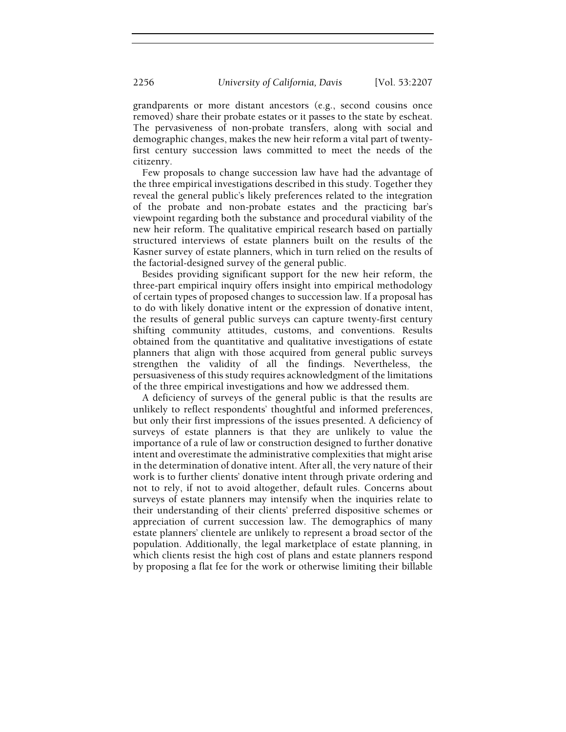grandparents or more distant ancestors (e.g., second cousins once removed) share their probate estates or it passes to the state by escheat. The pervasiveness of non-probate transfers, along with social and demographic changes, makes the new heir reform a vital part of twenty-first century succession laws committed to meet the needs of the citizenry.

Few proposals to change succession law have had the advantage of the three empirical investigations described in this study. Together they reveal the general public's likely preferences related to the integration of the probate and non-probate estates and the practicing bar's viewpoint regarding both the substance and procedural viability of the new heir reform. The qualitative empirical research based on partially structured interviews of estate planners built on the results of the Kasner survey of estate planners, which in turn relied on the results of the factorial-designed survey of the general public.

Besides providing significant support for the new heir reform, the three-part empirical inquiry offers insight into empirical methodology of certain types of proposed changes to succession law. If a proposal has to do with likely donative intent or the expression of donative intent, the results of general public surveys can capture twenty-first century shifting community attitudes, customs, and conventions. Results obtained from the quantitative and qualitative investigations of estate planners that align with those acquired from general public surveys strengthen the validity of all the findings. Nevertheless, the persuasiveness of this study requires acknowledgment of the limitations of the three empirical investigations and how we addressed them.

A deficiency of surveys of the general public is that the results are unlikely to reflect respondents' thoughtful and informed preferences, but only their first impressions of the issues presented. A deficiency of surveys of estate planners is that they are unlikely to value the importance of a rule of law or construction designed to further donative intent and overestimate the administrative complexities that might arise in the determination of donative intent. After all, the very nature of their work is to further clients' donative intent through private ordering and not to rely, if not to avoid altogether, default rules. Concerns about surveys of estate planners may intensify when the inquiries relate to their understanding of their clients' preferred dispositive schemes or appreciation of current succession law. The demographics of many estate planners' clientele are unlikely to represent a broad sector of the population. Additionally, the legal marketplace of estate planning, in which clients resist the high cost of plans and estate planners respond by proposing a flat fee for the work or otherwise limiting their billable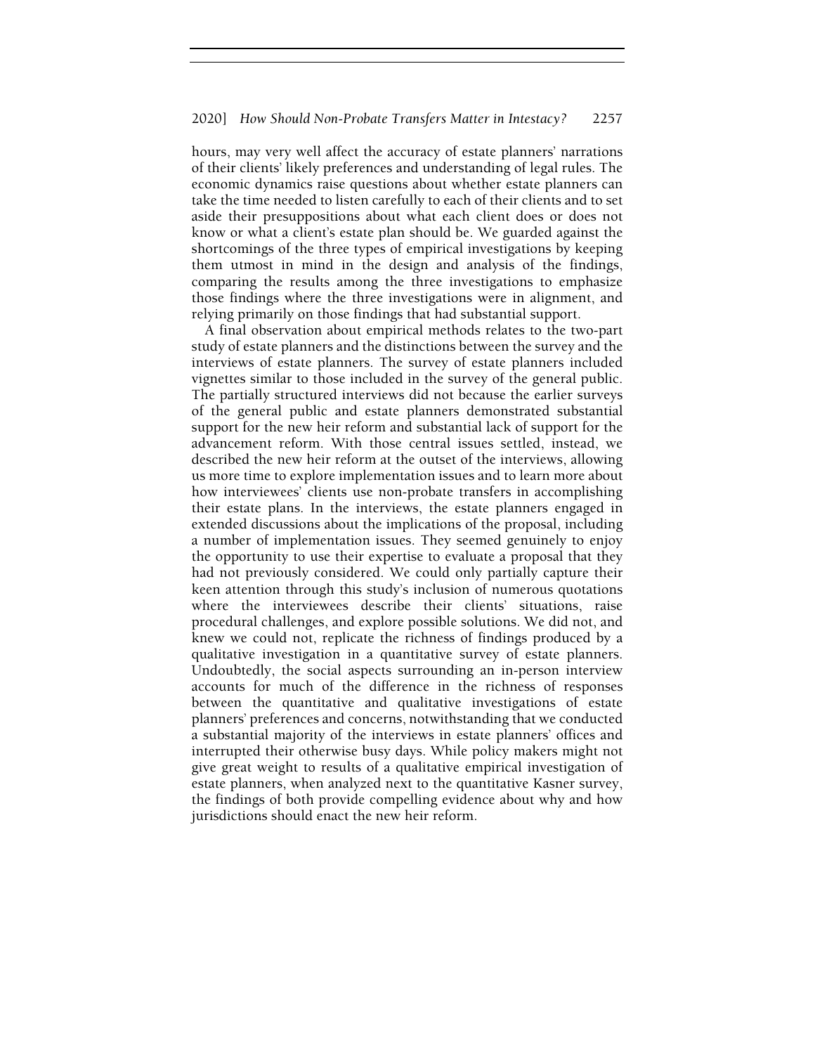hours, may very well affect the accuracy of estate planners' narrations of their clients' likely preferences and understanding of legal rules. The economic dynamics raise questions about whether estate planners can take the time needed to listen carefully to each of their clients and to set aside their presuppositions about what each client does or does not know or what a client's estate plan should be. We guarded against the shortcomings of the three types of empirical investigations by keeping them utmost in mind in the design and analysis of the findings, comparing the results among the three investigations to emphasize those findings where the three investigations were in alignment, and relying primarily on those findings that had substantial support.

A final observation about empirical methods relates to the two-part study of estate planners and the distinctions between the survey and the interviews of estate planners. The survey of estate planners included vignettes similar to those included in the survey of the general public. The partially structured interviews did not because the earlier surveys of the general public and estate planners demonstrated substantial support for the new heir reform and substantial lack of support for the advancement reform. With those central issues settled, instead, we described the new heir reform at the outset of the interviews, allowing us more time to explore implementation issues and to learn more about how interviewees' clients use non-probate transfers in accomplishing their estate plans. In the interviews, the estate planners engaged in extended discussions about the implications of the proposal, including a number of implementation issues. They seemed genuinely to enjoy the opportunity to use their expertise to evaluate a proposal that they had not previously considered. We could only partially capture their keen attention through this study's inclusion of numerous quotations where the interviewees describe their clients' situations, raise procedural challenges, and explore possible solutions. We did not, and knew we could not, replicate the richness of findings produced by a qualitative investigation in a quantitative survey of estate planners. Undoubtedly, the social aspects surrounding an in-person interview accounts for much of the difference in the richness of responses between the quantitative and qualitative investigations of estate planners' preferences and concerns, notwithstanding that we conducted a substantial majority of the interviews in estate planners' offices and interrupted their otherwise busy days. While policy makers might not give great weight to results of a qualitative empirical investigation of estate planners, when analyzed next to the quantitative Kasner survey, the findings of both provide compelling evidence about why and how jurisdictions should enact the new heir reform.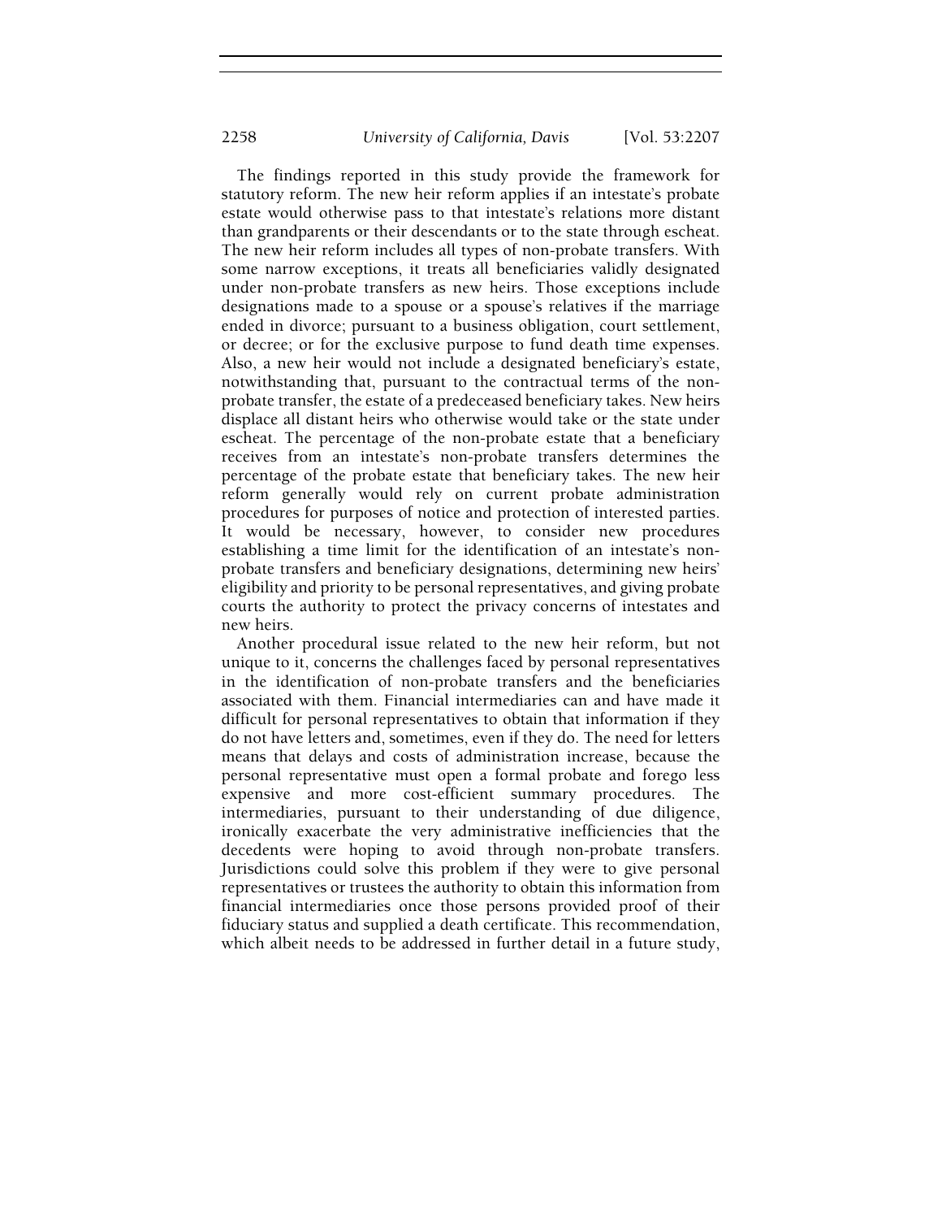The findings reported in this study provide the framework for statutory reform. The new heir reform applies if an intestate's probate estate would otherwise pass to that intestate's relations more distant than grandparents or their descendants or to the state through escheat. The new heir reform includes all types of non-probate transfers. With some narrow exceptions, it treats all beneficiaries validly designated under non-probate transfers as new heirs. Those exceptions include designations made to a spouse or a spouse's relatives if the marriage ended in divorce; pursuant to a business obligation, court settlement, or decree; or for the exclusive purpose to fund death time expenses. Also, a new heir would not include a designated beneficiary's estate, notwithstanding that, pursuant to the contractual terms of the non-probate transfer, the estate of a predeceased beneficiary takes. New heirs displace all distant heirs who otherwise would take or the state under escheat. The percentage of the non-probate estate that a beneficiary receives from an intestate's non-probate transfers determines the percentage of the probate estate that beneficiary takes. The new heir reform generally would rely on current probate administration procedures for purposes of notice and protection of interested parties. It would be necessary, however, to consider new procedures establishing a time limit for the identification of an intestate's non-probate transfers and beneficiary designations, determining new heirs' eligibility and priority to be personal representatives, and giving probate courts the authority to protect the privacy concerns of intestates and new heirs.

Another procedural issue related to the new heir reform, but not unique to it, concerns the challenges faced by personal representatives in the identification of non-probate transfers and the beneficiaries associated with them. Financial intermediaries can and have made it difficult for personal representatives to obtain that information if they do not have letters and, sometimes, even if they do. The need for letters means that delays and costs of administration increase, because the personal representative must open a formal probate and forego less expensive and more cost-efficient summary procedures. The intermediaries, pursuant to their understanding of due diligence, ironically exacerbate the very administrative inefficiencies that the decedents were hoping to avoid through non-probate transfers. Jurisdictions could solve this problem if they were to give personal representatives or trustees the authority to obtain this information from financial intermediaries once those persons provided proof of their fiduciary status and supplied a death certificate. This recommendation, which albeit needs to be addressed in further detail in a future study,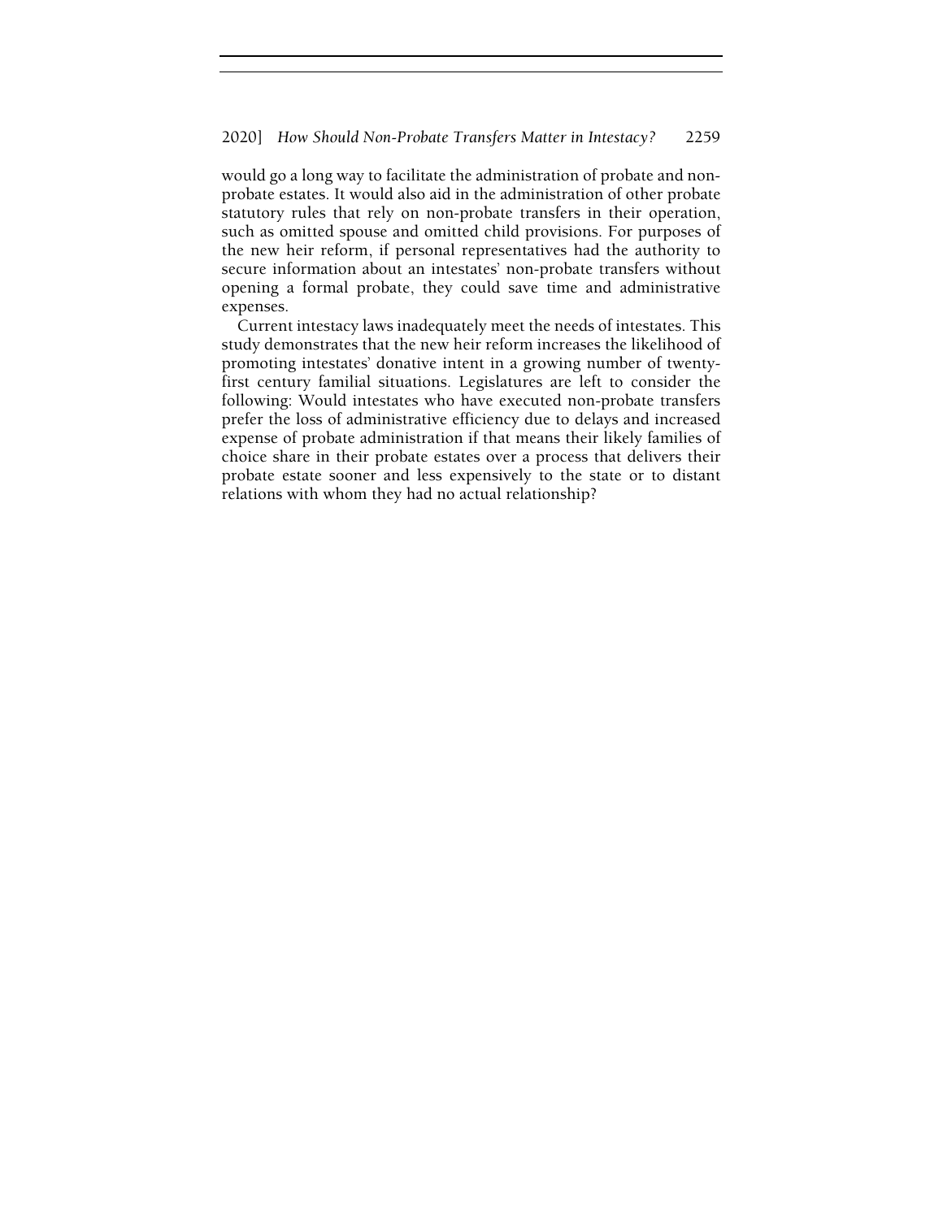would go a long way to facilitate the administration of probate and non-probate estates. It would also aid in the administration of other probate statutory rules that rely on non-probate transfers in their operation, such as omitted spouse and omitted child provisions. For purposes of the new heir reform, if personal representatives had the authority to secure information about an intestates' non-probate transfers without opening a formal probate, they could save time and administrative expenses.

Current intestacy laws inadequately meet the needs of intestates. This study demonstrates that the new heir reform increases the likelihood of promoting intestates' donative intent in a growing number of twenty-first century familial situations. Legislatures are left to consider the following: Would intestates who have executed non-probate transfers prefer the loss of administrative efficiency due to delays and increased expense of probate administration if that means their likely families of choice share in their probate estates over a process that delivers their probate estate sooner and less expensively to the state or to distant relations with whom they had no actual relationship?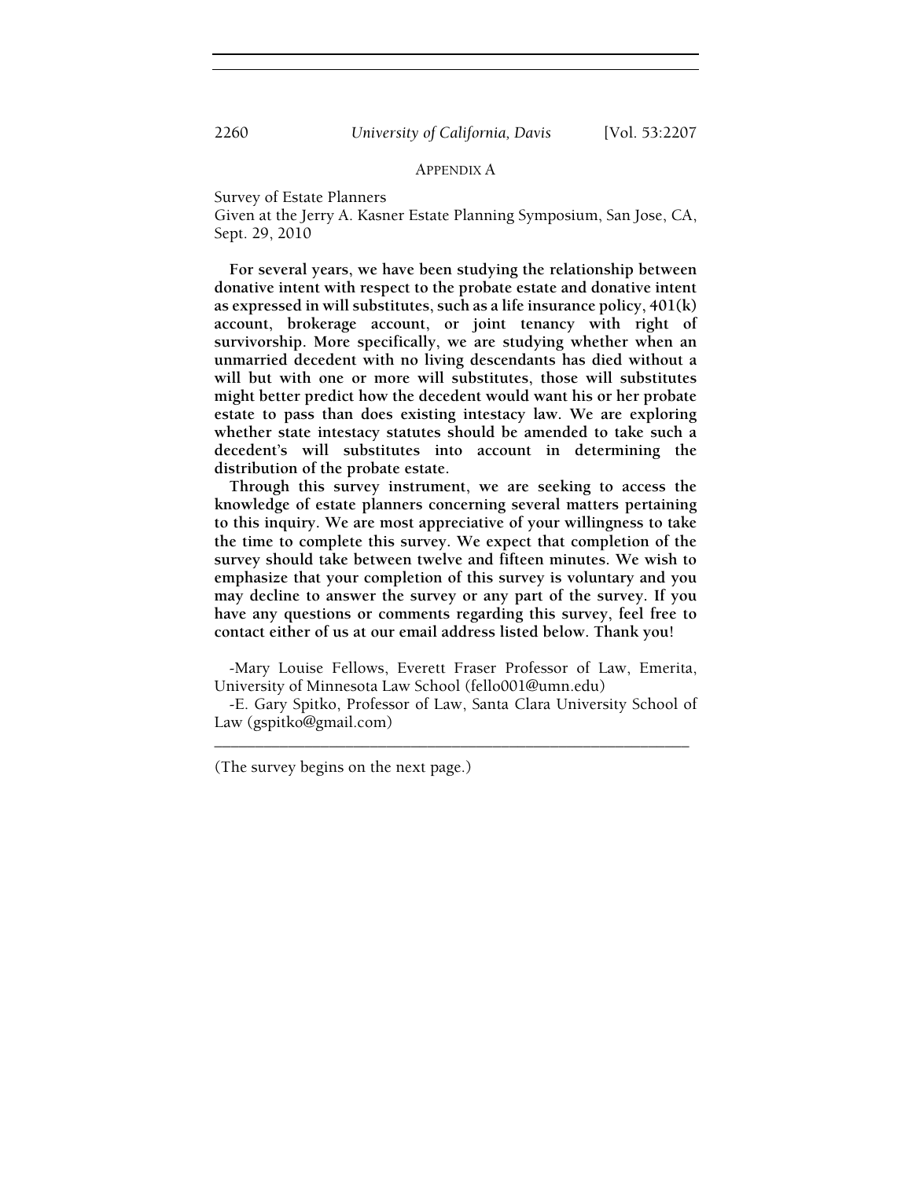## APPENDIX A

Survey of Estate Planners
Given at the Jerry A. Kasner Estate Planning Symposium, San Jose, CA, Sept. 29, 2010

**For several years, we have been studying the relationship between donative intent with respect to the probate estate and donative intent as expressed in will substitutes, such as a life insurance policy, 401(k) account, brokerage account, or joint tenancy with right of survivorship. More specifically, we are studying whether when an unmarried decedent with no living descendants has died without a will but with one or more will substitutes, those will substitutes might better predict how the decedent would want his or her probate estate to pass than does existing intestacy law. We are exploring whether state intestacy statutes should be amended to take such a decedent's will substitutes into account in determining the distribution of the probate estate.**

**Through this survey instrument, we are seeking to access the knowledge of estate planners concerning several matters pertaining to this inquiry. We are most appreciative of your willingness to take the time to complete this survey. We expect that completion of the survey should take between twelve and fifteen minutes. We wish to emphasize that your completion of this survey is voluntary and you may decline to answer the survey or any part of the survey. If you have any questions or comments regarding this survey, feel free to contact either of us at our email address listed below. Thank you!**

-Mary Louise Fellows, Everett Fraser Professor of Law, Emerita, University of Minnesota Law School (fello001@umn.edu)

-E. Gary Spitko, Professor of Law, Santa Clara University School of Law (gspitko@gmail.com)

---

(The survey begins on the next page.)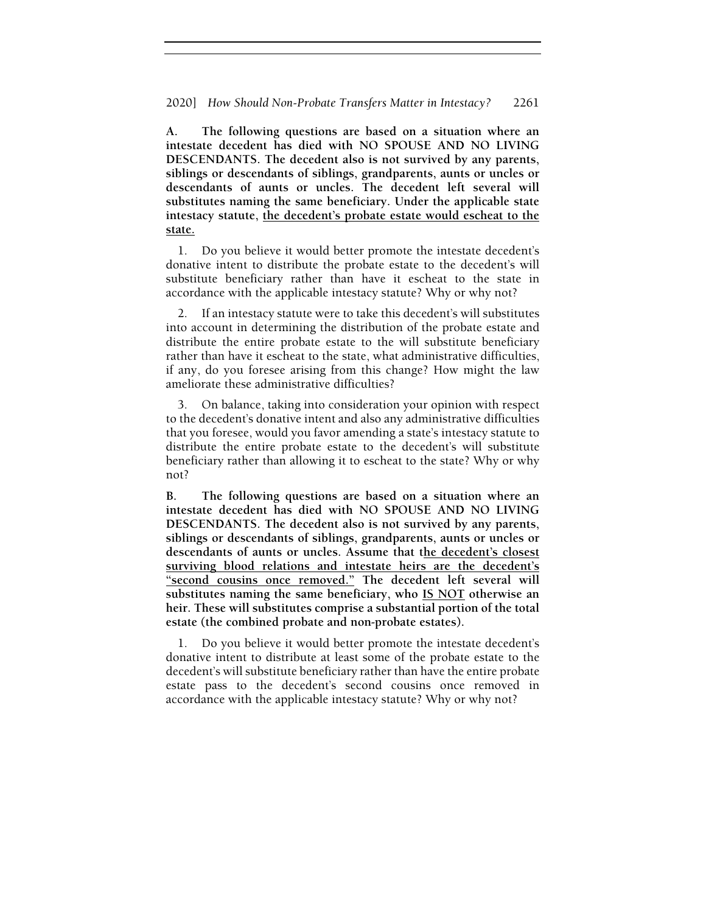**A. The following questions are based on a situation where an intestate decedent has died with NO SPOUSE AND NO LIVING DESCENDANTS. The decedent also is not survived by any parents, siblings or descendants of siblings, grandparents, aunts or uncles or descendants of aunts or uncles. The decedent left several will substitutes naming the same beneficiary. Under the applicable state intestacy statute, <u>the decedent's probate estate would escheat to the state.</u>**

1. Do you believe it would better promote the intestate decedent's donative intent to distribute the probate estate to the decedent's will substitute beneficiary rather than have it escheat to the state in accordance with the applicable intestacy statute? Why or why not?

2. If an intestacy statute were to take this decedent's will substitutes into account in determining the distribution of the probate estate and distribute the entire probate estate to the will substitute beneficiary rather than have it escheat to the state, what administrative difficulties, if any, do you foresee arising from this change? How might the law ameliorate these administrative difficulties?

3. On balance, taking into consideration your opinion with respect to the decedent's donative intent and also any administrative difficulties that you foresee, would you favor amending a state's intestacy statute to distribute the entire probate estate to the decedent's will substitute beneficiary rather than allowing it to escheat to the state? Why or why not?

**B. The following questions are based on a situation where an intestate decedent has died with NO SPOUSE AND NO LIVING DESCENDANTS. The decedent also is not survived by any parents, siblings or descendants of siblings, grandparents, aunts or uncles or descendants of aunts or uncles. Assume that t<u>he decedent's closest surviving blood relations and intestate heirs are the decedent's "second cousins once removed."</u> The decedent left several will substitutes naming the same beneficiary, who <u>IS NOT</u> otherwise an heir. These will substitutes comprise a substantial portion of the total estate (the combined probate and non-probate estates).**

1. Do you believe it would better promote the intestate decedent's donative intent to distribute at least some of the probate estate to the decedent's will substitute beneficiary rather than have the entire probate estate pass to the decedent's second cousins once removed in accordance with the applicable intestacy statute? Why or why not?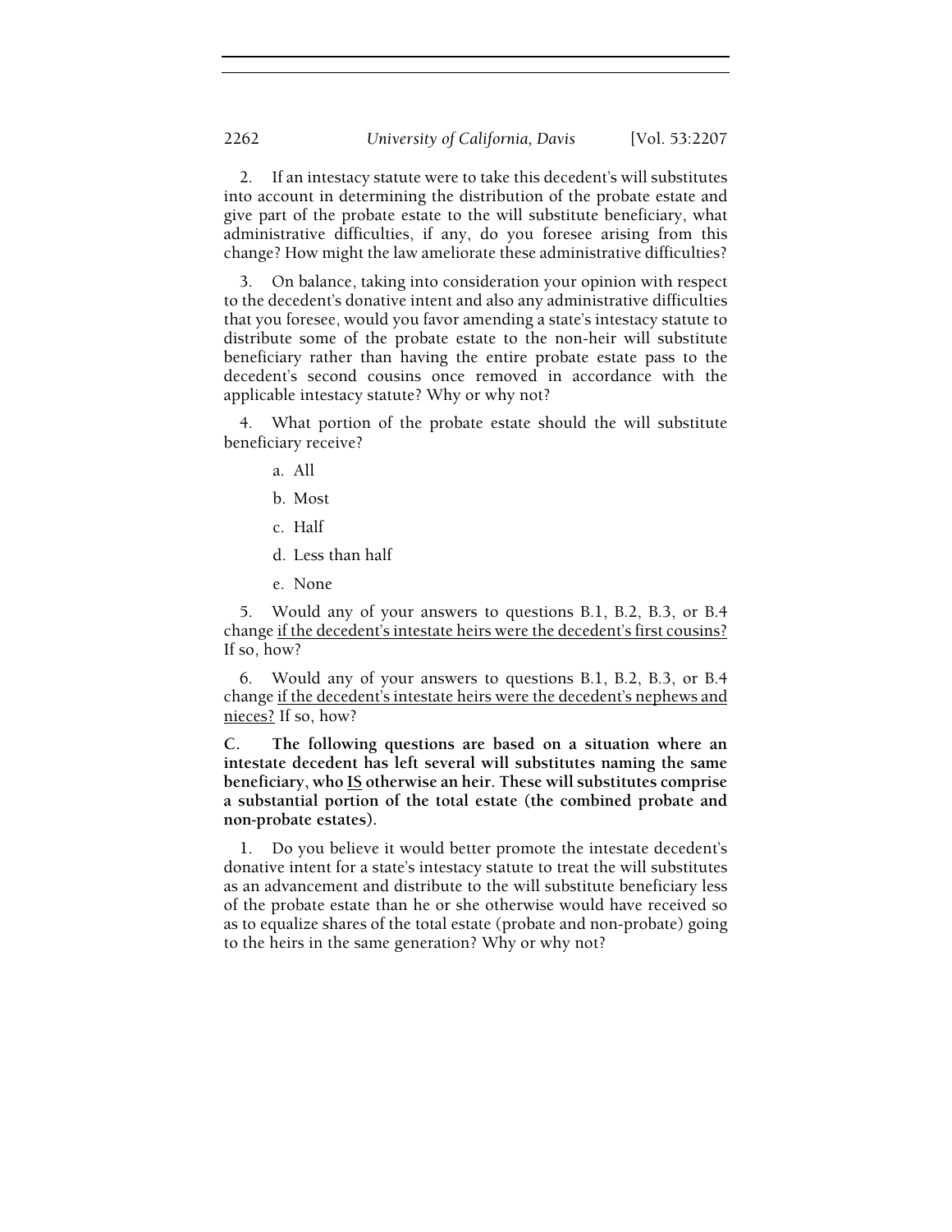2. If an intestacy statute were to take this decedent's will substitutes into account in determining the distribution of the probate estate and give part of the probate estate to the will substitute beneficiary, what administrative difficulties, if any, do you foresee arising from this change? How might the law ameliorate these administrative difficulties?

3. On balance, taking into consideration your opinion with respect to the decedent's donative intent and also any administrative difficulties that you foresee, would you favor amending a state's intestacy statute to distribute some of the probate estate to the non-heir will substitute beneficiary rather than having the entire probate estate pass to the decedent's second cousins once removed in accordance with the applicable intestacy statute? Why or why not?

4. What portion of the probate estate should the will substitute beneficiary receive?

   a. All

   b. Most

   c. Half

   d. Less than half

   e. None

5. Would any of your answers to questions B.1, B.2, B.3, or B.4 change <u>if the decedent's intestate heirs were the decedent's first cousins?</u> If so, how?

6. Would any of your answers to questions B.1, B.2, B.3, or B.4 change <u>if the decedent's intestate heirs were the decedent's nephews and nieces?</u> If so, how?

**C. The following questions are based on a situation where an intestate decedent has left several will substitutes naming the same beneficiary, who <u>IS</u> otherwise an heir. These will substitutes comprise a substantial portion of the total estate (the combined probate and non-probate estates).**

1. Do you believe it would better promote the intestate decedent's donative intent for a state's intestacy statute to treat the will substitutes as an advancement and distribute to the will substitute beneficiary less of the probate estate than he or she otherwise would have received so as to equalize shares of the total estate (probate and non-probate) going to the heirs in the same generation? Why or why not?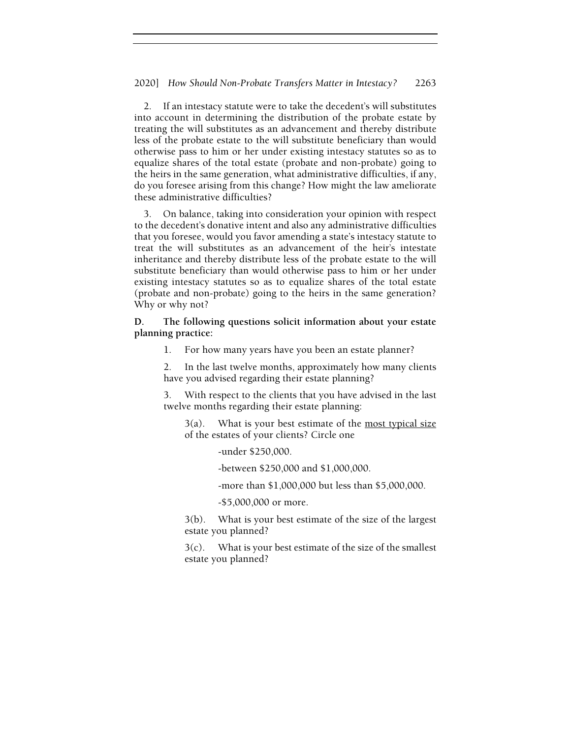2. If an intestacy statute were to take the decedent's will substitutes into account in determining the distribution of the probate estate by treating the will substitutes as an advancement and thereby distribute less of the probate estate to the will substitute beneficiary than would otherwise pass to him or her under existing intestacy statutes so as to equalize shares of the total estate (probate and non-probate) going to the heirs in the same generation, what administrative difficulties, if any, do you foresee arising from this change? How might the law ameliorate these administrative difficulties?

3. On balance, taking into consideration your opinion with respect to the decedent's donative intent and also any administrative difficulties that you foresee, would you favor amending a state's intestacy statute to treat the will substitutes as an advancement of the heir's intestate inheritance and thereby distribute less of the probate estate to the will substitute beneficiary than would otherwise pass to him or her under existing intestacy statutes so as to equalize shares of the total estate (probate and non-probate) going to the heirs in the same generation? Why or why not?

**D. The following questions solicit information about your estate planning practice:**

1. For how many years have you been an estate planner?

2. In the last twelve months, approximately how many clients have you advised regarding their estate planning?

3. With respect to the clients that you have advised in the last twelve months regarding their estate planning:

3(a). What is your best estimate of the <u>most typical size</u> of the estates of your clients? Circle one

-under $250,000.

-between $250,000 and $1,000,000.

-more than $1,000,000 but less than $5,000,000.

-$5,000,000 or more.

3(b). What is your best estimate of the size of the largest estate you planned?

3(c). What is your best estimate of the size of the smallest estate you planned?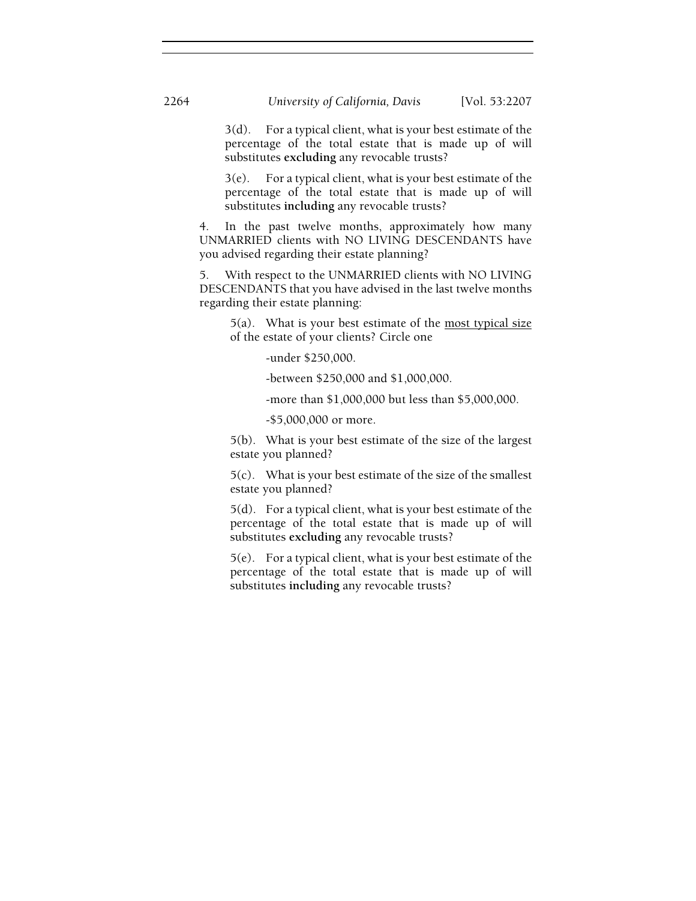3(d). For a typical client, what is your best estimate of the percentage of the total estate that is made up of will substitutes **excluding** any revocable trusts?

3(e). For a typical client, what is your best estimate of the percentage of the total estate that is made up of will substitutes **including** any revocable trusts?

4. In the past twelve months, approximately how many UNMARRIED clients with NO LIVING DESCENDANTS have you advised regarding their estate planning?

5. With respect to the UNMARRIED clients with NO LIVING DESCENDANTS that you have advised in the last twelve months regarding their estate planning:

5(a). What is your best estimate of the <u>most typical size</u> of the estate of your clients? Circle one

-under $250,000.

-between $250,000 and $1,000,000.

-more than $1,000,000 but less than $5,000,000.

-$5,000,000 or more.

5(b). What is your best estimate of the size of the largest estate you planned?

5(c). What is your best estimate of the size of the smallest estate you planned?

5(d). For a typical client, what is your best estimate of the percentage of the total estate that is made up of will substitutes **excluding** any revocable trusts?

5(e). For a typical client, what is your best estimate of the percentage of the total estate that is made up of will substitutes **including** any revocable trusts?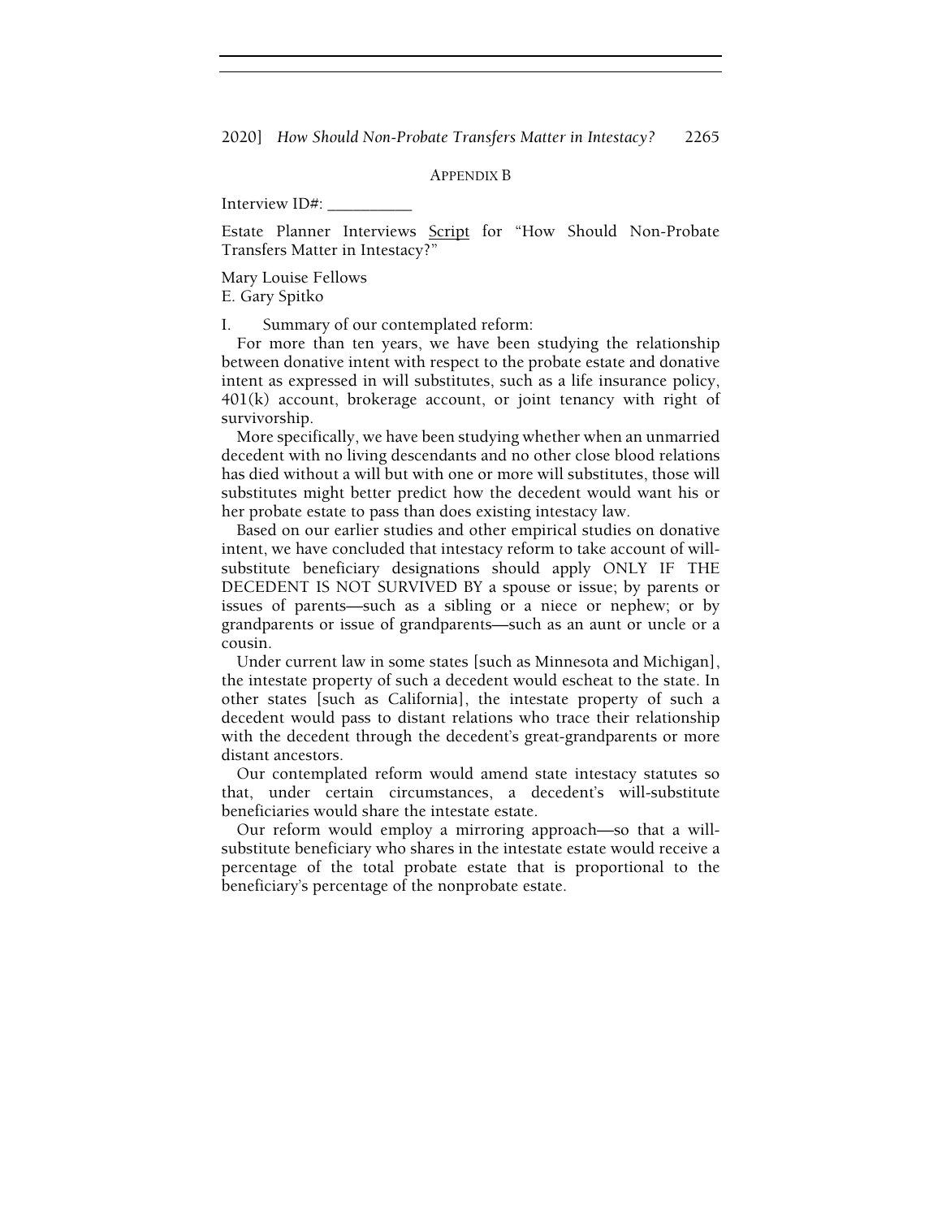## APPENDIX B

Interview ID#: __________

Estate Planner Interviews <u>Script</u> for "How Should Non-Probate Transfers Matter in Intestacy?"

Mary Louise Fellows
E. Gary Spitko

I. Summary of our contemplated reform:

For more than ten years, we have been studying the relationship between donative intent with respect to the probate estate and donative intent as expressed in will substitutes, such as a life insurance policy, 401(k) account, brokerage account, or joint tenancy with right of survivorship.

More specifically, we have been studying whether when an unmarried decedent with no living descendants and no other close blood relations has died without a will but with one or more will substitutes, those will substitutes might better predict how the decedent would want his or her probate estate to pass than does existing intestacy law.

Based on our earlier studies and other empirical studies on donative intent, we have concluded that intestacy reform to take account of will-substitute beneficiary designations should apply ONLY IF THE DECEDENT IS NOT SURVIVED BY a spouse or issue; by parents or issues of parents—such as a sibling or a niece or nephew; or by grandparents or issue of grandparents—such as an aunt or uncle or a cousin.

Under current law in some states [such as Minnesota and Michigan], the intestate property of such a decedent would escheat to the state. In other states [such as California], the intestate property of such a decedent would pass to distant relations who trace their relationship with the decedent through the decedent's great-grandparents or more distant ancestors.

Our contemplated reform would amend state intestacy statutes so that, under certain circumstances, a decedent's will-substitute beneficiaries would share the intestate estate.

Our reform would employ a mirroring approach—so that a will-substitute beneficiary who shares in the intestate estate would receive a percentage of the total probate estate that is proportional to the beneficiary's percentage of the nonprobate estate.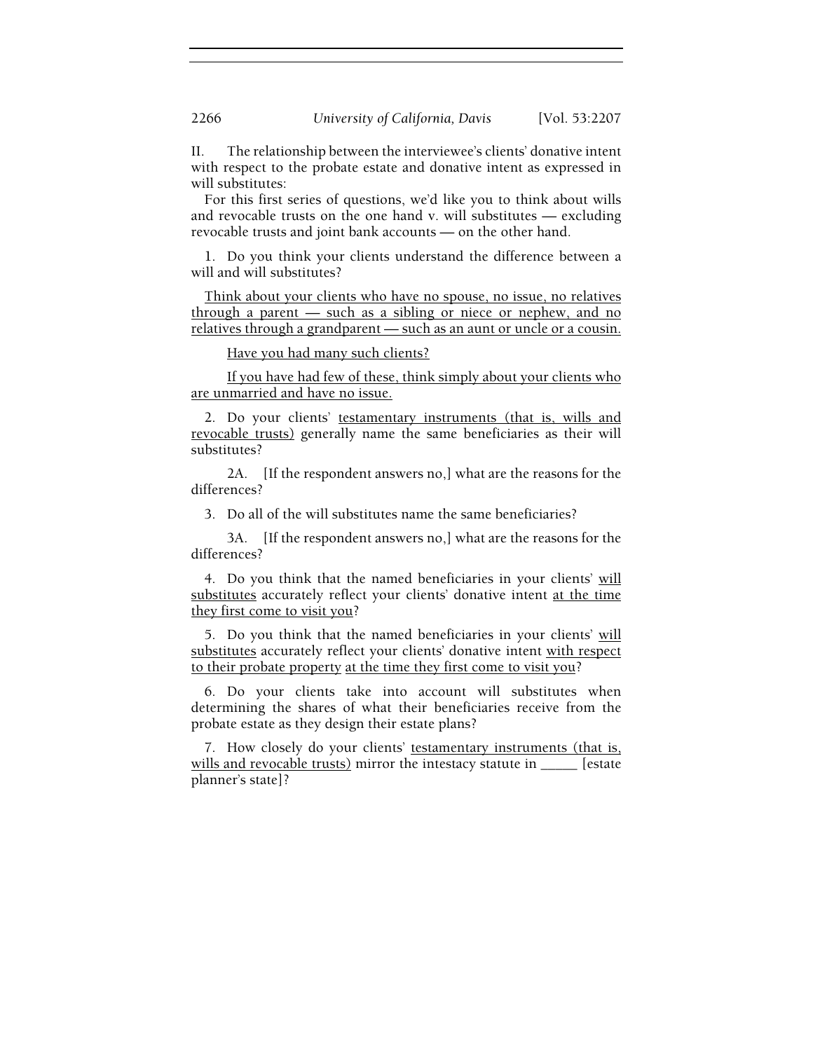II. The relationship between the interviewee's clients' donative intent with respect to the probate estate and donative intent as expressed in will substitutes:

For this first series of questions, we'd like you to think about wills and revocable trusts on the one hand v. will substitutes — excluding revocable trusts and joint bank accounts — on the other hand.

1. Do you think your clients understand the difference between a will and will substitutes?

<u>Think about your clients who have no spouse, no issue, no relatives through a parent — such as a sibling or niece or nephew, and no relatives through a grandparent — such as an aunt or uncle or a cousin.</u>

<u>Have you had many such clients?</u>

<u>If you have had few of these, think simply about your clients who are unmarried and have no issue.</u>

2. Do your clients' <u>testamentary instruments (that is, wills and revocable trusts)</u> generally name the same beneficiaries as their will substitutes?

2A. [If the respondent answers no,] what are the reasons for the differences?

3. Do all of the will substitutes name the same beneficiaries?

3A. [If the respondent answers no,] what are the reasons for the differences?

4. Do you think that the named beneficiaries in your clients' <u>will substitutes</u> accurately reflect your clients' donative intent <u>at the time they first come to visit you</u>?

5. Do you think that the named beneficiaries in your clients' <u>will substitutes</u> accurately reflect your clients' donative intent <u>with respect to their probate property</u> <u>at the time they first come to visit you</u>?

6. Do your clients take into account will substitutes when determining the shares of what their beneficiaries receive from the probate estate as they design their estate plans?

7. How closely do your clients' <u>testamentary instruments (that is, wills and revocable trusts)</u> mirror the intestacy statute in _____ [estate planner's state]?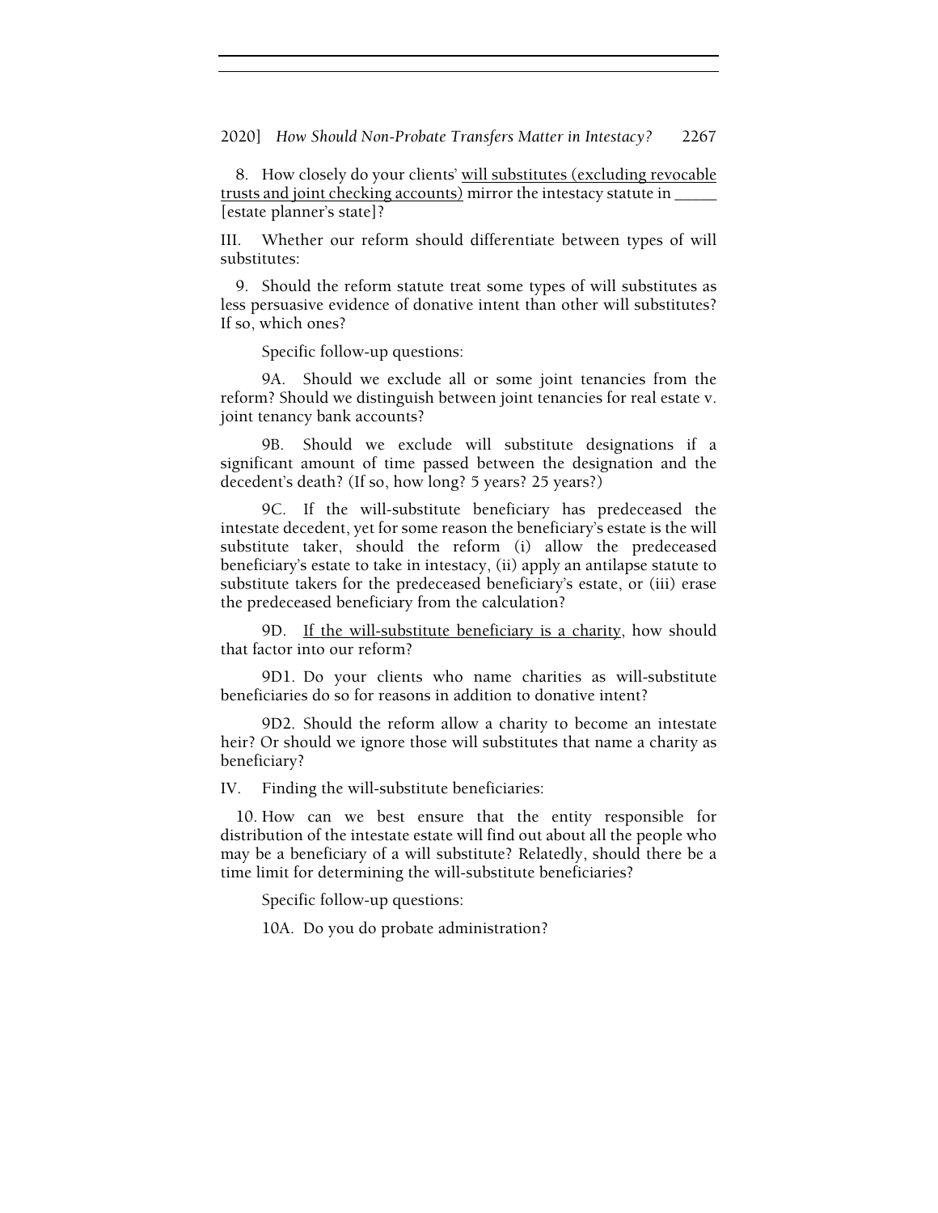8. How closely do your clients' <u>will substitutes (excluding revocable trusts and joint checking accounts)</u> mirror the intestacy statute in _____ [estate planner's state]?

III. Whether our reform should differentiate between types of will substitutes:

9. Should the reform statute treat some types of will substitutes as less persuasive evidence of donative intent than other will substitutes? If so, which ones?

Specific follow-up questions:

9A. Should we exclude all or some joint tenancies from the reform? Should we distinguish between joint tenancies for real estate v. joint tenancy bank accounts?

9B. Should we exclude will substitute designations if a significant amount of time passed between the designation and the decedent's death? (If so, how long? 5 years? 25 years?)

9C. If the will-substitute beneficiary has predeceased the intestate decedent, yet for some reason the beneficiary's estate is the will substitute taker, should the reform (i) allow the predeceased beneficiary's estate to take in intestacy, (ii) apply an antilapse statute to substitute takers for the predeceased beneficiary's estate, or (iii) erase the predeceased beneficiary from the calculation?

9D. <u>If the will-substitute beneficiary is a charity</u>, how should that factor into our reform?

9D1. Do your clients who name charities as will-substitute beneficiaries do so for reasons in addition to donative intent?

9D2. Should the reform allow a charity to become an intestate heir? Or should we ignore those will substitutes that name a charity as beneficiary?

IV. Finding the will-substitute beneficiaries:

10. How can we best ensure that the entity responsible for distribution of the intestate estate will find out about all the people who may be a beneficiary of a will substitute? Relatedly, should there be a time limit for determining the will-substitute beneficiaries?

Specific follow-up questions:

10A. Do you do probate administration?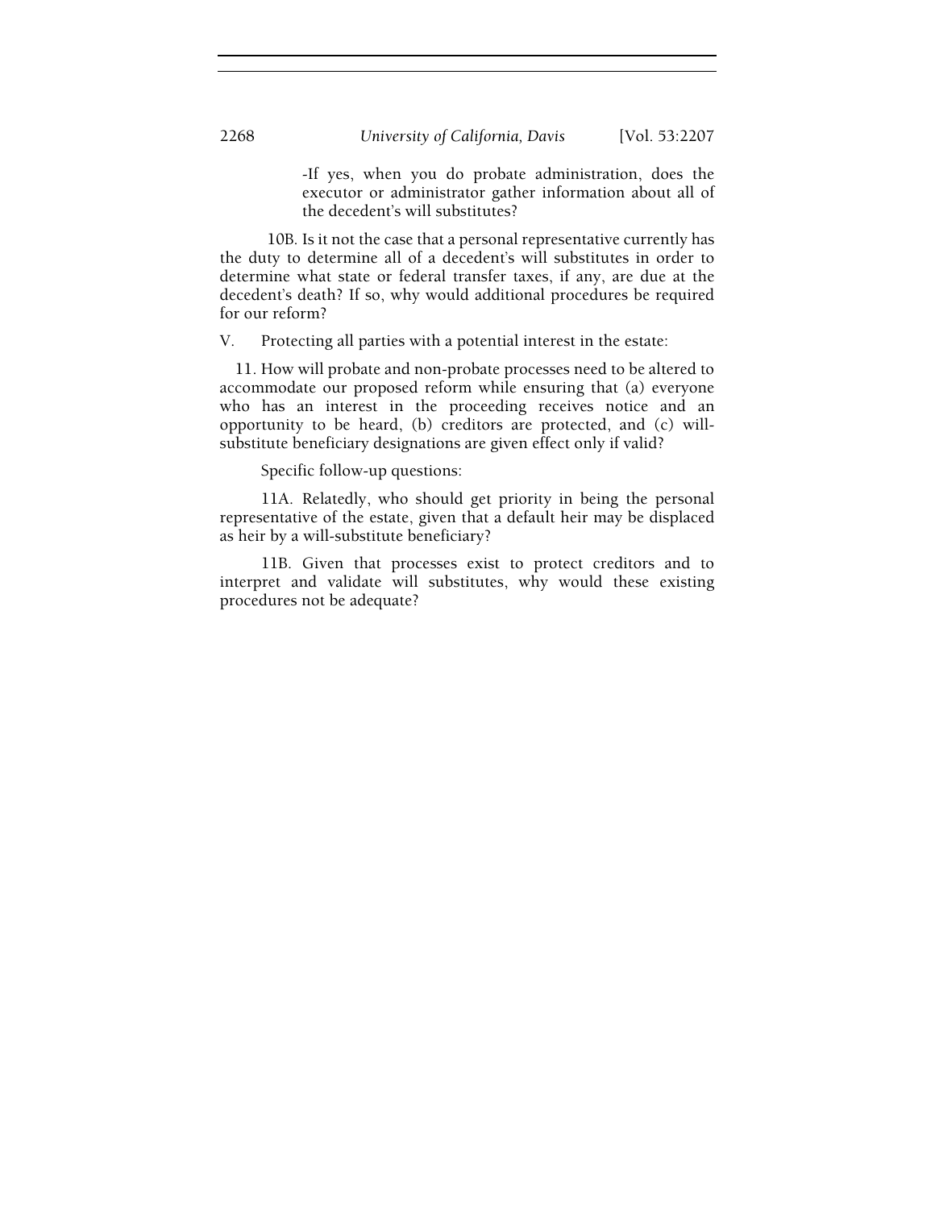-If yes, when you do probate administration, does the executor or administrator gather information about all of the decedent's will substitutes?

10B. Is it not the case that a personal representative currently has the duty to determine all of a decedent's will substitutes in order to determine what state or federal transfer taxes, if any, are due at the decedent's death? If so, why would additional procedures be required for our reform?

V. Protecting all parties with a potential interest in the estate:

11. How will probate and non-probate processes need to be altered to accommodate our proposed reform while ensuring that (a) everyone who has an interest in the proceeding receives notice and an opportunity to be heard, (b) creditors are protected, and (c) will-substitute beneficiary designations are given effect only if valid?

Specific follow-up questions:

11A. Relatedly, who should get priority in being the personal representative of the estate, given that a default heir may be displaced as heir by a will-substitute beneficiary?

11B. Given that processes exist to protect creditors and to interpret and validate will substitutes, why would these existing procedures not be adequate?